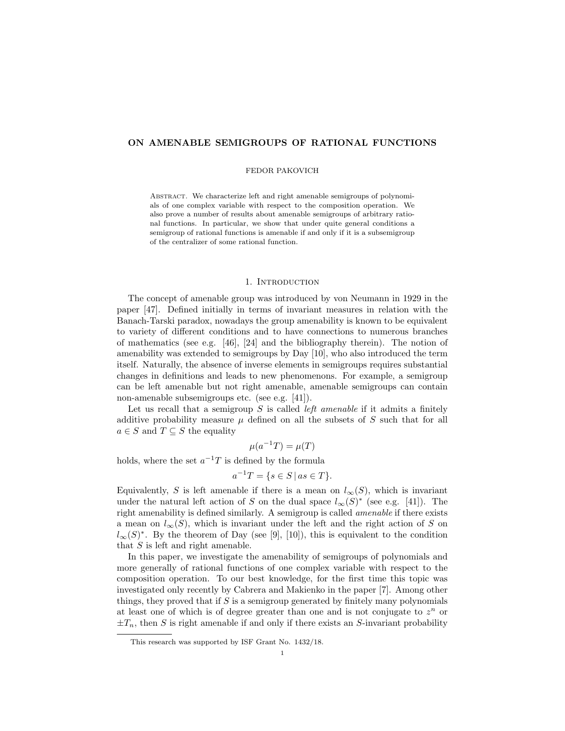# ON AMENABLE SEMIGROUPS OF RATIONAL FUNCTIONS

FEDOR PAKOVICH

Abstract. We characterize left and right amenable semigroups of polynomials of one complex variable with respect to the composition operation. We also prove a number of results about amenable semigroups of arbitrary rational functions. In particular, we show that under quite general conditions a semigroup of rational functions is amenable if and only if it is a subsemigroup of the centralizer of some rational function.

## 1. Introduction

The concept of amenable group was introduced by von Neumann in 1929 in the paper [47]. Defined initially in terms of invariant measures in relation with the Banach-Tarski paradox, nowadays the group amenability is known to be equivalent to variety of different conditions and to have connections to numerous branches of mathematics (see e.g. [46], [24] and the bibliography therein). The notion of amenability was extended to semigroups by Day [10], who also introduced the term itself. Naturally, the absence of inverse elements in semigroups requires substantial changes in definitions and leads to new phenomenons. For example, a semigroup can be left amenable but not right amenable, amenable semigroups can contain non-amenable subsemigroups etc. (see e.g. [41]).

Let us recall that a semigroup $S$ is called *left amenable* if it admits a finitely additive probability measure $\mu$ defined on all the subsets of $S$ such that for all $a \in S$ and $T \subseteq S$ the equality

$$\mu(a^{-1}T) = \mu(T)$$

holds, where the set $a^{-1}T$ is defined by the formula

$$a^{-1}T = \{s \in S \,|\, as \in T\}.$$

Equivalently, $S$ is left amenable if there is a mean on $l_\infty(S)$, which is invariant under the natural left action of $S$ on the dual space $l_\infty(S)^*$ (see e.g. [41]). The right amenability is defined similarly. A semigroup is called *amenable* if there exists a mean on $l_\infty(S)$, which is invariant under the left and the right action of $S$ on $l_\infty(S)^*$. By the theorem of Day (see [9], [10]), this is equivalent to the condition that $S$ is left and right amenable.

In this paper, we investigate the amenability of semigroups of polynomials and more generally of rational functions of one complex variable with respect to the composition operation. To our best knowledge, for the first time this topic was investigated only recently by Cabrera and Makienko in the paper [7]. Among other things, they proved that if $S$ is a semigroup generated by finitely many polynomials at least one of which is of degree greater than one and is not conjugate to $z^n$ or $\pm T_n$, then $S$ is right amenable if and only if there exists an $S$-invariant probability

This research was supported by ISF Grant No. 1432/18.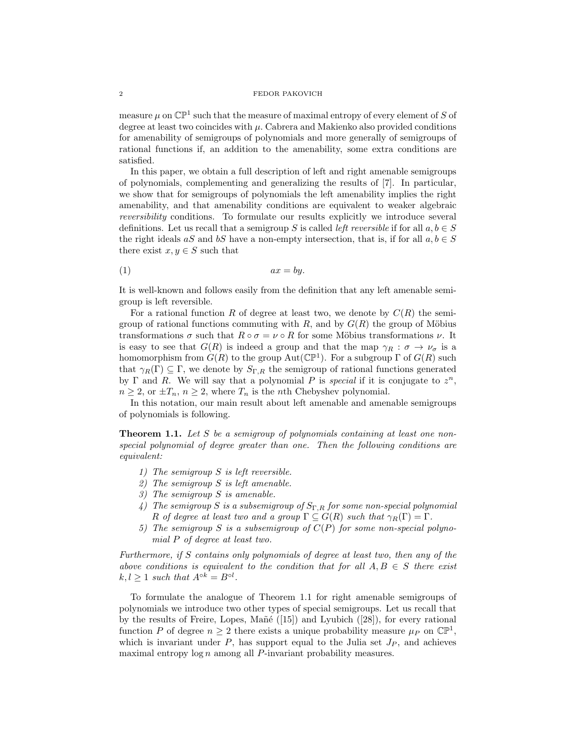measure $\mu$ on $\mathbb{CP}^1$ such that the measure of maximal entropy of every element of $S$ of degree at least two coincides with $\mu$. Cabrera and Makienko also provided conditions for amenability of semigroups of polynomials and more generally of semigroups of rational functions if, an addition to the amenability, some extra conditions are satisfied.

In this paper, we obtain a full description of left and right amenable semigroups of polynomials, complementing and generalizing the results of [7]. In particular, we show that for semigroups of polynomials the left amenability implies the right amenability, and that amenability conditions are equivalent to weaker algebraic *reversibility* conditions. To formulate our results explicitly we introduce several definitions. Let us recall that a semigroup $S$ is called *left reversible* if for all $a, b \in S$ the right ideals $aS$ and $bS$ have a non-empty intersection, that is, if for all $a, b \in S$ there exist $x, y \in S$ such that

$$ax = by. \tag{1}$$

It is well-known and follows easily from the definition that any left amenable semigroup is left reversible.

For a rational function $R$ of degree at least two, we denote by $C(R)$ the semigroup of rational functions commuting with $R$, and by $G(R)$ the group of Möbius transformations $\sigma$ such that $R \circ \sigma = \nu \circ R$ for some Möbius transformations $\nu$. It is easy to see that $G(R)$ is indeed a group and that the map $\gamma_R : \sigma \to \nu_\sigma$ is a homomorphism from $G(R)$ to the group $\mathrm{Aut}(\mathbb{CP}^1)$. For a subgroup $\Gamma$ of $G(R)$ such that $\gamma_R(\Gamma) \subseteq \Gamma$, we denote by $S_{\Gamma,R}$ the semigroup of rational functions generated by $\Gamma$ and $R$. We will say that a polynomial $P$ is *special* if it is conjugate to $z^n$, $n \geq 2$, or $\pm T_n$, $n \geq 2$, where $T_n$ is the $n$th Chebyshev polynomial.

In this notation, our main result about left amenable and amenable semigroups of polynomials is following.

**Theorem 1.1.** *Let $S$ be a semigroup of polynomials containing at least one non-special polynomial of degree greater than one. Then the following conditions are equivalent:*

1) *The semigroup $S$ is left reversible.*
2) *The semigroup $S$ is left amenable.*
3) *The semigroup $S$ is amenable.*
4) *The semigroup $S$ is a subsemigroup of $S_{\Gamma,R}$ for some non-special polynomial $R$ of degree at least two and a group $\Gamma \subseteq G(R)$ such that $\gamma_R(\Gamma) = \Gamma$.*
5) *The semigroup $S$ is a subsemigroup of $C(P)$ for some non-special polynomial $P$ of degree at least two.*

*Furthermore, if $S$ contains only polynomials of degree at least two, then any of the above conditions is equivalent to the condition that for all $A, B \in S$ there exist $k, l \geq 1$ such that $A^{\circ k} = B^{\circ l}$.*

To formulate the analogue of Theorem 1.1 for right amenable semigroups of polynomials we introduce two other types of special semigroups. Let us recall that by the results of Freire, Lopes, Mañé ([15]) and Lyubich ([28]), for every rational function $P$ of degree $n \geq 2$ there exists a unique probability measure $\mu_P$ on $\mathbb{CP}^1$, which is invariant under $P$, has support equal to the Julia set $J_P$, and achieves maximal entropy $\log n$ among all $P$-invariant probability measures.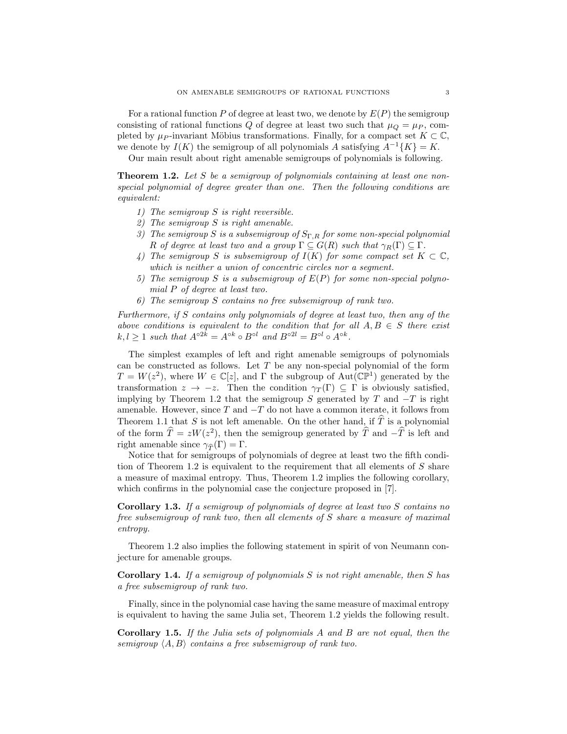For a rational function $P$ of degree at least two, we denote by $E(P)$ the semigroup consisting of rational functions $Q$ of degree at least two such that $\mu_Q = \mu_P$, completed by $\mu_P$-invariant Möbius transformations. Finally, for a compact set $K \subset \mathbb{C}$, we denote by $I(K)$ the semigroup of all polynomials $A$ satisfying $A^{-1}\{K\} = K$.

Our main result about right amenable semigroups of polynomials is following.

**Theorem 1.2.** *Let $S$ be a semigroup of polynomials containing at least one non-special polynomial of degree greater than one. Then the following conditions are equivalent:*

1) *The semigroup $S$ is right reversible.*
2) *The semigroup $S$ is right amenable.*
3) *The semigroup $S$ is a subsemigroup of $S_{\Gamma,R}$ for some non-special polynomial $R$ of degree at least two and a group $\Gamma \subseteq G(R)$ such that $\gamma_R(\Gamma) \subseteq \Gamma$.*
4) *The semigroup $S$ is subsemigroup of $I(K)$ for some compact set $K \subset \mathbb{C}$, which is neither a union of concentric circles nor a segment.*
5) *The semigroup $S$ is a subsemigroup of $E(P)$ for some non-special polynomial $P$ of degree at least two.*
6) *The semigroup $S$ contains no free subsemigroup of rank two.*

*Furthermore, if $S$ contains only polynomials of degree at least two, then any of the above conditions is equivalent to the condition that for all $A, B \in S$ there exist $k, l \geq 1$ such that $A^{\circ 2k} = A^{\circ k} \circ B^{\circ l}$ and $B^{\circ 2l} = B^{\circ l} \circ A^{\circ k}$.*

The simplest examples of left and right amenable semigroups of polynomials can be constructed as follows. Let $T$ be any non-special polynomial of the form $T = W(z^2)$, where $W \in \mathbb{C}[z]$, and $\Gamma$ the subgroup of $\mathrm{Aut}(\mathbb{CP}^1)$ generated by the transformation $z \to -z$. Then the condition $\gamma_T(\Gamma) \subseteq \Gamma$ is obviously satisfied, implying by Theorem 1.2 that the semigroup $S$ generated by $T$ and $-T$ is right amenable. However, since $T$ and $-T$ do not have a common iterate, it follows from Theorem 1.1 that $S$ is not left amenable. On the other hand, if $\widehat{T}$ is a polynomial of the form $\widehat{T} = zW(z^2)$, then the semigroup generated by $\widehat{T}$ and $-\widehat{T}$ is left and right amenable since $\gamma_{\widehat{T}}(\Gamma) = \Gamma$.

Notice that for semigroups of polynomials of degree at least two the fifth condition of Theorem 1.2 is equivalent to the requirement that all elements of $S$ share a measure of maximal entropy. Thus, Theorem 1.2 implies the following corollary, which confirms in the polynomial case the conjecture proposed in [7].

**Corollary 1.3.** *If a semigroup of polynomials of degree at least two $S$ contains no free subsemigroup of rank two, then all elements of $S$ share a measure of maximal entropy.*

Theorem 1.2 also implies the following statement in spirit of von Neumann conjecture for amenable groups.

**Corollary 1.4.** *If a semigroup of polynomials $S$ is not right amenable, then $S$ has a free subsemigroup of rank two.*

Finally, since in the polynomial case having the same measure of maximal entropy is equivalent to having the same Julia set, Theorem 1.2 yields the following result.

**Corollary 1.5.** *If the Julia sets of polynomials $A$ and $B$ are not equal, then the semigroup $\langle A, B\rangle$ contains a free subsemigroup of rank two.*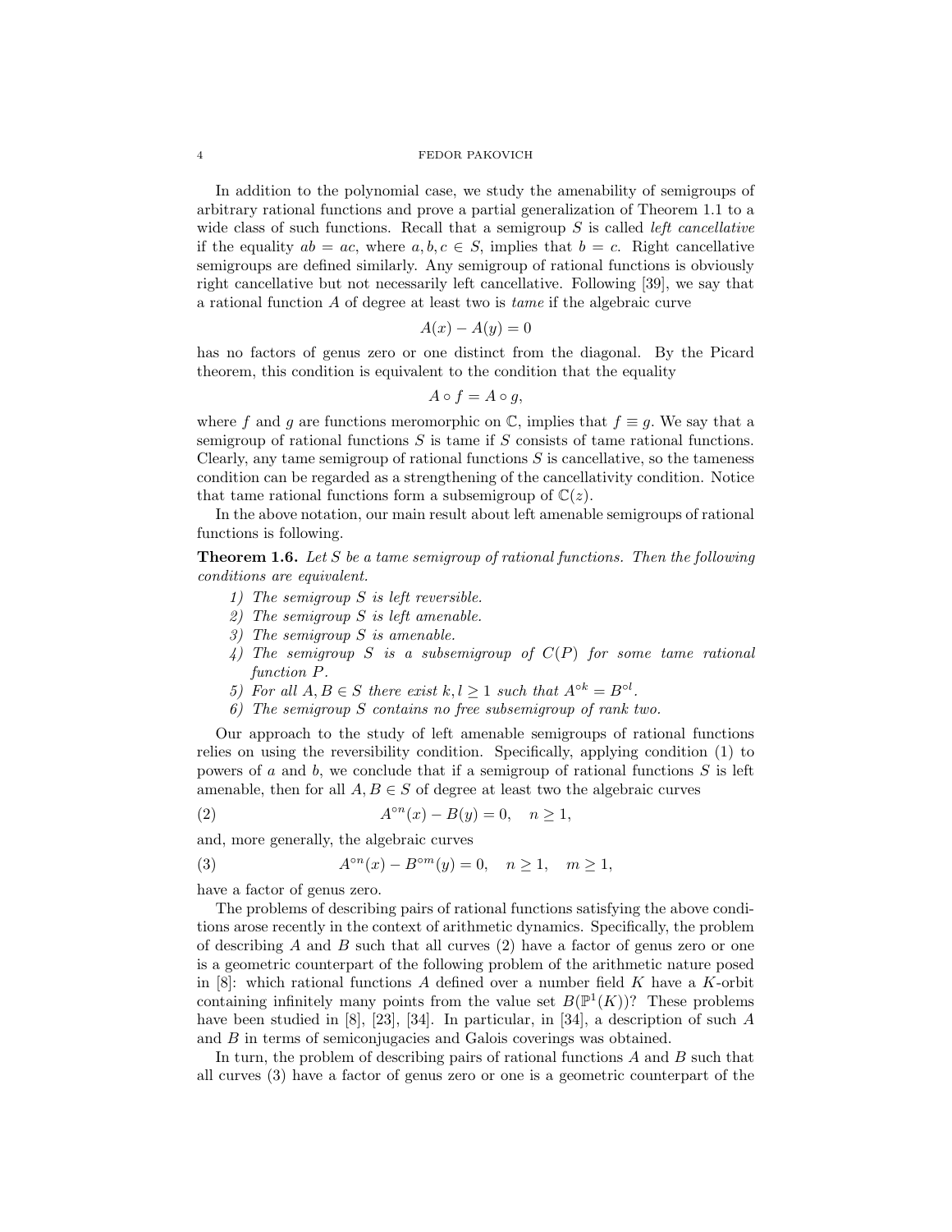In addition to the polynomial case, we study the amenability of semigroups of arbitrary rational functions and prove a partial generalization of Theorem 1.1 to a wide class of such functions. Recall that a semigroup $S$ is called *left cancellative* if the equality $ab = ac$, where $a, b, c \in S$, implies that $b = c$. Right cancellative semigroups are defined similarly. Any semigroup of rational functions is obviously right cancellative but not necessarily left cancellative. Following [39], we say that a rational function $A$ of degree at least two is *tame* if the algebraic curve

$$A(x) - A(y) = 0$$

has no factors of genus zero or one distinct from the diagonal. By the Picard theorem, this condition is equivalent to the condition that the equality

$$A \circ f = A \circ g,$$

where $f$ and $g$ are functions meromorphic on $\mathbb{C}$, implies that $f \equiv g$. We say that a semigroup of rational functions $S$ is tame if $S$ consists of tame rational functions. Clearly, any tame semigroup of rational functions $S$ is cancellative, so the tameness condition can be regarded as a strengthening of the cancellativity condition. Notice that tame rational functions form a subsemigroup of $\mathbb{C}(z)$.

In the above notation, our main result about left amenable semigroups of rational functions is following.

**Theorem 1.6.** *Let $S$ be a tame semigroup of rational functions. Then the following conditions are equivalent.*

1) *The semigroup $S$ is left reversible.*
2) *The semigroup $S$ is left amenable.*
3) *The semigroup $S$ is amenable.*
4) *The semigroup $S$ is a subsemigroup of $C(P)$ for some tame rational function $P$.*
5) *For all $A, B \in S$ there exist $k, l \geq 1$ such that $A^{\circ k} = B^{\circ l}$.*
6) *The semigroup $S$ contains no free subsemigroup of rank two.*

Our approach to the study of left amenable semigroups of rational functions relies on using the reversibility condition. Specifically, applying condition (1) to powers of $a$ and $b$, we conclude that if a semigroup of rational functions $S$ is left amenable, then for all $A, B \in S$ of degree at least two the algebraic curves

$$A^{\circ n}(x) - B(y) = 0, \quad n \geq 1, \tag{2}$$

and, more generally, the algebraic curves

$$A^{\circ n}(x) - B^{\circ m}(y) = 0, \quad n \geq 1, \quad m \geq 1, \tag{3}$$

have a factor of genus zero.

The problems of describing pairs of rational functions satisfying the above conditions arose recently in the context of arithmetic dynamics. Specifically, the problem of describing $A$ and $B$ such that all curves (2) have a factor of genus zero or one is a geometric counterpart of the following problem of the arithmetic nature posed in [8]: which rational functions $A$ defined over a number field $K$ have a $K$-orbit containing infinitely many points from the value set $B(\mathbb{P}^1(K))$? These problems have been studied in [8], [23], [34]. In particular, in [34], a description of such $A$ and $B$ in terms of semiconjugacies and Galois coverings was obtained.

In turn, the problem of describing pairs of rational functions $A$ and $B$ such that all curves (3) have a factor of genus zero or one is a geometric counterpart of the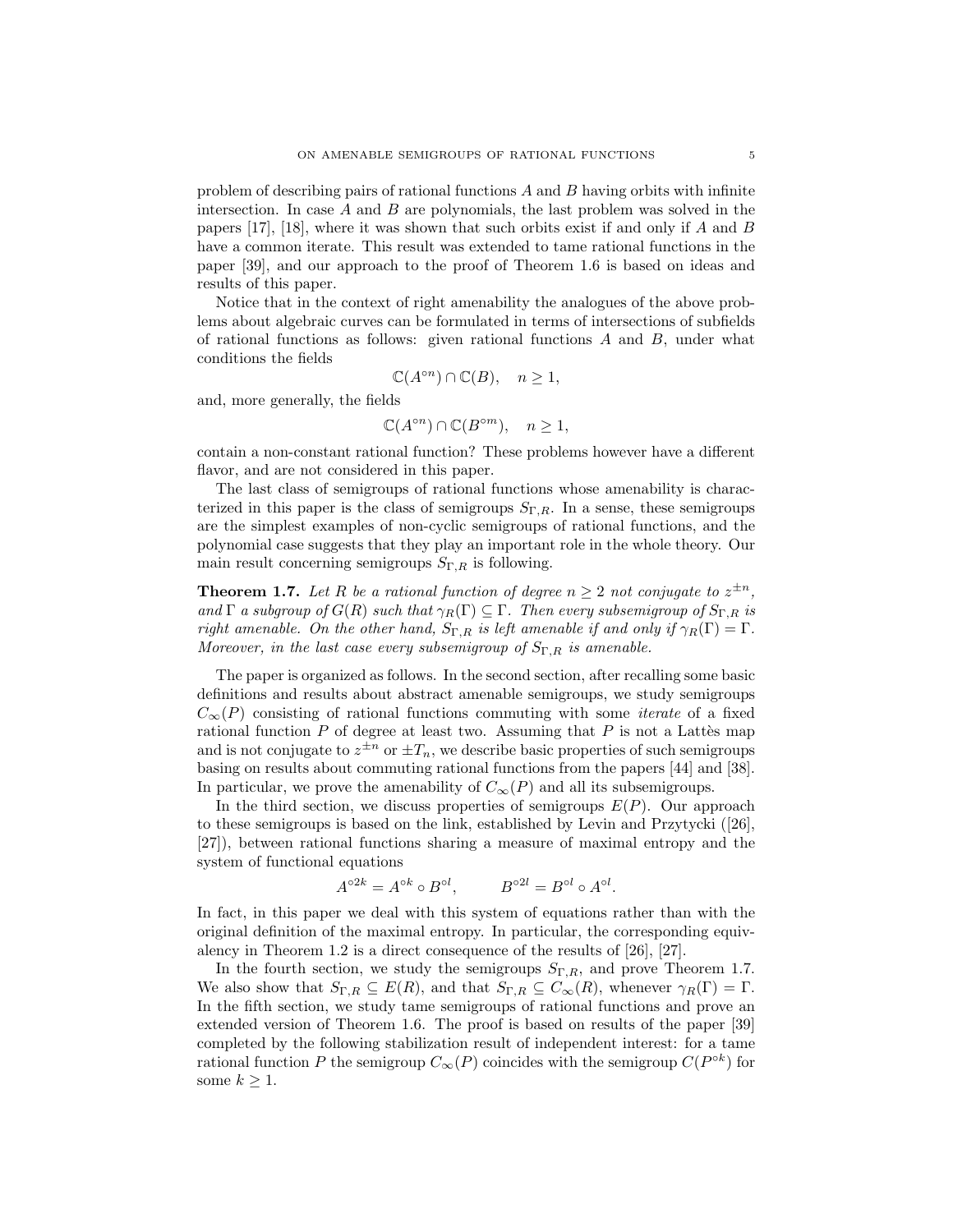problem of describing pairs of rational functions $A$ and $B$ having orbits with infinite intersection. In case $A$ and $B$ are polynomials, the last problem was solved in the papers [17], [18], where it was shown that such orbits exist if and only if $A$ and $B$ have a common iterate. This result was extended to tame rational functions in the paper [39], and our approach to the proof of Theorem 1.6 is based on ideas and results of this paper.

Notice that in the context of right amenability the analogues of the above problems about algebraic curves can be formulated in terms of intersections of subfields of rational functions as follows: given rational functions $A$ and $B$, under what conditions the fields

$$\mathbb{C}(A^{\circ n}) \cap \mathbb{C}(B), \quad n \geq 1,$$

and, more generally, the fields

$$\mathbb{C}(A^{\circ n}) \cap \mathbb{C}(B^{\circ m}), \quad n \geq 1,$$

contain a non-constant rational function? These problems however have a different flavor, and are not considered in this paper.

The last class of semigroups of rational functions whose amenability is characterized in this paper is the class of semigroups $S_{\Gamma,R}$. In a sense, these semigroups are the simplest examples of non-cyclic semigroups of rational functions, and the polynomial case suggests that they play an important role in the whole theory. Our main result concerning semigroups $S_{\Gamma,R}$ is following.

**Theorem 1.7.** *Let $R$ be a rational function of degree $n \geq 2$ not conjugate to $z^{\pm n}$, and $\Gamma$ a subgroup of $G(R)$ such that $\gamma_R(\Gamma) \subseteq \Gamma$. Then every subsemigroup of $S_{\Gamma,R}$ is right amenable. On the other hand, $S_{\Gamma,R}$ is left amenable if and only if $\gamma_R(\Gamma) = \Gamma$. Moreover, in the last case every subsemigroup of $S_{\Gamma,R}$ is amenable.*

The paper is organized as follows. In the second section, after recalling some basic definitions and results about abstract amenable semigroups, we study semigroups $C_\infty(P)$ consisting of rational functions commuting with some *iterate* of a fixed rational function $P$ of degree at least two. Assuming that $P$ is not a Lattès map and is not conjugate to $z^{\pm n}$ or $\pm T_n$, we describe basic properties of such semigroups basing on results about commuting rational functions from the papers [44] and [38]. In particular, we prove the amenability of $C_\infty(P)$ and all its subsemigroups.

In the third section, we discuss properties of semigroups $E(P)$. Our approach to these semigroups is based on the link, established by Levin and Przytycki ([26], [27]), between rational functions sharing a measure of maximal entropy and the system of functional equations

$$A^{\circ 2k} = A^{\circ k} \circ B^{\circ l}, \qquad B^{\circ 2l} = B^{\circ l} \circ A^{\circ l}.$$

In fact, in this paper we deal with this system of equations rather than with the original definition of the maximal entropy. In particular, the corresponding equivalency in Theorem 1.2 is a direct consequence of the results of [26], [27].

In the fourth section, we study the semigroups $S_{\Gamma,R}$, and prove Theorem 1.7. We also show that $S_{\Gamma,R} \subseteq E(R)$, and that $S_{\Gamma,R} \subseteq C_\infty(R)$, whenever $\gamma_R(\Gamma) = \Gamma$. In the fifth section, we study tame semigroups of rational functions and prove an extended version of Theorem 1.6. The proof is based on results of the paper [39] completed by the following stabilization result of independent interest: for a tame rational function $P$ the semigroup $C_\infty(P)$ coincides with the semigroup $C(P^{\circ k})$ for some $k \geq 1$.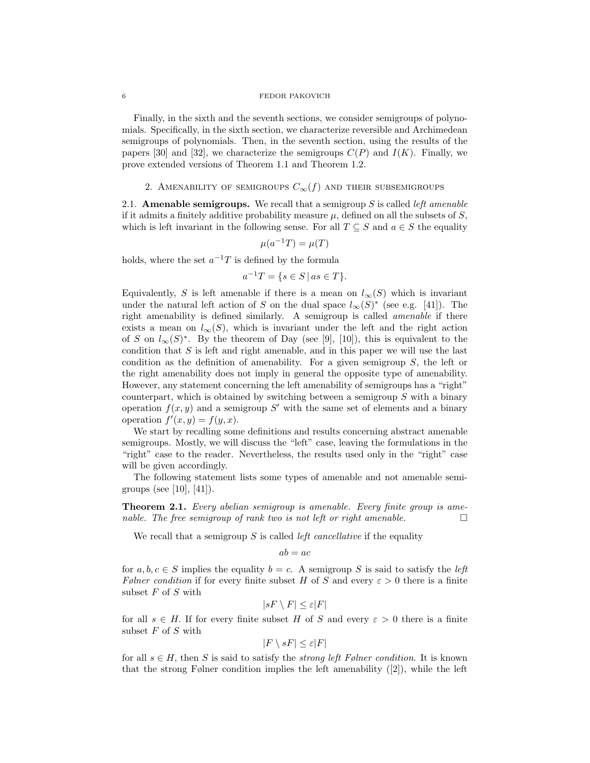Finally, in the sixth and the seventh sections, we consider semigroups of polynomials. Specifically, in the sixth section, we characterize reversible and Archimedean semigroups of polynomials. Then, in the seventh section, using the results of the papers [30] and [32], we characterize the semigroups $C(P)$ and $I(K)$. Finally, we prove extended versions of Theorem 1.1 and Theorem 1.2.

## 2. Amenability of semigroups $C_\infty(f)$ and their subsemigroups

**2.1. Amenable semigroups.** We recall that a semigroup $S$ is called *left amenable* if it admits a finitely additive probability measure $\mu$, defined on all the subsets of $S$, which is left invariant in the following sense. For all $T \subseteq S$ and $a \in S$ the equality

$$\mu(a^{-1}T) = \mu(T)$$

holds, where the set $a^{-1}T$ is defined by the formula

$$a^{-1}T = \{s \in S \,|\, as \in T\}.$$

Equivalently, $S$ is left amenable if there is a mean on $l_\infty(S)$ which is invariant under the natural left action of $S$ on the dual space $l_\infty(S)^*$ (see e.g. [41]). The right amenability is defined similarly. A semigroup is called *amenable* if there exists a mean on $l_\infty(S)$, which is invariant under the left and the right action of $S$ on $l_\infty(S)^*$. By the theorem of Day (see [9], [10]), this is equivalent to the condition that $S$ is left and right amenable, and in this paper we will use the last condition as the definition of amenability. For a given semigroup $S$, the left or the right amenability does not imply in general the opposite type of amenability. However, any statement concerning the left amenability of semigroups has a "right" counterpart, which is obtained by switching between a semigroup $S$ with a binary operation $f(x, y)$ and a semigroup $S'$ with the same set of elements and a binary operation $f'(x, y) = f(y, x)$.

We start by recalling some definitions and results concerning abstract amenable semigroups. Mostly, we will discuss the "left" case, leaving the formulations in the "right" case to the reader. Nevertheless, the results used only in the "right" case will be given accordingly.

The following statement lists some types of amenable and not amenable semigroups (see [10], [41]).

**Theorem 2.1.** *Every abelian semigroup is amenable. Every finite group is amenable. The free semigroup of rank two is not left or right amenable.* □

We recall that a semigroup $S$ is called *left cancellative* if the equality

$$ab = ac$$

for $a, b, c \in S$ implies the equality $b = c$. A semigroup $S$ is said to satisfy the *left Følner condition* if for every finite subset $H$ of $S$ and every $\varepsilon > 0$ there is a finite subset $F$ of $S$ with

$$|sF \setminus F| \leq \varepsilon |F|$$

for all $s \in H$. If for every finite subset $H$ of $S$ and every $\varepsilon > 0$ there is a finite subset $F$ of $S$ with

$$|F \setminus sF| \leq \varepsilon |F|$$

for all $s \in H$, then $S$ is said to satisfy the *strong left Følner condition*. It is known that the strong Følner condition implies the left amenability ([2]), while the left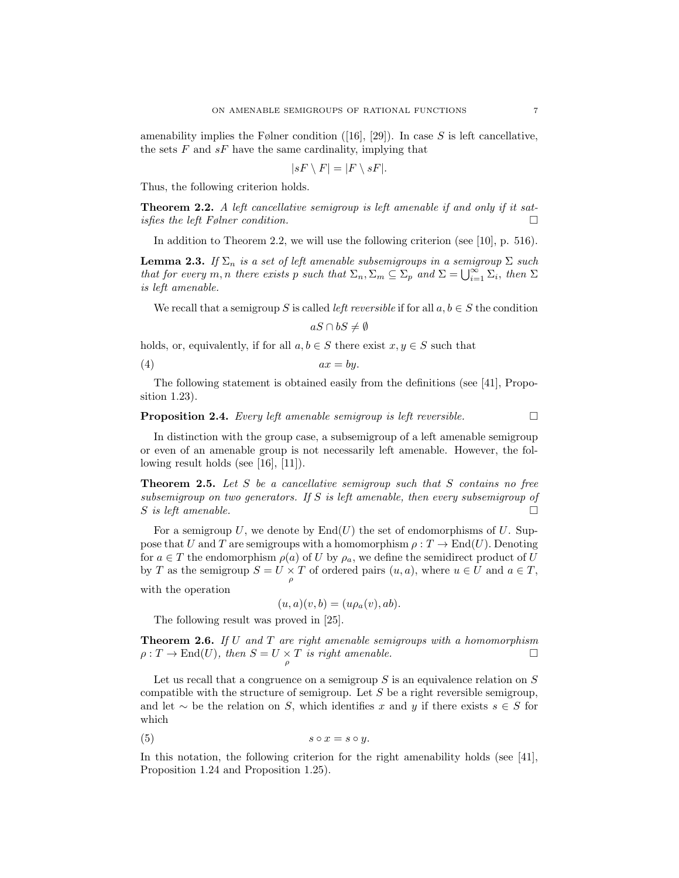amenability implies the Følner condition ([16], [29]). In case $S$ is left cancellative, the sets $F$ and $sF$ have the same cardinality, implying that

$$|sF \setminus F| = |F \setminus sF|.$$

Thus, the following criterion holds.

**Theorem 2.2.** *A left cancellative semigroup is left amenable if and only if it satisfies the left Følner condition.* □

In addition to Theorem 2.2, we will use the following criterion (see [10], p. 516).

**Lemma 2.3.** *If $\Sigma_n$ is a set of left amenable subsemigroups in a semigroup $\Sigma$ such that for every $m, n$ there exists $p$ such that $\Sigma_n, \Sigma_m \subseteq \Sigma_p$ and $\Sigma = \bigcup_{i=1}^{\infty} \Sigma_i$, then $\Sigma$ is left amenable.*

We recall that a semigroup $S$ is called *left reversible* if for all $a, b \in S$ the condition

$$aS \cap bS \neq \emptyset$$

holds, or, equivalently, if for all $a, b \in S$ there exist $x, y \in S$ such that

$$ax = by. \tag{4}$$

The following statement is obtained easily from the definitions (see [41], Proposition 1.23).

**Proposition 2.4.** *Every left amenable semigroup is left reversible.* □

In distinction with the group case, a subsemigroup of a left amenable semigroup or even of an amenable group is not necessarily left amenable. However, the following result holds (see [16], [11]).

**Theorem 2.5.** *Let $S$ be a cancellative semigroup such that $S$ contains no free subsemigroup on two generators. If $S$ is left amenable, then every subsemigroup of $S$ is left amenable.* □

For a semigroup $U$, we denote by $\mathrm{End}(U)$ the set of endomorphisms of $U$. Suppose that $U$ and $T$ are semigroups with a homomorphism $\rho : T \to \mathrm{End}(U)$. Denoting for $a \in T$ the endomorphism $\rho(a)$ of $U$ by $\rho_a$, we define the semidirect product of $U$ by $T$ as the semigroup $S = U \underset{\rho}{\times} T$ of ordered pairs $(u, a)$, where $u \in U$ and $a \in T$, with the operation

$$(u, a)(v, b) = (u\rho_a(v), ab).$$

The following result was proved in [25].

**Theorem 2.6.** *If $U$ and $T$ are right amenable semigroups with a homomorphism $\rho : T \to \mathrm{End}(U)$, then $S = U \underset{\rho}{\times} T$ is right amenable.* □

Let us recall that a congruence on a semigroup $S$ is an equivalence relation on $S$ compatible with the structure of semigroup. Let $S$ be a right reversible semigroup, and let $\sim$ be the relation on $S$, which identifies $x$ and $y$ if there exists $s \in S$ for which

$$s \circ x = s \circ y. \tag{5}$$

In this notation, the following criterion for the right amenability holds (see [41], Proposition 1.24 and Proposition 1.25).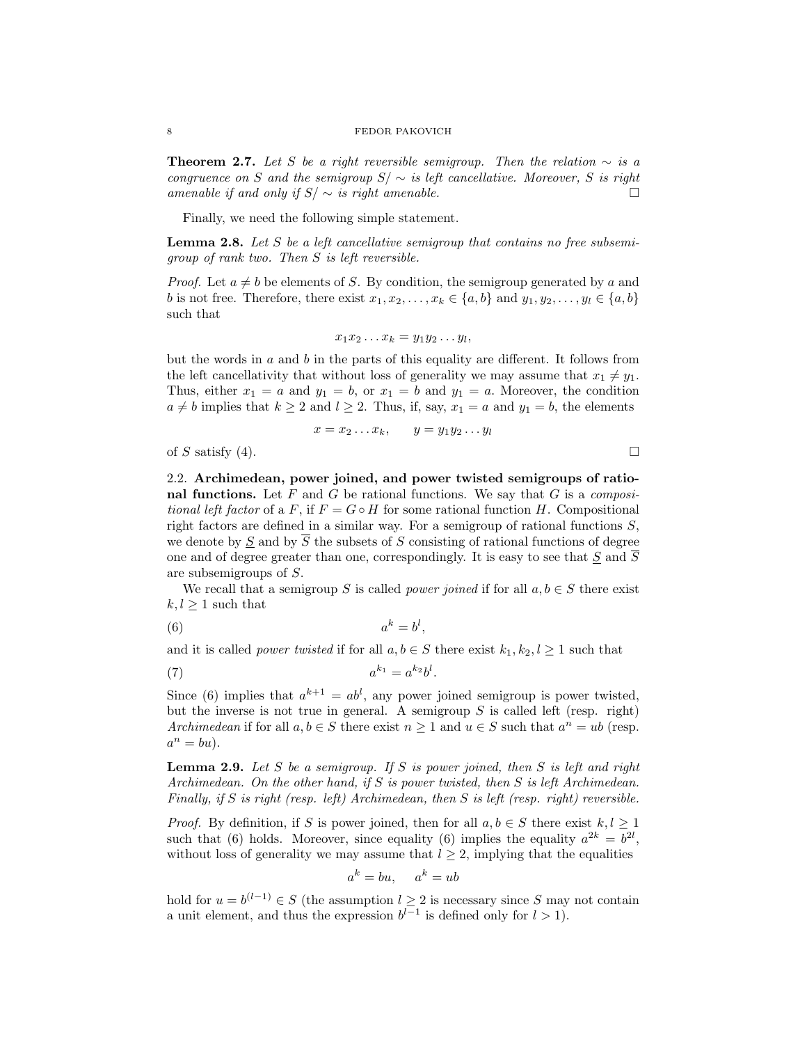**Theorem 2.7.** *Let $S$ be a right reversible semigroup. Then the relation $\sim$ is a congruence on $S$ and the semigroup $S/\sim$ is left cancellative. Moreover, $S$ is right amenable if and only if $S/\sim$ is right amenable.* □

Finally, we need the following simple statement.

**Lemma 2.8.** *Let $S$ be a left cancellative semigroup that contains no free subsemigroup of rank two. Then $S$ is left reversible.*

*Proof.* Let $a \neq b$ be elements of $S$. By condition, the semigroup generated by $a$ and $b$ is not free. Therefore, there exist $x_1, x_2, \dots, x_k \in \{a, b\}$ and $y_1, y_2, \dots, y_l \in \{a, b\}$ such that

$$x_1 x_2 \dots x_k = y_1 y_2 \dots y_l,$$

but the words in $a$ and $b$ in the parts of this equality are different. It follows from the left cancellativity that without loss of generality we may assume that $x_1 \neq y_1$. Thus, either $x_1 = a$ and $y_1 = b$, or $x_1 = b$ and $y_1 = a$. Moreover, the condition $a \neq b$ implies that $k \geq 2$ and $l \geq 2$. Thus, if, say, $x_1 = a$ and $y_1 = b$, the elements

$$x = x_2 \dots x_k, \qquad y = y_1 y_2 \dots y_l$$

of $S$ satisfy (4). □

## 2.2. Archimedean, power joined, and power twisted semigroups of rational functions.

Let $F$ and $G$ be rational functions. We say that $G$ is a *compositional left factor* of a $F$, if $F = G \circ H$ for some rational function $H$. Compositional right factors are defined in a similar way. For a semigroup of rational functions $S$, we denote by $\underline{S}$ and by $\overline{S}$ the subsets of $S$ consisting of rational functions of degree one and of degree greater than one, correspondingly. It is easy to see that $\underline{S}$ and $\overline{S}$ are subsemigroups of $S$.

We recall that a semigroup $S$ is called *power joined* if for all $a, b \in S$ there exist $k, l \geq 1$ such that

$$a^k = b^l, \tag{6}$$

and it is called *power twisted* if for all $a, b \in S$ there exist $k_1, k_2, l \geq 1$ such that

$$a^{k_1} = a^{k_2} b^l. \tag{7}$$

Since (6) implies that $a^{k+1} = ab^l$, any power joined semigroup is power twisted, but the inverse is not true in general. A semigroup $S$ is called left (resp. right) *Archimedean* if for all $a, b \in S$ there exist $n \geq 1$ and $u \in S$ such that $a^n = ub$ (resp. $a^n = bu$).

**Lemma 2.9.** *Let $S$ be a semigroup. If $S$ is power joined, then $S$ is left and right Archimedean. On the other hand, if $S$ is power twisted, then $S$ is left Archimedean. Finally, if $S$ is right (resp. left) Archimedean, then $S$ is left (resp. right) reversible.*

*Proof.* By definition, if $S$ is power joined, then for all $a, b \in S$ there exist $k, l \geq 1$ such that (6) holds. Moreover, since equality (6) implies the equality $a^{2k} = b^{2l}$, without loss of generality we may assume that $l \geq 2$, implying that the equalities

$$a^k = bu, \quad a^k = ub$$

hold for $u = b^{(l-1)} \in S$ (the assumption $l \geq 2$ is necessary since $S$ may not contain a unit element, and thus the expression $b^{l-1}$ is defined only for $l > 1$).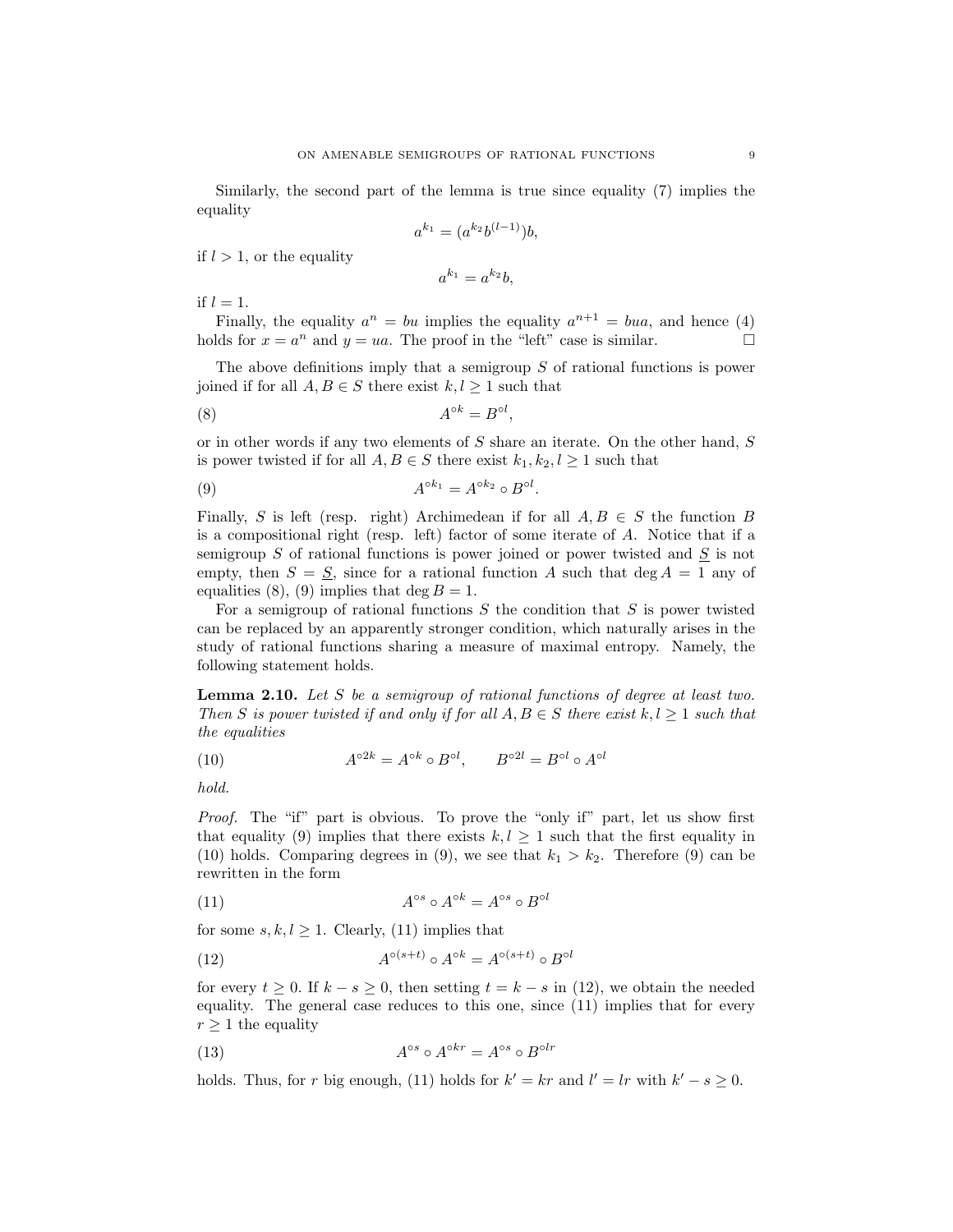Similarly, the second part of the lemma is true since equality (7) implies the equality

$$a^{k_1} = (a^{k_2} b^{(l-1)})b,$$

if $l > 1$, or the equality

$$a^{k_1} = a^{k_2} b,$$

if $l = 1$.

Finally, the equality $a^n = bu$ implies the equality $a^{n+1} = bua$, and hence (4) holds for $x = a^n$ and $y = ua$. The proof in the "left" case is similar. □

The above definitions imply that a semigroup $S$ of rational functions is power joined if for all $A, B \in S$ there exist $k, l \geq 1$ such that

$$A^{\circ k} = B^{\circ l}, \tag{8}$$

or in other words if any two elements of $S$ share an iterate. On the other hand, $S$ is power twisted if for all $A, B \in S$ there exist $k_1, k_2, l \geq 1$ such that

$$A^{\circ k_1} = A^{\circ k_2} \circ B^{\circ l}. \tag{9}$$

Finally, $S$ is left (resp. right) Archimedean if for all $A, B \in S$ the function $B$ is a compositional right (resp. left) factor of some iterate of $A$. Notice that if a semigroup $S$ of rational functions is power joined or power twisted and $\underline{S}$ is not empty, then $S = \underline{S}$, since for a rational function $A$ such that $\deg A = 1$ any of equalities (8), (9) implies that $\deg B = 1$.

For a semigroup of rational functions $S$ the condition that $S$ is power twisted can be replaced by an apparently stronger condition, which naturally arises in the study of rational functions sharing a measure of maximal entropy. Namely, the following statement holds.

**Lemma 2.10.** *Let $S$ be a semigroup of rational functions of degree at least two. Then $S$ is power twisted if and only if for all $A, B \in S$ there exist $k, l \geq 1$ such that the equalities*

$$A^{\circ 2k} = A^{\circ k} \circ B^{\circ l}, \qquad B^{\circ 2l} = B^{\circ l} \circ A^{\circ l} \tag{10}$$

*hold.*

*Proof.* The "if" part is obvious. To prove the "only if" part, let us show first that equality (9) implies that there exists $k, l \geq 1$ such that the first equality in (10) holds. Comparing degrees in (9), we see that $k_1 > k_2$. Therefore (9) can be rewritten in the form

$$A^{\circ s} \circ A^{\circ k} = A^{\circ s} \circ B^{\circ l} \tag{11}$$

for some $s, k, l \geq 1$. Clearly, (11) implies that

$$A^{\circ (s+t)} \circ A^{\circ k} = A^{\circ (s+t)} \circ B^{\circ l} \tag{12}$$

for every $t \geq 0$. If $k - s \geq 0$, then setting $t = k - s$ in (12), we obtain the needed equality. The general case reduces to this one, since (11) implies that for every $r \geq 1$ the equality

$$A^{\circ s} \circ A^{\circ kr} = A^{\circ s} \circ B^{\circ lr} \tag{13}$$

holds. Thus, for $r$ big enough, (11) holds for $k' = kr$ and $l' = lr$ with $k' - s \geq 0$.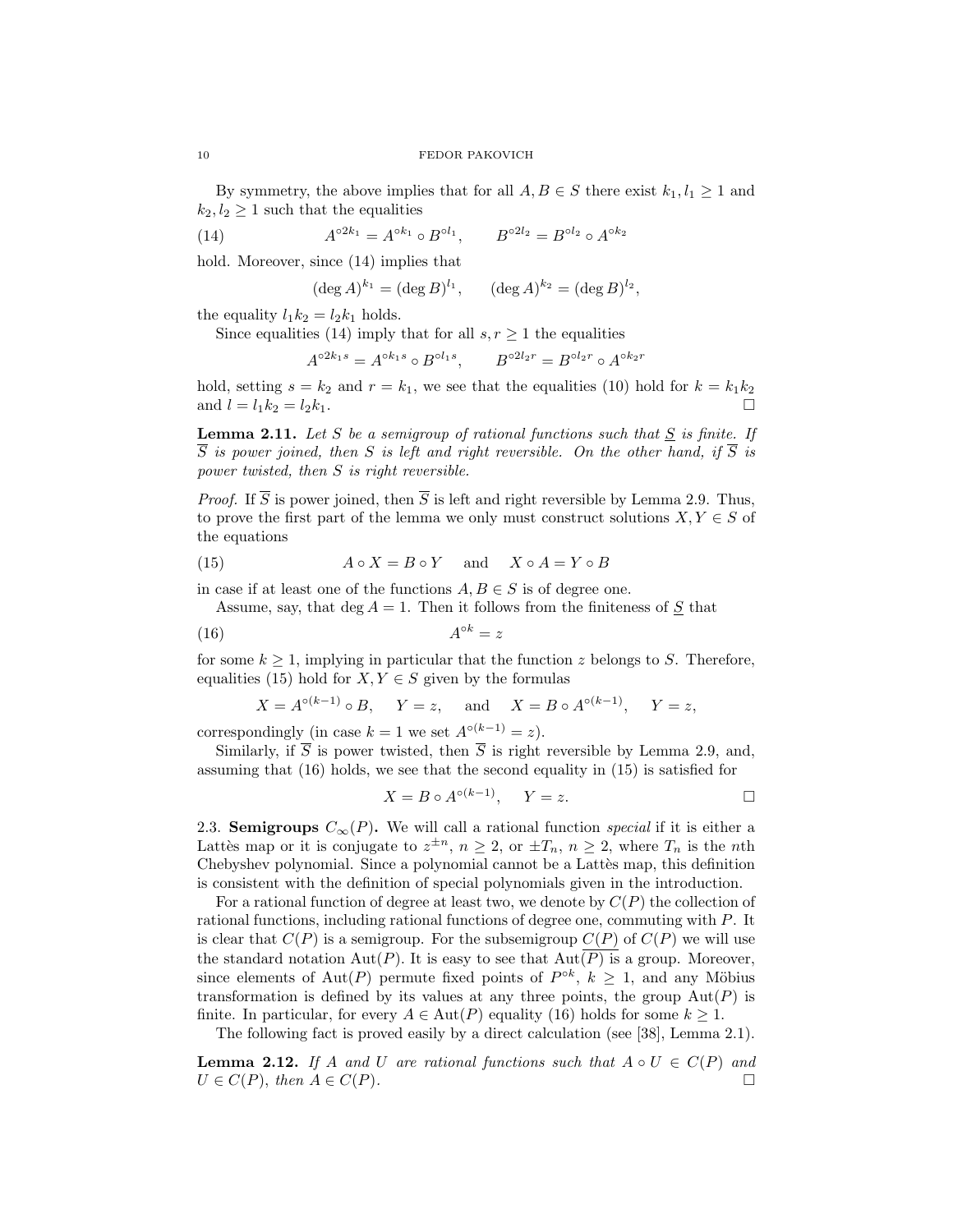By symmetry, the above implies that for all $A, B \in S$ there exist $k_1, l_1 \geq 1$ and $k_2, l_2 \geq 1$ such that the equalities

$$A^{\circ 2k_1} = A^{\circ k_1} \circ B^{\circ l_1}, \qquad B^{\circ 2l_2} = B^{\circ l_2} \circ A^{\circ k_2} \tag{14}$$

hold. Moreover, since (14) implies that

$$(\deg A)^{k_1} = (\deg B)^{l_1}, \qquad (\deg A)^{k_2} = (\deg B)^{l_2},$$

the equality $l_1 k_2 = l_2 k_1$ holds.

Since equalities (14) imply that for all $s, r \geq 1$ the equalities

$$A^{\circ 2k_1 s} = A^{\circ k_1 s} \circ B^{\circ l_1 s}, \qquad B^{\circ 2l_2 r} = B^{\circ l_2 r} \circ A^{\circ k_2 r}$$

hold, setting $s = k_2$ and $r = k_1$, we see that the equalities (10) hold for $k = k_1 k_2$ and $l = l_1 k_2 = l_2 k_1$. $\square$

**Lemma 2.11.** *Let $S$ be a semigroup of rational functions such that $\underline{S}$ is finite. If $\overline{S}$ is power joined, then $S$ is left and right reversible. On the other hand, if $\overline{S}$ is power twisted, then $S$ is right reversible.*

*Proof.* If $\overline{S}$ is power joined, then $\overline{S}$ is left and right reversible by Lemma 2.9. Thus, to prove the first part of the lemma we only must construct solutions $X, Y \in S$ of the equations

$$A \circ X = B \circ Y \quad \text{and} \quad X \circ A = Y \circ B \tag{15}$$

in case if at least one of the functions $A, B \in S$ is of degree one.

Assume, say, that $\deg A = 1$. Then it follows from the finiteness of $\underline{S}$ that

$$A^{\circ k} = z \tag{16}$$

for some $k \geq 1$, implying in particular that the function $z$ belongs to $S$. Therefore, equalities (15) hold for $X, Y \in S$ given by the formulas

$$X = A^{\circ(k-1)} \circ B, \quad Y = z, \quad \text{and} \quad X = B \circ A^{\circ(k-1)}, \quad Y = z,$$

correspondingly (in case $k = 1$ we set $A^{\circ(k-1)} = z$).

Similarly, if $\overline{S}$ is power twisted, then $\overline{S}$ is right reversible by Lemma 2.9, and, assuming that (16) holds, we see that the second equality in (15) is satisfied for

$$X = B \circ A^{\circ(k-1)}, \quad Y = z. \qquad \square$$

### 2.3. Semigroups $C_\infty(P)$.

We will call a rational function *special* if it is either a Lattès map or it is conjugate to $z^{\pm n}$, $n \geq 2$, or $\pm T_n$, $n \geq 2$, where $T_n$ is the $n$th Chebyshev polynomial. Since a polynomial cannot be a Lattès map, this definition is consistent with the definition of special polynomials given in the introduction.

For a rational function of degree at least two, we denote by $C(P)$ the collection of rational functions, including rational functions of degree one, commuting with $P$. It is clear that $C(P)$ is a semigroup. For the subsemigroup $\underline{C(P)}$ of $C(P)$ we will use the standard notation $\mathrm{Aut}(P)$. It is easy to see that $\mathrm{Aut}(P)$ is a group. Moreover, since elements of $\mathrm{Aut}(P)$ permute fixed points of $P^{\circ k}$, $k \geq 1$, and any Möbius transformation is defined by its values at any three points, the group $\mathrm{Aut}(P)$ is finite. In particular, for every $A \in \mathrm{Aut}(P)$ equality (16) holds for some $k \geq 1$.

The following fact is proved easily by a direct calculation (see [38], Lemma 2.1).

**Lemma 2.12.** *If $A$ and $U$ are rational functions such that $A \circ U \in C(P)$ and $U \in C(P)$, then $A \in C(P)$.* $\square$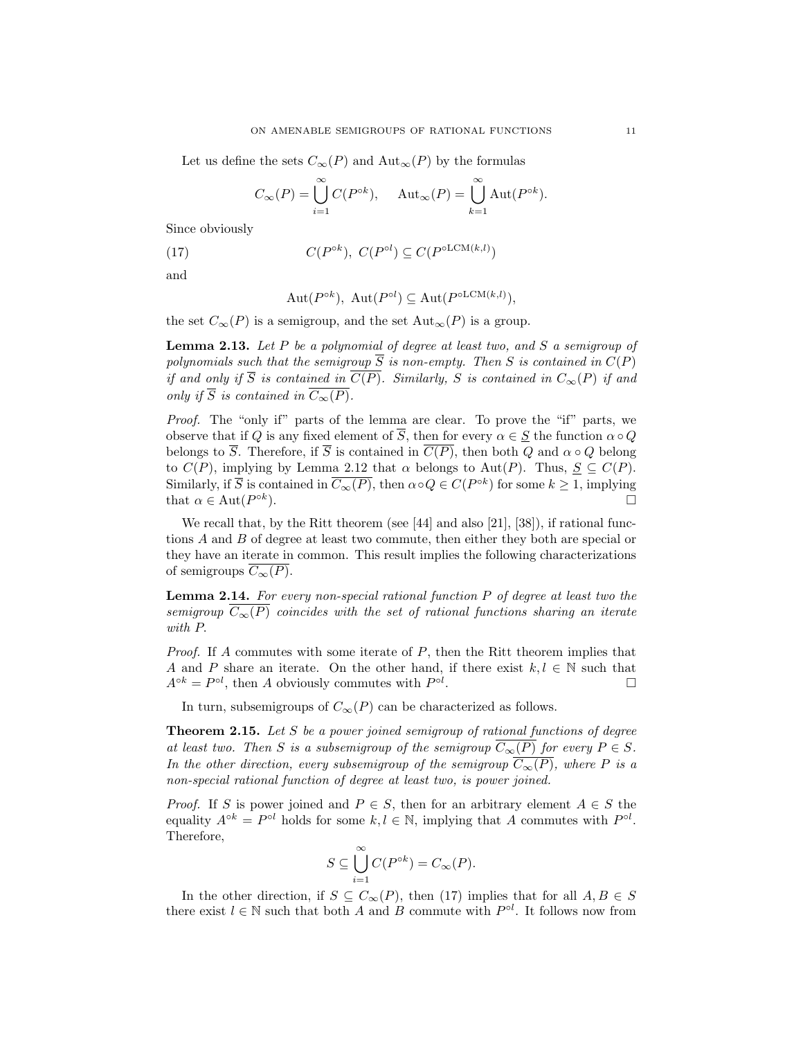Let us define the sets $C_\infty(P)$ and $\mathrm{Aut}_\infty(P)$ by the formulas

$$C_\infty(P) = \bigcup_{i=1}^{\infty} C(P^{\circ k}), \qquad \mathrm{Aut}_\infty(P) = \bigcup_{k=1}^{\infty} \mathrm{Aut}(P^{\circ k}).$$

Since obviously

$$C(P^{\circ k}),\ C(P^{\circ l}) \subseteq C(P^{\circ \mathrm{LCM}(k,l)}) \tag{17}$$

and

$$\mathrm{Aut}(P^{\circ k}),\ \mathrm{Aut}(P^{\circ l}) \subseteq \mathrm{Aut}(P^{\circ \mathrm{LCM}(k,l)}),$$

the set $C_\infty(P)$ is a semigroup, and the set $\mathrm{Aut}_\infty(P)$ is a group.

**Lemma 2.13.** *Let $P$ be a polynomial of degree at least two, and $S$ a semigroup of polynomials such that the semigroup $\overline{S}$ is non-empty. Then $S$ is contained in $C(P)$ if and only if $\overline{S}$ is contained in $\overline{C(P)}$. Similarly, $S$ is contained in $C_\infty(P)$ if and only if $\overline{S}$ is contained in $\overline{C_\infty(P)}$.*

*Proof.* The "only if" parts of the lemma are clear. To prove the "if" parts, we observe that if $Q$ is any fixed element of $\overline{S}$, then for every $\alpha \in \underline{S}$ the function $\alpha \circ Q$ belongs to $\overline{S}$. Therefore, if $\overline{S}$ is contained in $\overline{C(P)}$, then both $Q$ and $\alpha \circ Q$ belong to $C(P)$, implying by Lemma 2.12 that $\alpha$ belongs to $\mathrm{Aut}(P)$. Thus, $\underline{S} \subseteq C(P)$. Similarly, if $\overline{S}$ is contained in $\overline{C_\infty(P)}$, then $\alpha \circ Q \in C(P^{\circ k})$ for some $k \geq 1$, implying that $\alpha \in \mathrm{Aut}(P^{\circ k})$. $\square$

We recall that, by the Ritt theorem (see [44] and also [21], [38]), if rational functions $A$ and $B$ of degree at least two commute, then either they both are special or they have an iterate in common. This result implies the following characterizations of semigroups $\overline{C_\infty(P)}$.

**Lemma 2.14.** *For every non-special rational function $P$ of degree at least two the semigroup $\overline{C_\infty(P)}$ coincides with the set of rational functions sharing an iterate with $P$.*

*Proof.* If $A$ commutes with some iterate of $P$, then the Ritt theorem implies that $A$ and $P$ share an iterate. On the other hand, if there exist $k, l \in \mathbb{N}$ such that $A^{\circ k} = P^{\circ l}$, then $A$ obviously commutes with $P^{\circ l}$. $\square$

In turn, subsemigroups of $C_\infty(P)$ can be characterized as follows.

**Theorem 2.15.** *Let $S$ be a power joined semigroup of rational functions of degree at least two. Then $S$ is a subsemigroup of the semigroup $\overline{C_\infty(P)}$ for every $P \in S$. In the other direction, every subsemigroup of the semigroup $\overline{C_\infty(P)}$, where $P$ is a non-special rational function of degree at least two, is power joined.*

*Proof.* If $S$ is power joined and $P \in S$, then for an arbitrary element $A \in S$ the equality $A^{\circ k} = P^{\circ l}$ holds for some $k, l \in \mathbb{N}$, implying that $A$ commutes with $P^{\circ l}$. Therefore,

$$S \subseteq \bigcup_{i=1}^{\infty} C(P^{\circ k}) = C_\infty(P).$$

In the other direction, if $S \subseteq C_\infty(P)$, then (17) implies that for all $A, B \in S$ there exist $l \in \mathbb{N}$ such that both $A$ and $B$ commute with $P^{\circ l}$. It follows now from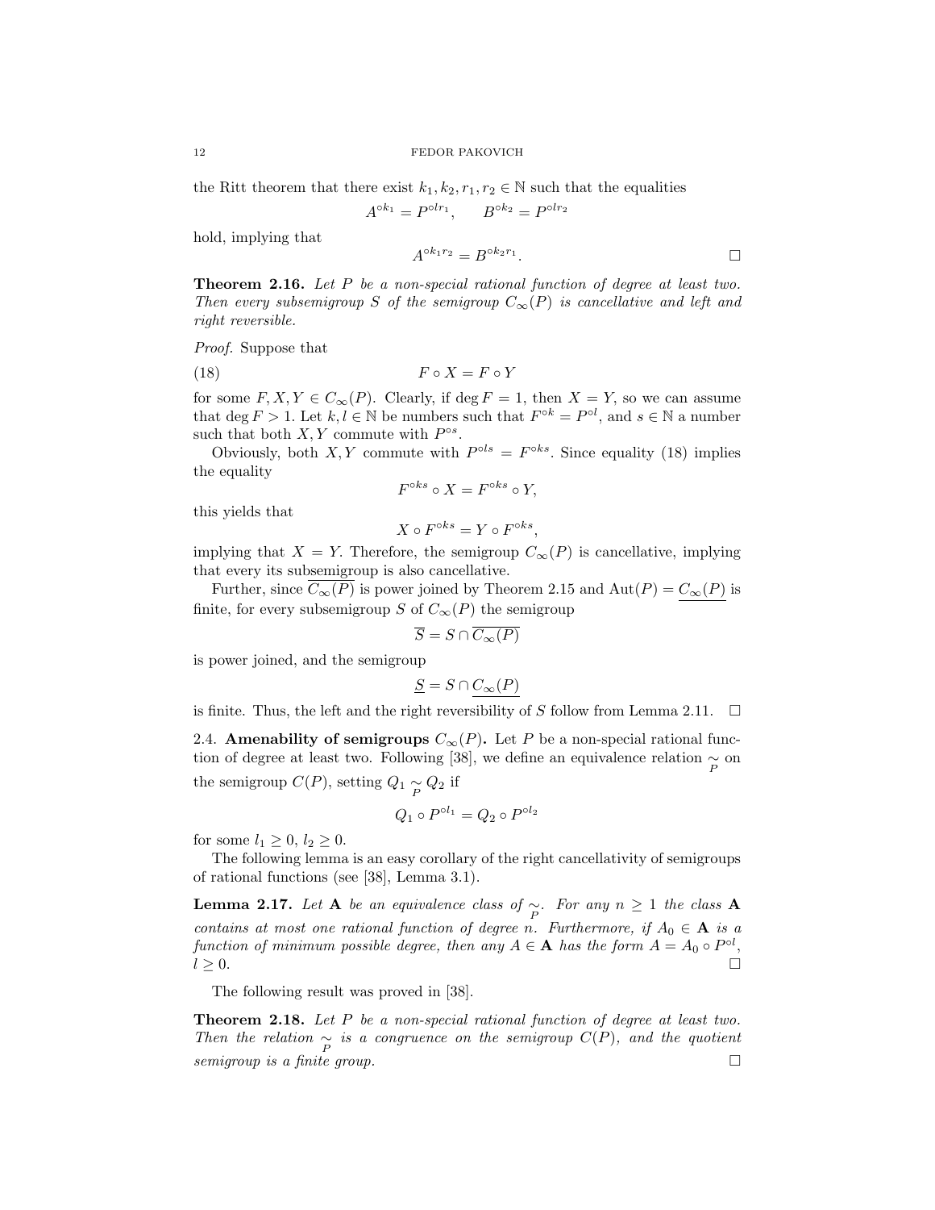the Ritt theorem that there exist $k_1, k_2, r_1, r_2 \in \mathbb{N}$ such that the equalities

$$A^{\circ k_1} = P^{\circ l r_1}, \qquad B^{\circ k_2} = P^{\circ l r_2}$$

hold, implying that

$$A^{\circ k_1 r_2} = B^{\circ k_2 r_1}. \qquad \square$$

**Theorem 2.16.** *Let $P$ be a non-special rational function of degree at least two. Then every subsemigroup $S$ of the semigroup $C_\infty(P)$ is cancellative and left and right reversible.*

*Proof.* Suppose that

$$F \circ X = F \circ Y \tag{18}$$

for some $F, X, Y \in C_\infty(P)$. Clearly, if $\deg F = 1$, then $X = Y$, so we can assume that $\deg F > 1$. Let $k, l \in \mathbb{N}$ be numbers such that $F^{\circ k} = P^{\circ l}$, and $s \in \mathbb{N}$ a number such that both $X, Y$ commute with $P^{\circ s}$.

Obviously, both $X, Y$ commute with $P^{\circ ls} = F^{\circ ks}$. Since equality (18) implies the equality

$$F^{\circ ks} \circ X = F^{\circ ks} \circ Y,$$

this yields that

$$X \circ F^{\circ ks} = Y \circ F^{\circ ks},$$

implying that $X = Y$. Therefore, the semigroup $C_\infty(P)$ is cancellative, implying that every its subsemigroup is also cancellative.

Further, since $\overline{C_\infty(P)}$ is power joined by Theorem 2.15 and $\mathrm{Aut}(P) = \underline{C_\infty(P)}$ is finite, for every subsemigroup $S$ of $C_\infty(P)$ the semigroup

$$\overline{S} = S \cap \overline{C_\infty(P)}$$

is power joined, and the semigroup

$$\underline{S} = S \cap \underline{C_\infty(P)}$$

is finite. Thus, the left and the right reversibility of $S$ follow from Lemma 2.11. $\square$

2.4. **Amenability of semigroups $C_\infty(P)$.** Let $P$ be a non-special rational function of degree at least two. Following [38], we define an equivalence relation $\underset{P}{\sim}$ on the semigroup $C(P)$, setting $Q_1 \underset{P}{\sim} Q_2$ if

$$Q_1 \circ P^{\circ l_1} = Q_2 \circ P^{\circ l_2}$$

for some $l_1 \geq 0$, $l_2 \geq 0$.

The following lemma is an easy corollary of the right cancellativity of semigroups of rational functions (see [38], Lemma 3.1).

**Lemma 2.17.** *Let $\mathbf{A}$ be an equivalence class of $\underset{P}{\sim}$. For any $n \geq 1$ the class $\mathbf{A}$ contains at most one rational function of degree $n$. Furthermore, if $A_0 \in \mathbf{A}$ is a function of minimum possible degree, then any $A \in \mathbf{A}$ has the form $A = A_0 \circ P^{\circ l}$, $l \geq 0$.* $\square$

The following result was proved in [38].

**Theorem 2.18.** *Let $P$ be a non-special rational function of degree at least two. Then the relation $\underset{P}{\sim}$ is a congruence on the semigroup $C(P)$, and the quotient semigroup is a finite group.* $\square$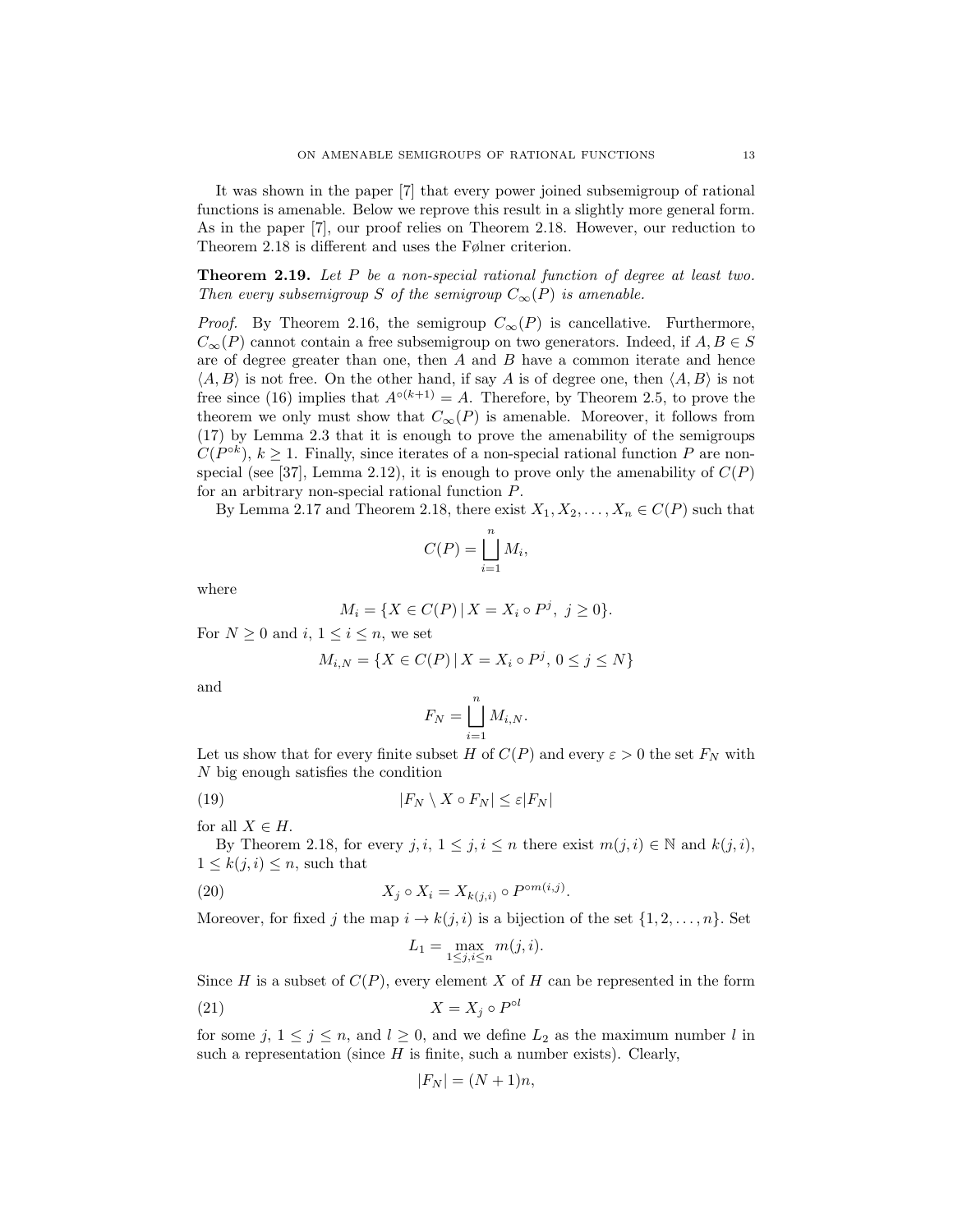It was shown in the paper [7] that every power joined subsemigroup of rational functions is amenable. Below we reprove this result in a slightly more general form. As in the paper [7], our proof relies on Theorem 2.18. However, our reduction to Theorem 2.18 is different and uses the Følner criterion.

**Theorem 2.19.** *Let $P$ be a non-special rational function of degree at least two. Then every subsemigroup $S$ of the semigroup $C_\infty(P)$ is amenable.*

*Proof.* By Theorem 2.16, the semigroup $C_\infty(P)$ is cancellative. Furthermore, $C_\infty(P)$ cannot contain a free subsemigroup on two generators. Indeed, if $A, B \in S$ are of degree greater than one, then $A$ and $B$ have a common iterate and hence $\langle A, B\rangle$ is not free. On the other hand, if say $A$ is of degree one, then $\langle A, B\rangle$ is not free since (16) implies that $A^{\circ(k+1)} = A$. Therefore, by Theorem 2.5, to prove the theorem we only must show that $C_\infty(P)$ is amenable. Moreover, it follows from (17) by Lemma 2.3 that it is enough to prove the amenability of the semigroups $C(P^{\circ k})$, $k \geq 1$. Finally, since iterates of a non-special rational function $P$ are non-special (see [37], Lemma 2.12), it is enough to prove only the amenability of $C(P)$ for an arbitrary non-special rational function $P$.

By Lemma 2.17 and Theorem 2.18, there exist $X_1, X_2, \dots, X_n \in C(P)$ such that

$$C(P) = \bigsqcup_{i=1}^{n} M_i,$$

where

$$M_i = \{X \in C(P) \,|\, X = X_i \circ P^j,\ j \geq 0\}.$$

For $N \geq 0$ and $i$, $1 \leq i \leq n$, we set

$$M_{i,N} = \{X \in C(P) \,|\, X = X_i \circ P^j,\ 0 \leq j \leq N\}$$

and

$$F_N = \bigsqcup_{i=1}^{n} M_{i,N}.$$

Let us show that for every finite subset $H$ of $C(P)$ and every $\varepsilon > 0$ the set $F_N$ with $N$ big enough satisfies the condition

$$|F_N \setminus X \circ F_N| \leq \varepsilon |F_N| \tag{19}$$

for all $X \in H$.

By Theorem 2.18, for every $j, i$, $1 \leq j, i \leq n$ there exist $m(j,i) \in \mathbb{N}$ and $k(j,i)$, $1 \leq k(j,i) \leq n$, such that

$$X_j \circ X_i = X_{k(j,i)} \circ P^{\circ m(i,j)}. \tag{20}$$

Moreover, for fixed $j$ the map $i \to k(j,i)$ is a bijection of the set $\{1, 2, \dots, n\}$. Set

$$L_1 = \max_{1 \leq j, i \leq n} m(j,i).$$

Since $H$ is a subset of $C(P)$, every element $X$ of $H$ can be represented in the form

$$X = X_j \circ P^{\circ l} \tag{21}$$

for some $j$, $1 \leq j \leq n$, and $l \geq 0$, and we define $L_2$ as the maximum number $l$ in such a representation (since $H$ is finite, such a number exists). Clearly,

$$|F_N| = (N+1)n,$$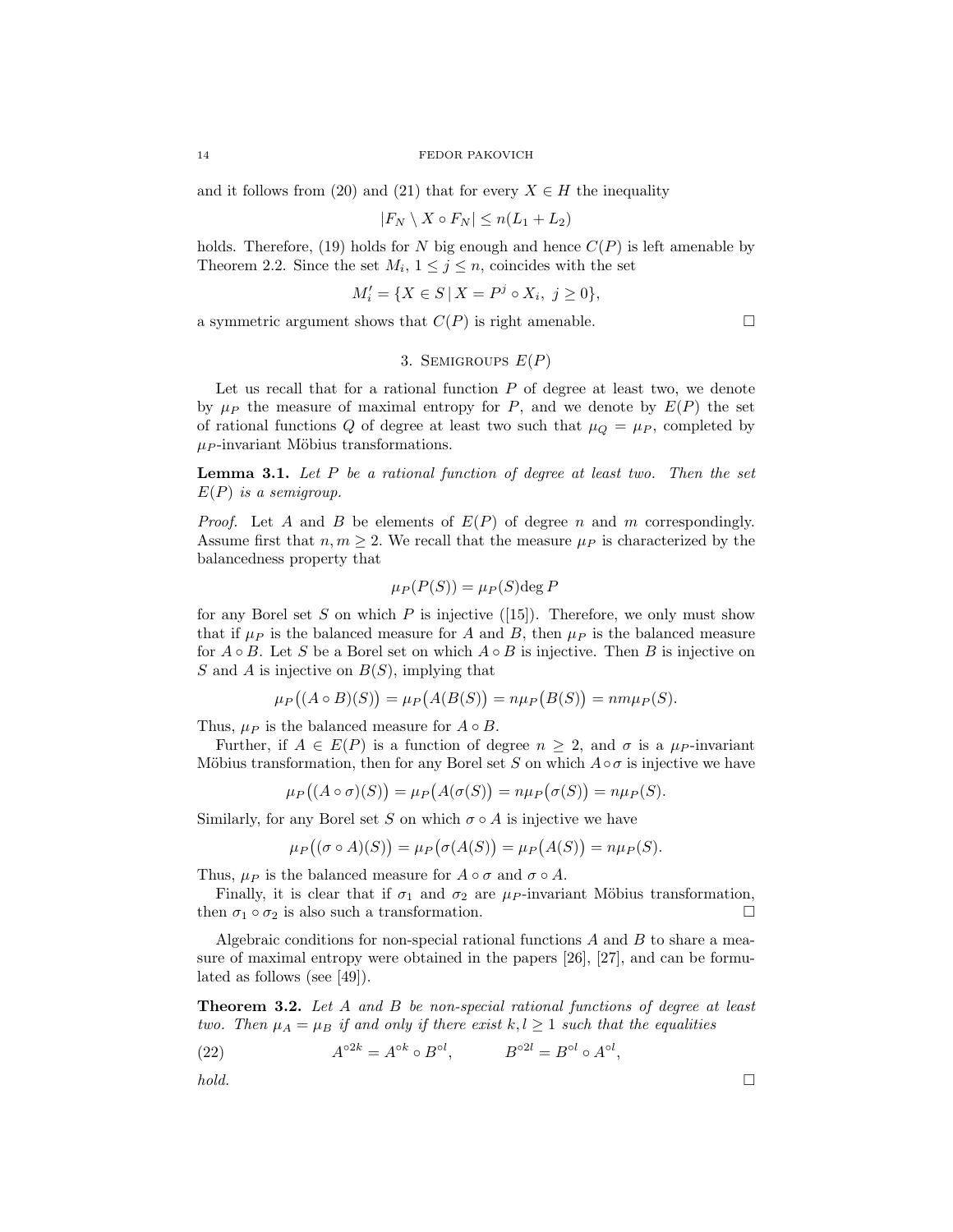and it follows from (20) and (21) that for every $X \in H$ the inequality

$$|F_N \setminus X \circ F_N| \leq n(L_1 + L_2)$$

holds. Therefore, (19) holds for $N$ big enough and hence $C(P)$ is left amenable by Theorem 2.2. Since the set $M_i$, $1 \leq j \leq n$, coincides with the set

$$M_i' = \{X \in S \,|\, X = P^j \circ X_i,\ j \geq 0\},$$

a symmetric argument shows that $C(P)$ is right amenable. □

## 3. Semigroups $E(P)$

Let us recall that for a rational function $P$ of degree at least two, we denote by $\mu_P$ the measure of maximal entropy for $P$, and we denote by $E(P)$ the set of rational functions $Q$ of degree at least two such that $\mu_Q = \mu_P$, completed by $\mu_P$-invariant Möbius transformations.

**Lemma 3.1.** *Let $P$ be a rational function of degree at least two. Then the set $E(P)$ is a semigroup.*

*Proof.* Let $A$ and $B$ be elements of $E(P)$ of degree $n$ and $m$ correspondingly. Assume first that $n, m \geq 2$. We recall that the measure $\mu_P$ is characterized by the balancedness property that

$$\mu_P(P(S)) = \mu_P(S)\deg P$$

for any Borel set $S$ on which $P$ is injective ([15]). Therefore, we only must show that if $\mu_P$ is the balanced measure for $A$ and $B$, then $\mu_P$ is the balanced measure for $A \circ B$. Let $S$ be a Borel set on which $A \circ B$ is injective. Then $B$ is injective on $S$ and $A$ is injective on $B(S)$, implying that

$$\mu_P\big((A \circ B)(S)\big) = \mu_P\big(A(B(S)\big) = n\mu_P\big(B(S)\big) = nm\mu_P(S).$$

Thus, $\mu_P$ is the balanced measure for $A \circ B$.

Further, if $A \in E(P)$ is a function of degree $n \geq 2$, and $\sigma$ is a $\mu_P$-invariant Möbius transformation, then for any Borel set $S$ on which $A \circ \sigma$ is injective we have

$$\mu_P\big((A \circ \sigma)(S)\big) = \mu_P\big(A(\sigma(S)\big) = n\mu_P\big(\sigma(S)\big) = n\mu_P(S).$$

Similarly, for any Borel set $S$ on which $\sigma \circ A$ is injective we have

$$\mu_P\big((\sigma \circ A)(S)\big) = \mu_P\big(\sigma(A(S)\big) = \mu_P\big(A(S)\big) = n\mu_P(S).$$

Thus, $\mu_P$ is the balanced measure for $A \circ \sigma$ and $\sigma \circ A$.

Finally, it is clear that if $\sigma_1$ and $\sigma_2$ are $\mu_P$-invariant Möbius transformation, then $\sigma_1 \circ \sigma_2$ is also such a transformation. □

Algebraic conditions for non-special rational functions $A$ and $B$ to share a measure of maximal entropy were obtained in the papers [26], [27], and can be formulated as follows (see [49]).

**Theorem 3.2.** *Let $A$ and $B$ be non-special rational functions of degree at least two. Then $\mu_A = \mu_B$ if and only if there exist $k, l \geq 1$ such that the equalities*

$$A^{\circ 2k} = A^{\circ k} \circ B^{\circ l}, \qquad B^{\circ 2l} = B^{\circ l} \circ A^{\circ l}, \tag{22}$$

*hold.* □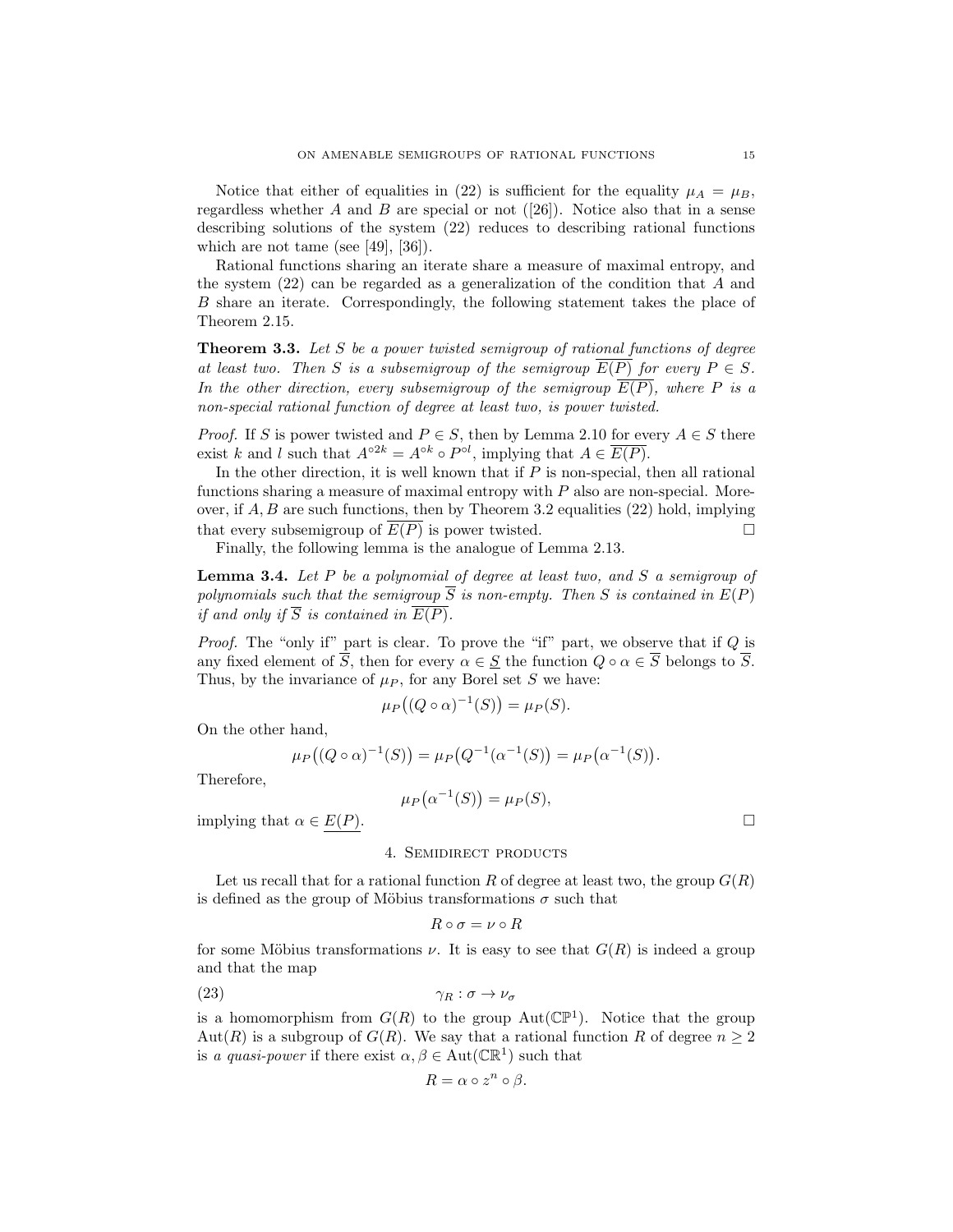Notice that either of equalities in (22) is sufficient for the equality $\mu_A = \mu_B$, regardless whether $A$ and $B$ are special or not ([26]). Notice also that in a sense describing solutions of the system (22) reduces to describing rational functions which are not tame (see [49], [36]).

Rational functions sharing an iterate share a measure of maximal entropy, and the system (22) can be regarded as a generalization of the condition that $A$ and $B$ share an iterate. Correspondingly, the following statement takes the place of Theorem 2.15.

**Theorem 3.3.** *Let $S$ be a power twisted semigroup of rational functions of degree at least two. Then $S$ is a subsemigroup of the semigroup $\overline{E(P)}$ for every $P \in S$. In the other direction, every subsemigroup of the semigroup $\overline{E(P)}$, where $P$ is a non-special rational function of degree at least two, is power twisted.*

*Proof.* If $S$ is power twisted and $P \in S$, then by Lemma 2.10 for every $A \in S$ there exist $k$ and $l$ such that $A^{\circ 2k} = A^{\circ k} \circ P^{\circ l}$, implying that $A \in \overline{E(P)}$.

In the other direction, it is well known that if $P$ is non-special, then all rational functions sharing a measure of maximal entropy with $P$ also are non-special. Moreover, if $A, B$ are such functions, then by Theorem 3.2 equalities (22) hold, implying that every subsemigroup of $\overline{E(P)}$ is power twisted. □

Finally, the following lemma is the analogue of Lemma 2.13.

**Lemma 3.4.** *Let $P$ be a polynomial of degree at least two, and $S$ a semigroup of polynomials such that the semigroup $\overline{S}$ is non-empty. Then $S$ is contained in $E(P)$ if and only if $\overline{S}$ is contained in $\overline{E(P)}$.*

*Proof.* The "only if" part is clear. To prove the "if" part, we observe that if $Q$ is any fixed element of $\overline{S}$, then for every $\alpha \in \underline{S}$ the function $Q \circ \alpha \in \overline{S}$ belongs to $\overline{S}$. Thus, by the invariance of $\mu_P$, for any Borel set $S$ we have:

$$\mu_P\big((Q \circ \alpha)^{-1}(S)\big) = \mu_P(S).$$

On the other hand,

$$\mu_P\big((Q \circ \alpha)^{-1}(S)\big) = \mu_P\big(Q^{-1}(\alpha^{-1}(S)\big) = \mu_P\big(\alpha^{-1}(S)\big).$$

Therefore,

$$\mu_P\big(\alpha^{-1}(S)\big) = \mu_P(S),$$

implying that $\alpha \in \underline{E(P)}$. □

## 4. Semidirect products

Let us recall that for a rational function $R$ of degree at least two, the group $G(R)$ is defined as the group of Möbius transformations $\sigma$ such that

$$R \circ \sigma = \nu \circ R$$

for some Möbius transformations $\nu$. It is easy to see that $G(R)$ is indeed a group and that the map

$$\gamma_R : \sigma \to \nu_\sigma \tag{23}$$

is a homomorphism from $G(R)$ to the group $\mathrm{Aut}(\mathbb{CP}^1)$. Notice that the group $\mathrm{Aut}(R)$ is a subgroup of $G(R)$. We say that a rational function $R$ of degree $n \geq 2$ is *a quasi-power* if there exist $\alpha, \beta \in \mathrm{Aut}(\mathbb{CR}^1)$ such that

$$R = \alpha \circ z^n \circ \beta.$$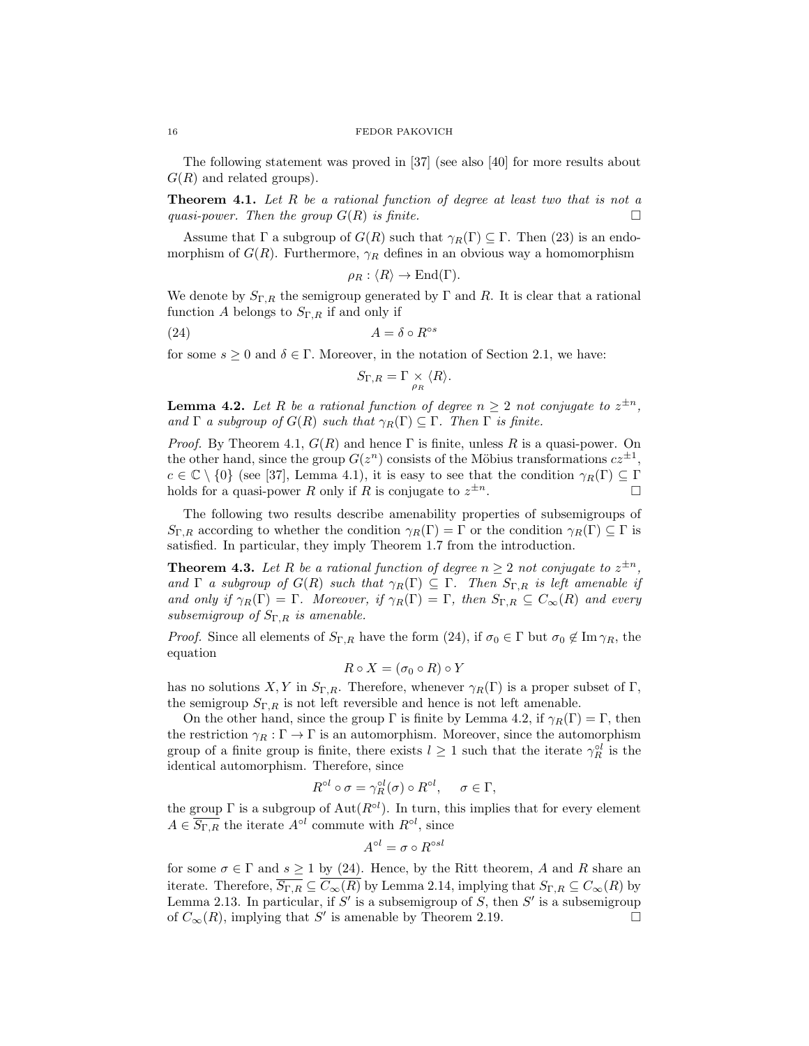The following statement was proved in [37] (see also [40] for more results about $G(R)$ and related groups).

**Theorem 4.1.** *Let $R$ be a rational function of degree at least two that is not a quasi-power. Then the group $G(R)$ is finite.* □

Assume that $\Gamma$ a subgroup of $G(R)$ such that $\gamma_R(\Gamma) \subseteq \Gamma$. Then (23) is an endomorphism of $G(R)$. Furthermore, $\gamma_R$ defines in an obvious way a homomorphism

$$\rho_R : \langle R \rangle \to \mathrm{End}(\Gamma).$$

We denote by $S_{\Gamma,R}$ the semigroup generated by $\Gamma$ and $R$. It is clear that a rational function $A$ belongs to $S_{\Gamma,R}$ if and only if

$$A = \delta \circ R^{\circ s} \tag{24}$$

for some $s \geq 0$ and $\delta \in \Gamma$. Moreover, in the notation of Section 2.1, we have:

$$S_{\Gamma,R} = \Gamma \underset{\rho_R}{\times} \langle R \rangle.$$

**Lemma 4.2.** *Let $R$ be a rational function of degree $n \geq 2$ not conjugate to $z^{\pm n}$, and $\Gamma$ a subgroup of $G(R)$ such that $\gamma_R(\Gamma) \subseteq \Gamma$. Then $\Gamma$ is finite.*

*Proof.* By Theorem 4.1, $G(R)$ and hence $\Gamma$ is finite, unless $R$ is a quasi-power. On the other hand, since the group $G(z^n)$ consists of the Möbius transformations $cz^{\pm 1}$, $c \in \mathbb{C} \setminus \{0\}$ (see [37], Lemma 4.1), it is easy to see that the condition $\gamma_R(\Gamma) \subseteq \Gamma$ holds for a quasi-power $R$ only if $R$ is conjugate to $z^{\pm n}$. □

The following two results describe amenability properties of subsemigroups of $S_{\Gamma,R}$ according to whether the condition $\gamma_R(\Gamma) = \Gamma$ or the condition $\gamma_R(\Gamma) \subseteq \Gamma$ is satisfied. In particular, they imply Theorem 1.7 from the introduction.

**Theorem 4.3.** *Let $R$ be a rational function of degree $n \geq 2$ not conjugate to $z^{\pm n}$, and $\Gamma$ a subgroup of $G(R)$ such that $\gamma_R(\Gamma) \subseteq \Gamma$. Then $S_{\Gamma,R}$ is left amenable if and only if $\gamma_R(\Gamma) = \Gamma$. Moreover, if $\gamma_R(\Gamma) = \Gamma$, then $S_{\Gamma,R} \subseteq C_\infty(R)$ and every subsemigroup of $S_{\Gamma,R}$ is amenable.*

*Proof.* Since all elements of $S_{\Gamma,R}$ have the form (24), if $\sigma_0 \in \Gamma$ but $\sigma_0 \notin \mathrm{Im}\,\gamma_R$, the equation

$$R \circ X = (\sigma_0 \circ R) \circ Y$$

has no solutions $X, Y$ in $S_{\Gamma,R}$. Therefore, whenever $\gamma_R(\Gamma)$ is a proper subset of $\Gamma$, the semigroup $S_{\Gamma,R}$ is not left reversible and hence is not left amenable.

On the other hand, since the group $\Gamma$ is finite by Lemma 4.2, if $\gamma_R(\Gamma) = \Gamma$, then the restriction $\gamma_R : \Gamma \to \Gamma$ is an automorphism. Moreover, since the automorphism group of a finite group is finite, there exists $l \geq 1$ such that the iterate $\gamma_R^{\circ l}$ is the identical automorphism. Therefore, since

$$R^{\circ l} \circ \sigma = \gamma_R^{\circ l}(\sigma) \circ R^{\circ l}, \qquad \sigma \in \Gamma,$$

the group $\Gamma$ is a subgroup of $\mathrm{Aut}(R^{\circ l})$. In turn, this implies that for every element $A \in \overline{S_{\Gamma,R}}$ the iterate $A^{\circ l}$ commute with $R^{\circ l}$, since

$$A^{\circ l} = \sigma \circ R^{\circ sl}$$

for some $\sigma \in \Gamma$ and $s \geq 1$ by (24). Hence, by the Ritt theorem, $A$ and $R$ share an iterate. Therefore, $\overline{S_{\Gamma,R}} \subseteq \overline{C_\infty(R)}$ by Lemma 2.14, implying that $S_{\Gamma,R} \subseteq C_\infty(R)$ by Lemma 2.13. In particular, if $S'$ is a subsemigroup of $S$, then $S'$ is a subsemigroup of $C_\infty(R)$, implying that $S'$ is amenable by Theorem 2.19. □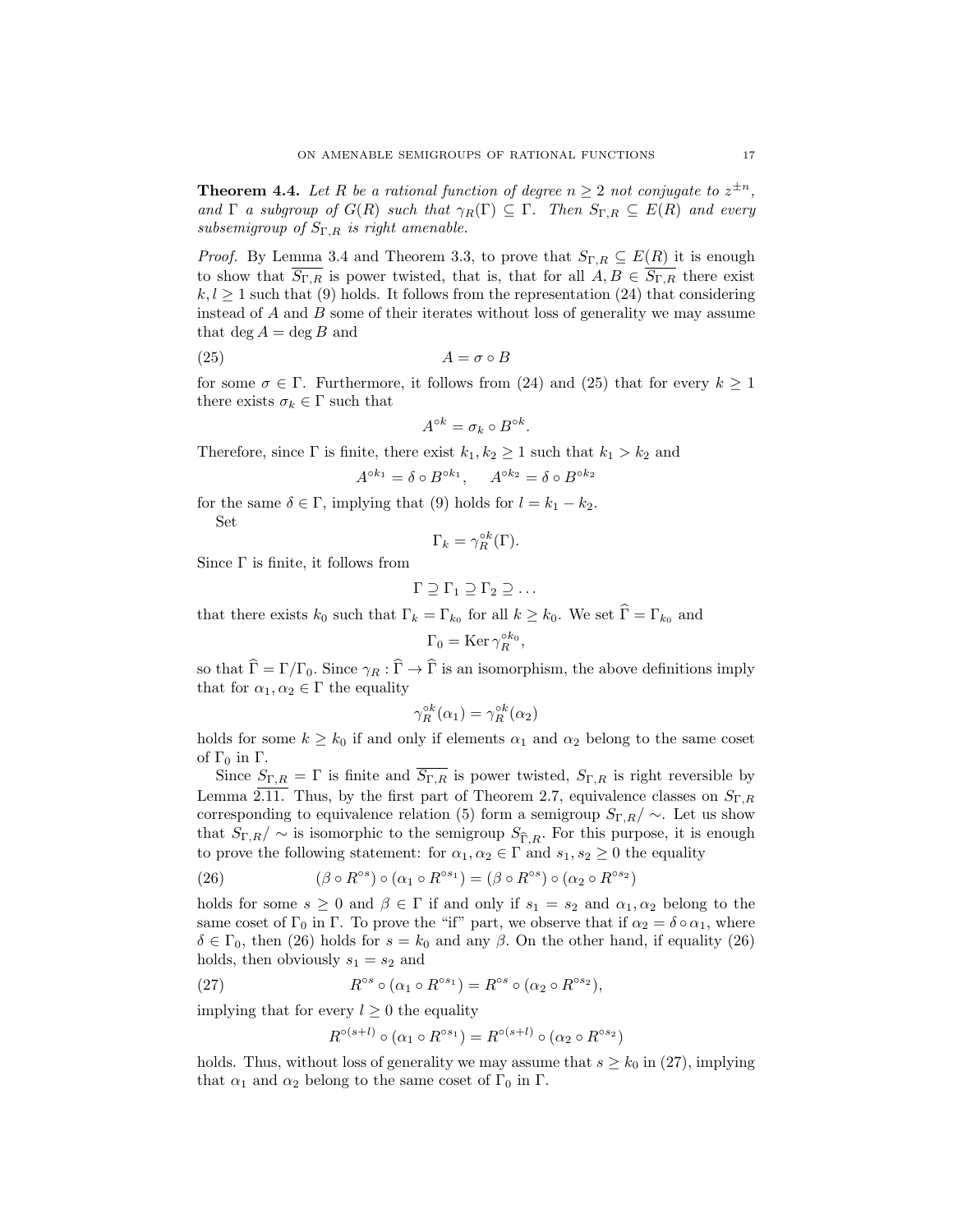**Theorem 4.4.** *Let $R$ be a rational function of degree $n \geq 2$ not conjugate to $z^{\pm n}$, and $\Gamma$ a subgroup of $G(R)$ such that $\gamma_R(\Gamma) \subseteq \Gamma$. Then $S_{\Gamma,R} \subseteq E(R)$ and every subsemigroup of $S_{\Gamma,R}$ is right amenable.*

*Proof.* By Lemma 3.4 and Theorem 3.3, to prove that $S_{\Gamma,R} \subseteq E(R)$ it is enough to show that $\overline{S_{\Gamma,R}}$ is power twisted, that is, that for all $A, B \in \overline{S_{\Gamma,R}}$ there exist $k, l \geq 1$ such that (9) holds. It follows from the representation (24) that considering instead of $A$ and $B$ some of their iterates without loss of generality we may assume that $\deg A = \deg B$ and

$$A = \sigma \circ B \tag{25}$$

for some $\sigma \in \Gamma$. Furthermore, it follows from (24) and (25) that for every $k \geq 1$ there exists $\sigma_k \in \Gamma$ such that

$$A^{\circ k} = \sigma_k \circ B^{\circ k}.$$

Therefore, since $\Gamma$ is finite, there exist $k_1, k_2 \geq 1$ such that $k_1 > k_2$ and

$$A^{\circ k_1} = \delta \circ B^{\circ k_1}, \qquad A^{\circ k_2} = \delta \circ B^{\circ k_2}$$

for the same $\delta \in \Gamma$, implying that (9) holds for $l = k_1 - k_2$.

Set

$$\Gamma_k = \gamma_R^{\circ k}(\Gamma).$$

Since $\Gamma$ is finite, it follows from

$$\Gamma \supseteq \Gamma_1 \supseteq \Gamma_2 \supseteq \dots$$

that there exists $k_0$ such that $\Gamma_k = \Gamma_{k_0}$ for all $k \geq k_0$. We set $\widehat{\Gamma} = \Gamma_{k_0}$ and

$$\Gamma_0 = \operatorname{Ker} \gamma_R^{\circ k_0},$$

so that $\widehat{\Gamma} = \Gamma / \Gamma_0$. Since $\gamma_R : \widehat{\Gamma} \to \widehat{\Gamma}$ is an isomorphism, the above definitions imply that for $\alpha_1, \alpha_2 \in \Gamma$ the equality

$$\gamma_R^{\circ k}(\alpha_1) = \gamma_R^{\circ k}(\alpha_2)$$

holds for some $k \geq k_0$ if and only if elements $\alpha_1$ and $\alpha_2$ belong to the same coset of $\Gamma_0$ in $\Gamma$.

Since $\overline{S_{\Gamma,R}} = \Gamma$ is finite and $\overline{S_{\Gamma,R}}$ is power twisted, $S_{\Gamma,R}$ is right reversible by Lemma 2.11. Thus, by the first part of Theorem 2.7, equivalence classes on $S_{\Gamma,R}$ corresponding to equivalence relation (5) form a semigroup $S_{\Gamma,R}/\sim$. Let us show that $S_{\Gamma,R}/\sim$ is isomorphic to the semigroup $S_{\widehat{\Gamma},R}$. For this purpose, it is enough to prove the following statement: for $\alpha_1, \alpha_2 \in \Gamma$ and $s_1, s_2 \geq 0$ the equality

$$(\beta \circ R^{\circ s}) \circ (\alpha_1 \circ R^{\circ s_1}) = (\beta \circ R^{\circ s}) \circ (\alpha_2 \circ R^{\circ s_2}) \tag{26}$$

holds for some $s \geq 0$ and $\beta \in \Gamma$ if and only if $s_1 = s_2$ and $\alpha_1, \alpha_2$ belong to the same coset of $\Gamma_0$ in $\Gamma$. To prove the "if" part, we observe that if $\alpha_2 = \delta \circ \alpha_1$, where $\delta \in \Gamma_0$, then (26) holds for $s = k_0$ and any $\beta$. On the other hand, if equality (26) holds, then obviously $s_1 = s_2$ and

$$R^{\circ s} \circ (\alpha_1 \circ R^{\circ s_1}) = R^{\circ s} \circ (\alpha_2 \circ R^{\circ s_2}), \tag{27}$$

implying that for every $l \geq 0$ the equality

$$R^{\circ (s+l)} \circ (\alpha_1 \circ R^{\circ s_1}) = R^{\circ (s+l)} \circ (\alpha_2 \circ R^{\circ s_2})$$

holds. Thus, without loss of generality we may assume that $s \geq k_0$ in (27), implying that $\alpha_1$ and $\alpha_2$ belong to the same coset of $\Gamma_0$ in $\Gamma$.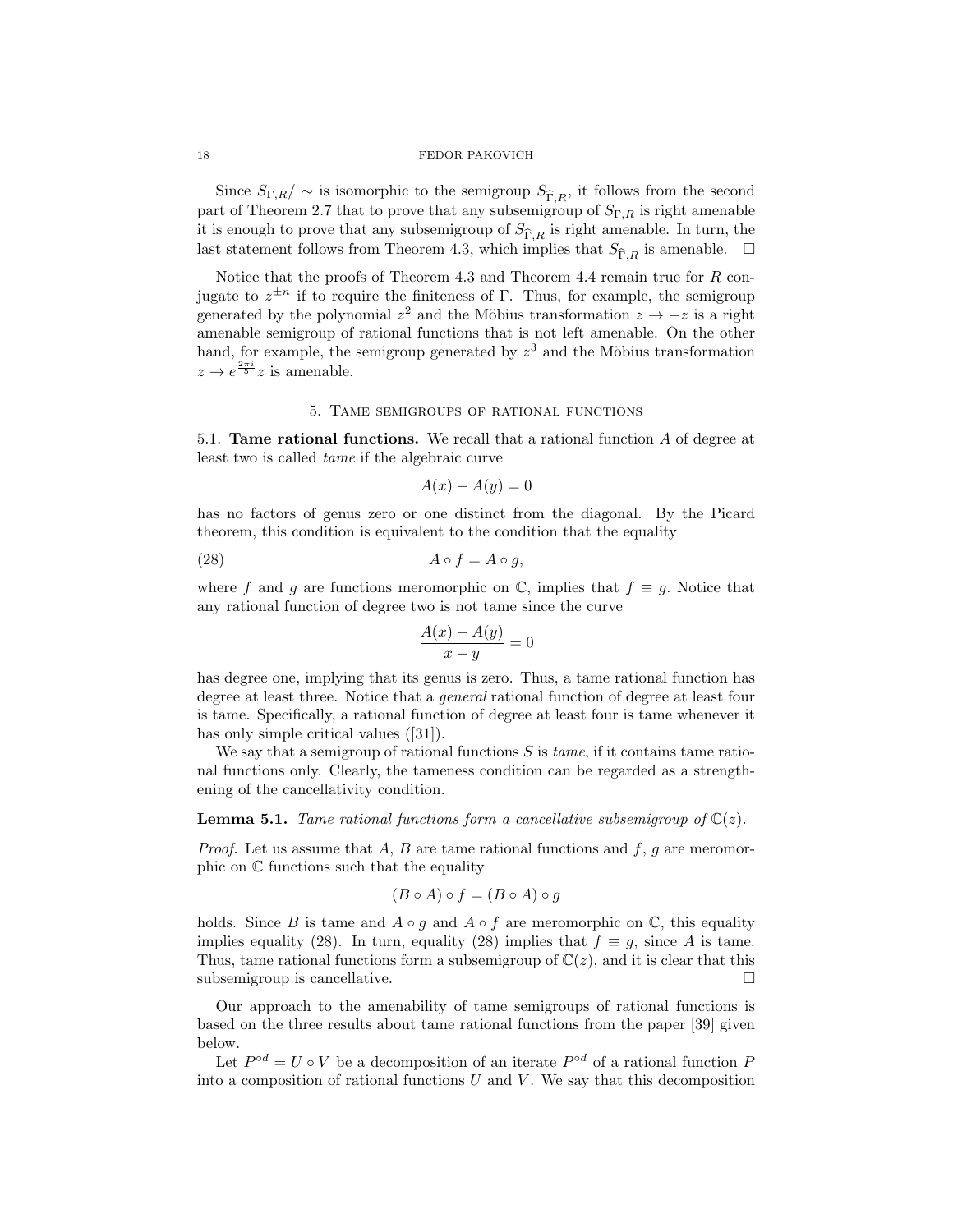Since $S_{\Gamma,R}/\sim$ is isomorphic to the semigroup $S_{\widehat{\Gamma},R}$, it follows from the second part of Theorem 2.7 that to prove that any subsemigroup of $S_{\Gamma,R}$ is right amenable it is enough to prove that any subsemigroup of $S_{\widehat{\Gamma},R}$ is right amenable. In turn, the last statement follows from Theorem 4.3, which implies that $S_{\widehat{\Gamma},R}$ is amenable. □

Notice that the proofs of Theorem 4.3 and Theorem 4.4 remain true for $R$ conjugate to $z^{\pm n}$ if to require the finiteness of $\Gamma$. Thus, for example, the semigroup generated by the polynomial $z^2$ and the Möbius transformation $z \to -z$ is a right amenable semigroup of rational functions that is not left amenable. On the other hand, for example, the semigroup generated by $z^3$ and the Möbius transformation $z \to e^{\frac{2\pi i}{5}} z$ is amenable.

## 5. Tame semigroups of rational functions

**5.1. Tame rational functions.** We recall that a rational function $A$ of degree at least two is called *tame* if the algebraic curve

$$A(x) - A(y) = 0$$

has no factors of genus zero or one distinct from the diagonal. By the Picard theorem, this condition is equivalent to the condition that the equality

$$A \circ f = A \circ g, \tag{28}$$

where $f$ and $g$ are functions meromorphic on $\mathbb{C}$, implies that $f \equiv g$. Notice that any rational function of degree two is not tame since the curve

$$\frac{A(x) - A(y)}{x - y} = 0$$

has degree one, implying that its genus is zero. Thus, a tame rational function has degree at least three. Notice that a *general* rational function of degree at least four is tame. Specifically, a rational function of degree at least four is tame whenever it has only simple critical values ([31]).

We say that a semigroup of rational functions $S$ is *tame*, if it contains tame rational functions only. Clearly, the tameness condition can be regarded as a strengthening of the cancellativity condition.

**Lemma 5.1.** *Tame rational functions form a cancellative subsemigroup of $\mathbb{C}(z)$.*

*Proof.* Let us assume that $A$, $B$ are tame rational functions and $f$, $g$ are meromorphic on $\mathbb{C}$ functions such that the equality

$$(B \circ A) \circ f = (B \circ A) \circ g$$

holds. Since $B$ is tame and $A \circ g$ and $A \circ f$ are meromorphic on $\mathbb{C}$, this equality implies equality (28). In turn, equality (28) implies that $f \equiv g$, since $A$ is tame. Thus, tame rational functions form a subsemigroup of $\mathbb{C}(z)$, and it is clear that this subsemigroup is cancellative. □

Our approach to the amenability of tame semigroups of rational functions is based on the three results about tame rational functions from the paper [39] given below.

Let $P^{\circ d} = U \circ V$ be a decomposition of an iterate $P^{\circ d}$ of a rational function $P$ into a composition of rational functions $U$ and $V$. We say that this decomposition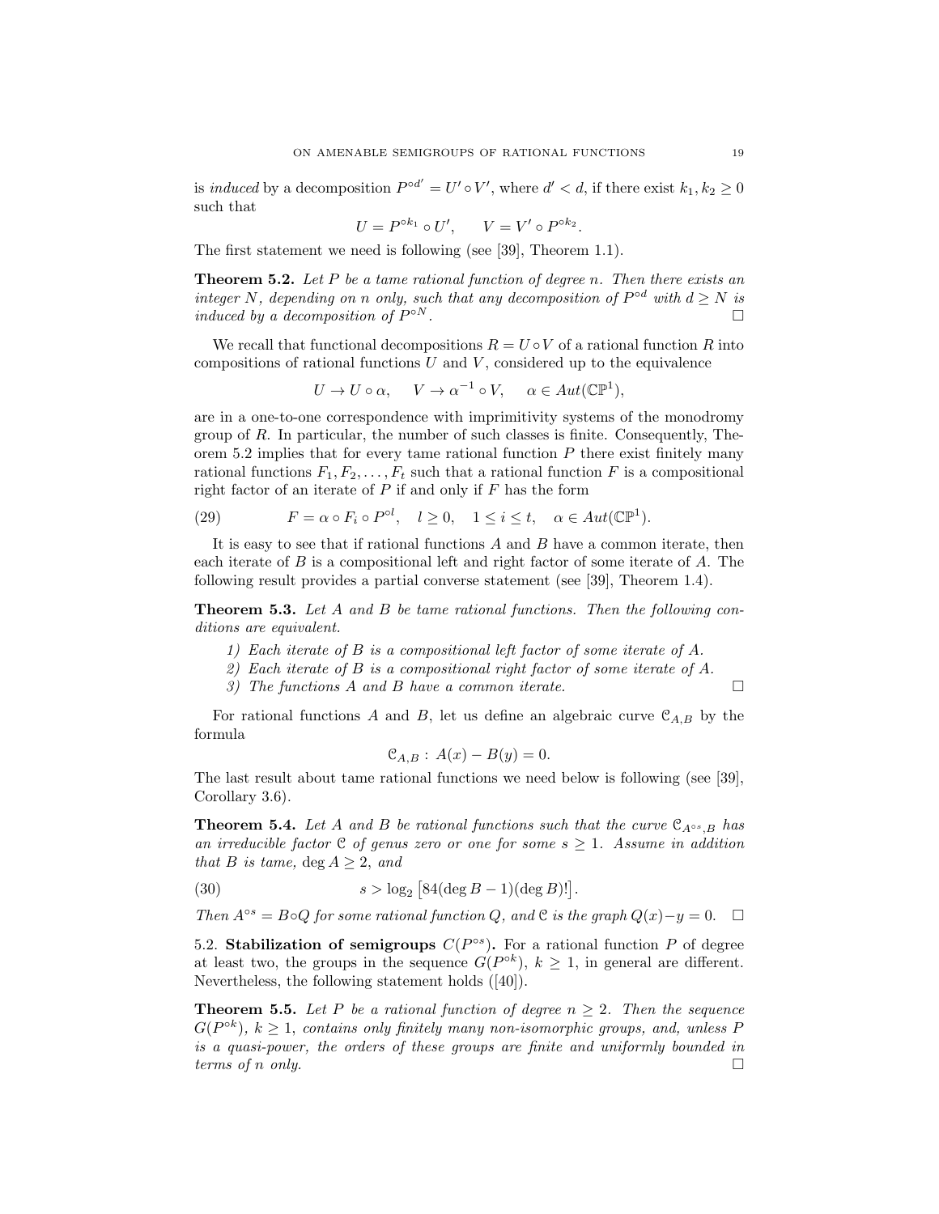is *induced* by a decomposition $P^{\circ d'} = U' \circ V'$, where $d' < d$, if there exist $k_1, k_2 \geq 0$ such that

$$U = P^{\circ k_1} \circ U', \qquad V = V' \circ P^{\circ k_2}.$$

The first statement we need is following (see [39], Theorem 1.1).

**Theorem 5.2.** *Let $P$ be a tame rational function of degree $n$. Then there exists an integer $N$, depending on $n$ only, such that any decomposition of $P^{\circ d}$ with $d \geq N$ is induced by a decomposition of $P^{\circ N}$.* □

We recall that functional decompositions $R = U \circ V$ of a rational function $R$ into compositions of rational functions $U$ and $V$, considered up to the equivalence

$$U \to U \circ \alpha, \quad V \to \alpha^{-1} \circ V, \quad \alpha \in Aut(\mathbb{CP}^1),$$

are in a one-to-one correspondence with imprimitivity systems of the monodromy group of $R$. In particular, the number of such classes is finite. Consequently, Theorem 5.2 implies that for every tame rational function $P$ there exist finitely many rational functions $F_1, F_2, \dots, F_t$ such that a rational function $F$ is a compositional right factor of an iterate of $P$ if and only if $F$ has the form

$$F = \alpha \circ F_i \circ P^{\circ l}, \quad l \geq 0, \quad 1 \leq i \leq t, \quad \alpha \in Aut(\mathbb{CP}^1). \tag{29}$$

It is easy to see that if rational functions $A$ and $B$ have a common iterate, then each iterate of $B$ is a compositional left and right factor of some iterate of $A$. The following result provides a partial converse statement (see [39], Theorem 1.4).

**Theorem 5.3.** *Let $A$ and $B$ be tame rational functions. Then the following conditions are equivalent.*

1) *Each iterate of $B$ is a compositional left factor of some iterate of $A$.*
2) *Each iterate of $B$ is a compositional right factor of some iterate of $A$.*
3) *The functions $A$ and $B$ have a common iterate.* □

For rational functions $A$ and $B$, let us define an algebraic curve $\mathcal{C}_{A,B}$ by the formula

$$\mathcal{C}_{A,B} : A(x) - B(y) = 0.$$

The last result about tame rational functions we need below is following (see [39], Corollary 3.6).

**Theorem 5.4.** *Let $A$ and $B$ be rational functions such that the curve $\mathcal{C}_{A^{\circ s},B}$ has an irreducible factor $\mathcal{C}$ of genus zero or one for some $s \geq 1$. Assume in addition that $B$ is tame, $\deg A \geq 2$, and*

$$s > \log_2 \left[ 84(\deg B - 1)(\deg B)! \right]. \tag{30}$$

*Then $A^{\circ s} = B \circ Q$ for some rational function $Q$, and $\mathcal{C}$ is the graph $Q(x) - y = 0$.* □

5.2. **Stabilization of semigroups $C(P^{\circ s})$.** For a rational function $P$ of degree at least two, the groups in the sequence $G(P^{\circ k})$, $k \geq 1$, in general are different. Nevertheless, the following statement holds ([40]).

**Theorem 5.5.** *Let $P$ be a rational function of degree $n \geq 2$. Then the sequence $G(P^{\circ k})$, $k \geq 1$, contains only finitely many non-isomorphic groups, and, unless $P$ is a quasi-power, the orders of these groups are finite and uniformly bounded in terms of $n$ only.* □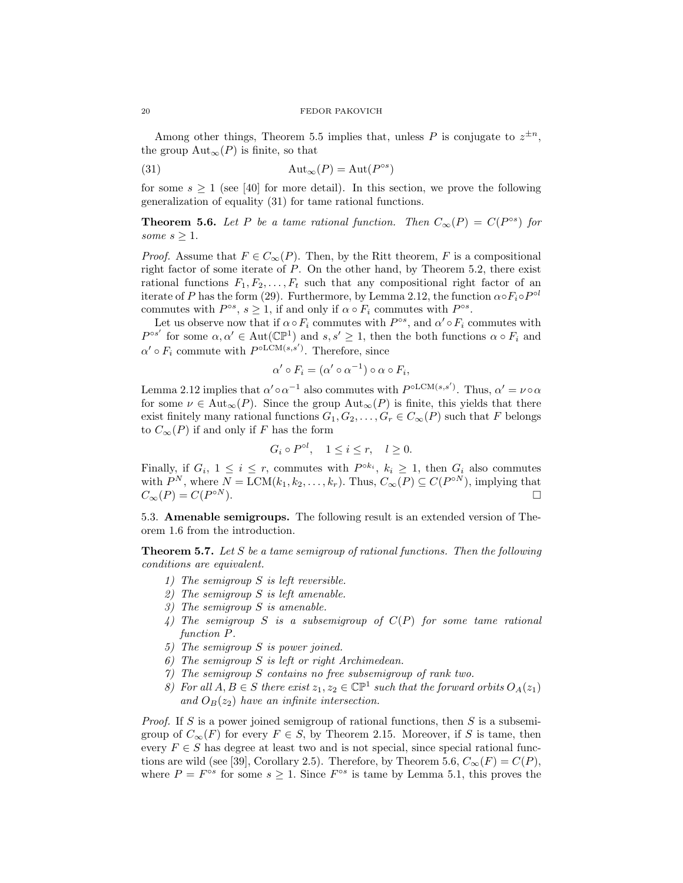Among other things, Theorem 5.5 implies that, unless $P$ is conjugate to $z^{\pm n}$, the group $\mathrm{Aut}_\infty(P)$ is finite, so that

$$\mathrm{Aut}_\infty(P) = \mathrm{Aut}(P^{\circ s}) \tag{31}$$

for some $s \geq 1$ (see [40] for more detail). In this section, we prove the following generalization of equality (31) for tame rational functions.

**Theorem 5.6.** *Let $P$ be a tame rational function. Then $C_\infty(P) = C(P^{\circ s})$ for some $s \geq 1$.*

*Proof.* Assume that $F \in C_\infty(P)$. Then, by the Ritt theorem, $F$ is a compositional right factor of some iterate of $P$. On the other hand, by Theorem 5.2, there exist rational functions $F_1, F_2, \dots, F_t$ such that any compositional right factor of an iterate of $P$ has the form (29). Furthermore, by Lemma 2.12, the function $\alpha \circ F_i \circ P^{\circ l}$ commutes with $P^{\circ s}$, $s \geq 1$, if and only if $\alpha \circ F_i$ commutes with $P^{\circ s}$.

Let us observe now that if $\alpha \circ F_i$ commutes with $P^{\circ s}$, and $\alpha' \circ F_i$ commutes with $P^{\circ s'}$ for some $\alpha, \alpha' \in \mathrm{Aut}(\mathbb{CP}^1)$ and $s, s' \geq 1$, then the both functions $\alpha \circ F_i$ and $\alpha' \circ F_i$ commute with $P^{\circ \mathrm{LCM}(s,s')}$. Therefore, since

$$\alpha' \circ F_i = (\alpha' \circ \alpha^{-1}) \circ \alpha \circ F_i,$$

Lemma 2.12 implies that $\alpha' \circ \alpha^{-1}$ also commutes with $P^{\circ \mathrm{LCM}(s,s')}$. Thus, $\alpha' = \nu \circ \alpha$ for some $\nu \in \mathrm{Aut}_\infty(P)$. Since the group $\mathrm{Aut}_\infty(P)$ is finite, this yields that there exist finitely many rational functions $G_1, G_2, \dots, G_r \in C_\infty(P)$ such that $F$ belongs to $C_\infty(P)$ if and only if $F$ has the form

$$G_i \circ P^{\circ l}, \quad 1 \leq i \leq r, \quad l \geq 0.$$

Finally, if $G_i$, $1 \leq i \leq r$, commutes with $P^{\circ k_i}$, $k_i \geq 1$, then $G_i$ also commutes with $P^N$, where $N = \mathrm{LCM}(k_1, k_2, \dots, k_r)$. Thus, $C_\infty(P) \subseteq C(P^{\circ N})$, implying that $C_\infty(P) = C(P^{\circ N})$. □

5.3. **Amenable semigroups.** The following result is an extended version of Theorem 1.6 from the introduction.

**Theorem 5.7.** *Let $S$ be a tame semigroup of rational functions. Then the following conditions are equivalent.*

1) *The semigroup $S$ is left reversible.*
2) *The semigroup $S$ is left amenable.*
3) *The semigroup $S$ is amenable.*
4) *The semigroup $S$ is a subsemigroup of $C(P)$ for some tame rational function $P$.*
5) *The semigroup $S$ is power joined.*
6) *The semigroup $S$ is left or right Archimedean.*
7) *The semigroup $S$ contains no free subsemigroup of rank two.*
8) *For all $A, B \in S$ there exist $z_1, z_2 \in \mathbb{CP}^1$ such that the forward orbits $O_A(z_1)$ and $O_B(z_2)$ have an infinite intersection.*

*Proof.* If $S$ is a power joined semigroup of rational functions, then $S$ is a subsemigroup of $C_\infty(F)$ for every $F \in S$, by Theorem 2.15. Moreover, if $S$ is tame, then every $F \in S$ has degree at least two and is not special, since special rational functions are wild (see [39], Corollary 2.5). Therefore, by Theorem 5.6, $C_\infty(F) = C(P)$, where $P = F^{\circ s}$ for some $s \geq 1$. Since $F^{\circ s}$ is tame by Lemma 5.1, this proves the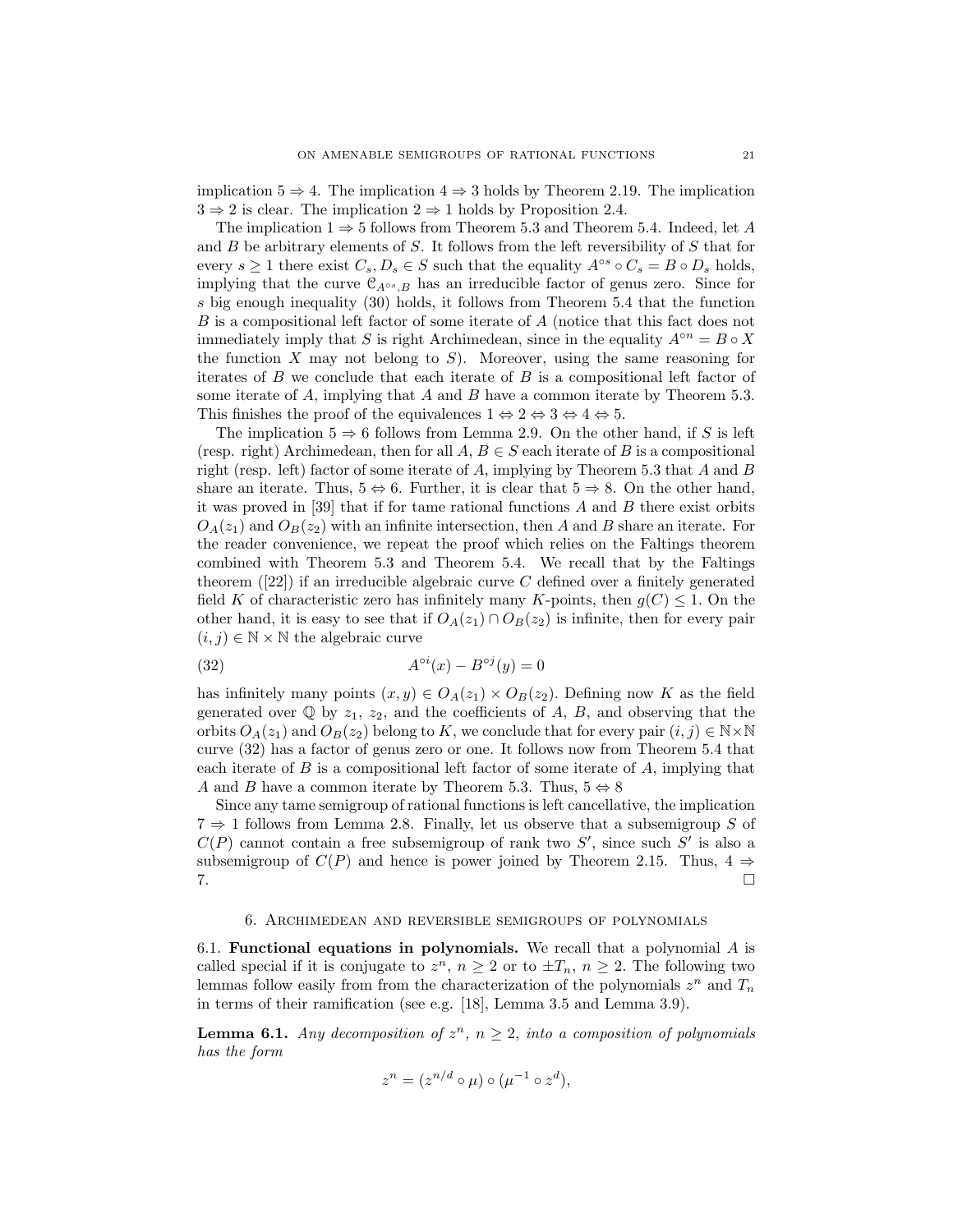implication $5 \Rightarrow 4$. The implication $4 \Rightarrow 3$ holds by Theorem 2.19. The implication $3 \Rightarrow 2$ is clear. The implication $2 \Rightarrow 1$ holds by Proposition 2.4.

The implication $1 \Rightarrow 5$ follows from Theorem 5.3 and Theorem 5.4. Indeed, let $A$ and $B$ be arbitrary elements of $S$. It follows from the left reversibility of $S$ that for every $s \geq 1$ there exist $C_s, D_s \in S$ such that the equality $A^{\circ s} \circ C_s = B \circ D_s$ holds, implying that the curve $\mathcal{C}_{A^{\circ s}, B}$ has an irreducible factor of genus zero. Since for $s$ big enough inequality (30) holds, it follows from Theorem 5.4 that the function $B$ is a compositional left factor of some iterate of $A$ (notice that this fact does not immediately imply that $S$ is right Archimedean, since in the equality $A^{\circ n} = B \circ X$ the function $X$ may not belong to $S$). Moreover, using the same reasoning for iterates of $B$ we conclude that each iterate of $B$ is a compositional left factor of some iterate of $A$, implying that $A$ and $B$ have a common iterate by Theorem 5.3. This finishes the proof of the equivalences $1 \Leftrightarrow 2 \Leftrightarrow 3 \Leftrightarrow 4 \Leftrightarrow 5$.

The implication $5 \Rightarrow 6$ follows from Lemma 2.9. On the other hand, if $S$ is left (resp. right) Archimedean, then for all $A, B \in S$ each iterate of $B$ is a compositional right (resp. left) factor of some iterate of $A$, implying by Theorem 5.3 that $A$ and $B$ share an iterate. Thus, $5 \Leftrightarrow 6$. Further, it is clear that $5 \Rightarrow 8$. On the other hand, it was proved in [39] that if for tame rational functions $A$ and $B$ there exist orbits $O_A(z_1)$ and $O_B(z_2)$ with an infinite intersection, then $A$ and $B$ share an iterate. For the reader convenience, we repeat the proof which relies on the Faltings theorem combined with Theorem 5.3 and Theorem 5.4. We recall that by the Faltings theorem ([22]) if an irreducible algebraic curve $C$ defined over a finitely generated field $K$ of characteristic zero has infinitely many $K$-points, then $g(C) \leq 1$. On the other hand, it is easy to see that if $O_A(z_1) \cap O_B(z_2)$ is infinite, then for every pair $(i, j) \in \mathbb{N} \times \mathbb{N}$ the algebraic curve

$$A^{\circ i}(x) - B^{\circ j}(y) = 0 \tag{32}$$

has infinitely many points $(x, y) \in O_A(z_1) \times O_B(z_2)$. Defining now $K$ as the field generated over $\mathbb{Q}$ by $z_1$, $z_2$, and the coefficients of $A$, $B$, and observing that the orbits $O_A(z_1)$ and $O_B(z_2)$ belong to $K$, we conclude that for every pair $(i, j) \in \mathbb{N} \times \mathbb{N}$ curve (32) has a factor of genus zero or one. It follows now from Theorem 5.4 that each iterate of $B$ is a compositional left factor of some iterate of $A$, implying that $A$ and $B$ have a common iterate by Theorem 5.3. Thus, $5 \Leftrightarrow 8$

Since any tame semigroup of rational functions is left cancellative, the implication $7 \Rightarrow 1$ follows from Lemma 2.8. Finally, let us observe that a subsemigroup $S$ of $C(P)$ cannot contain a free subsemigroup of rank two $S'$, since such $S'$ is also a subsemigroup of $C(P)$ and hence is power joined by Theorem 2.15. Thus, $4 \Rightarrow 7$. $\square$

## 6. Archimedean and reversible semigroups of polynomials

**6.1. Functional equations in polynomials.** We recall that a polynomial $A$ is called special if it is conjugate to $z^n$, $n \geq 2$ or to $\pm T_n$, $n \geq 2$. The following two lemmas follow easily from from the characterization of the polynomials $z^n$ and $T_n$ in terms of their ramification (see e.g. [18], Lemma 3.5 and Lemma 3.9).

**Lemma 6.1.** *Any decomposition of $z^n$, $n \geq 2$, into a composition of polynomials has the form*

$$z^n = (z^{n/d} \circ \mu) \circ (\mu^{-1} \circ z^d),$$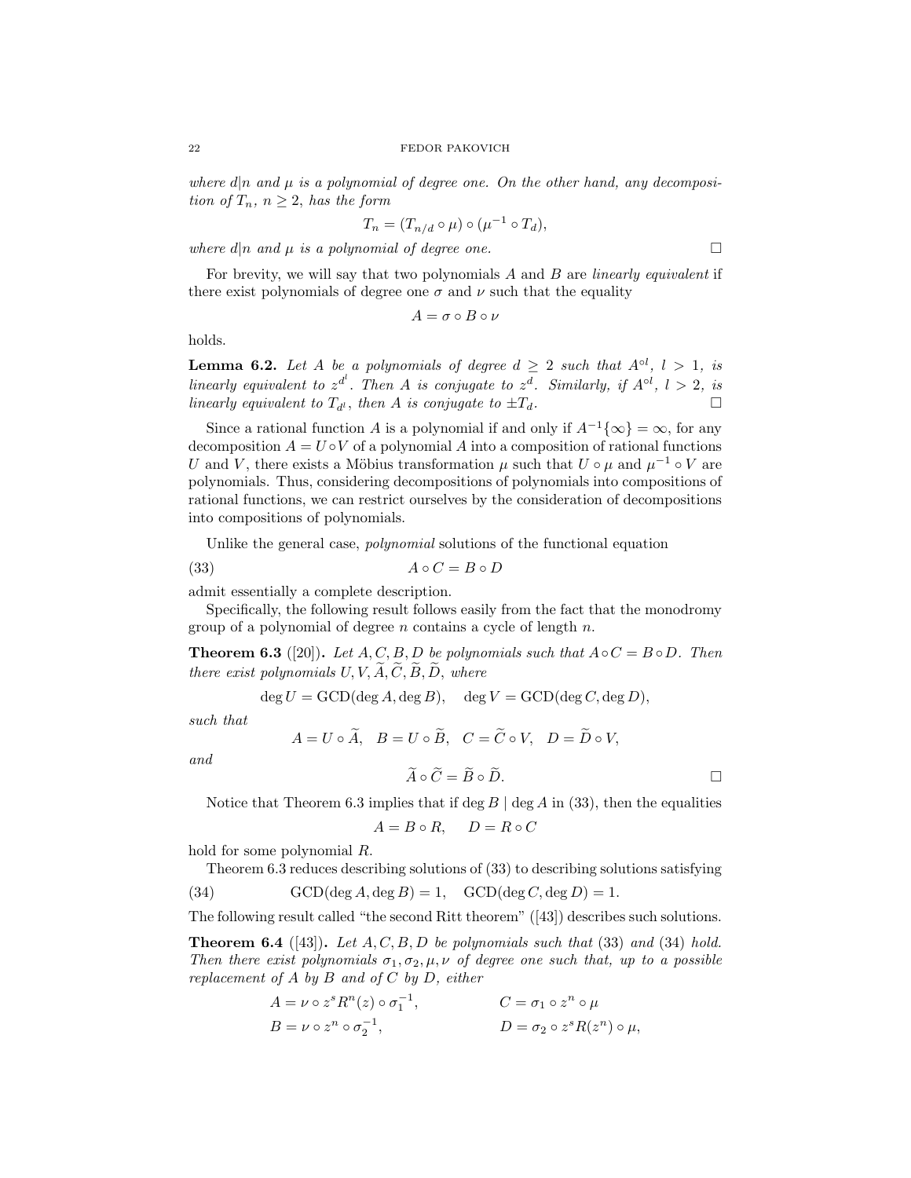*where $d|n$ and $\mu$ is a polynomial of degree one. On the other hand, any decomposition of $T_n$, $n \geq 2$, has the form*

$$T_n = (T_{n/d} \circ \mu) \circ (\mu^{-1} \circ T_d),$$

*where $d|n$ and $\mu$ is a polynomial of degree one.* □

For brevity, we will say that two polynomials $A$ and $B$ are *linearly equivalent* if there exist polynomials of degree one $\sigma$ and $\nu$ such that the equality

$$A = \sigma \circ B \circ \nu$$

holds.

**Lemma 6.2.** *Let $A$ be a polynomials of degree $d \geq 2$ such that $A^{\circ l}$, $l > 1$, is linearly equivalent to $z^{d^l}$. Then $A$ is conjugate to $z^d$. Similarly, if $A^{\circ l}$, $l > 2$, is linearly equivalent to $T_{d^l}$, then $A$ is conjugate to $\pm T_d$.* □

Since a rational function $A$ is a polynomial if and only if $A^{-1}\{\infty\} = \infty$, for any decomposition $A = U \circ V$ of a polynomial $A$ into a composition of rational functions $U$ and $V$, there exists a Möbius transformation $\mu$ such that $U \circ \mu$ and $\mu^{-1} \circ V$ are polynomials. Thus, considering decompositions of polynomials into compositions of rational functions, we can restrict ourselves by the consideration of decompositions into compositions of polynomials.

Unlike the general case, *polynomial* solutions of the functional equation

$$A \circ C = B \circ D \tag{33}$$

admit essentially a complete description.

Specifically, the following result follows easily from the fact that the monodromy group of a polynomial of degree $n$ contains a cycle of length $n$.

**Theorem 6.3** ([20])**.** *Let $A, C, B, D$ be polynomials such that $A \circ C = B \circ D$. Then there exist polynomials $U, V, \widetilde{A}, \widetilde{C}, \widetilde{B}, \widetilde{D}$, where*

$$\deg U = \mathrm{GCD}(\deg A, \deg B), \quad \deg V = \mathrm{GCD}(\deg C, \deg D),$$

*such that*

$$A = U \circ \widetilde{A}, \quad B = U \circ \widetilde{B}, \quad C = \widetilde{C} \circ V, \quad D = \widetilde{D} \circ V,$$

*and*

$$\widetilde{A} \circ \widetilde{C} = \widetilde{B} \circ \widetilde{D}.$$ □

Notice that Theorem 6.3 implies that if $\deg B \mid \deg A$ in (33), then the equalities

$$A = B \circ R, \quad D = R \circ C$$

hold for some polynomial $R$.

Theorem 6.3 reduces describing solutions of (33) to describing solutions satisfying

$$\mathrm{GCD}(\deg A, \deg B) = 1, \quad \mathrm{GCD}(\deg C, \deg D) = 1. \tag{34}$$

The following result called "the second Ritt theorem" ([43]) describes such solutions.

**Theorem 6.4** ([43])**.** *Let $A, C, B, D$ be polynomials such that (33) and (34) hold. Then there exist polynomials $\sigma_1, \sigma_2, \mu, \nu$ of degree one such that, up to a possible replacement of $A$ by $B$ and of $C$ by $D$, either*

$$A = \nu \circ z^s R^n(z) \circ \sigma_1^{-1}, \qquad C = \sigma_1 \circ z^n \circ \mu$$
$$B = \nu \circ z^n \circ \sigma_2^{-1}, \qquad D = \sigma_2 \circ z^s R(z^n) \circ \mu,$$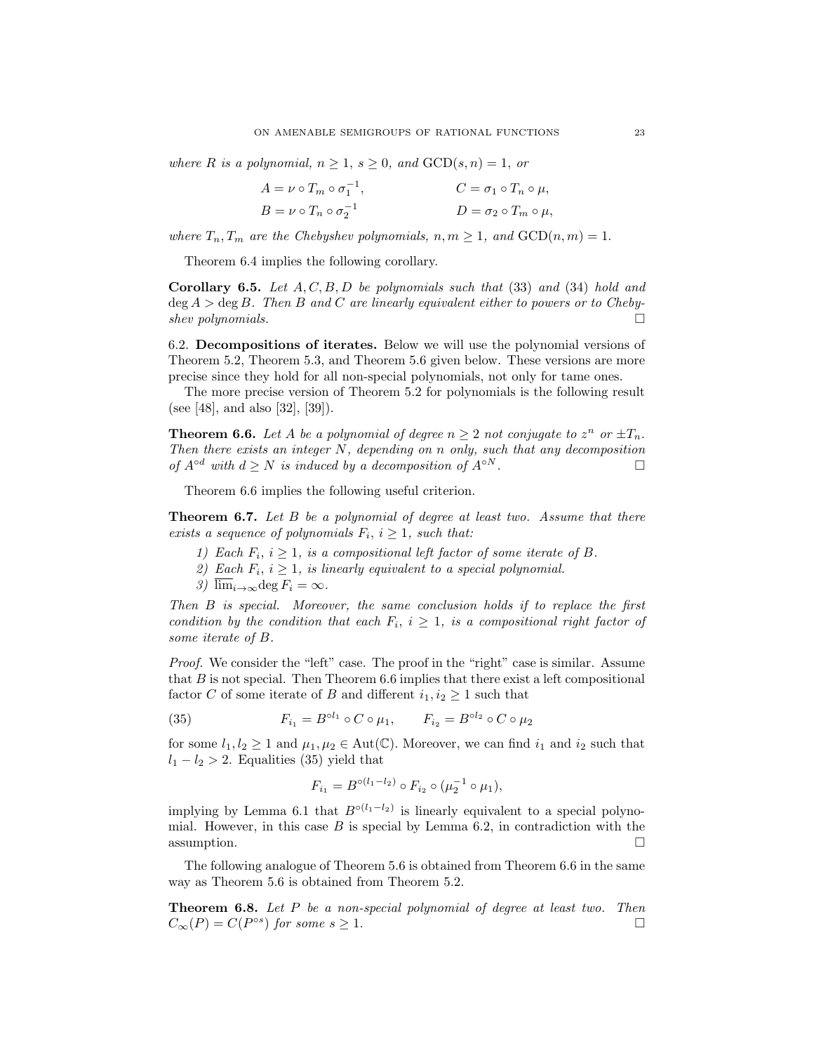where $R$ is a polynomial, $n \geq 1$, $s \geq 0$, and $\mathrm{GCD}(s,n) = 1$, or

$$A = \nu \circ T_m \circ \sigma_1^{-1}, \qquad\qquad C = \sigma_1 \circ T_n \circ \mu,$$
$$B = \nu \circ T_n \circ \sigma_2^{-1} \qquad\qquad D = \sigma_2 \circ T_m \circ \mu,$$

where $T_n, T_m$ are the Chebyshev polynomials, $n, m \geq 1$, and $\mathrm{GCD}(n,m) = 1$.

Theorem 6.4 implies the following corollary.

**Corollary 6.5.** *Let $A, C, B, D$ be polynomials such that* (33) *and* (34) *hold and* $\deg A > \deg B$. *Then $B$ and $C$ are linearly equivalent either to powers or to Chebyshev polynomials.* $\square$

6.2. **Decompositions of iterates.** Below we will use the polynomial versions of Theorem 5.2, Theorem 5.3, and Theorem 5.6 given below. These versions are more precise since they hold for all non-special polynomials, not only for tame ones.

The more precise version of Theorem 5.2 for polynomials is the following result (see [48], and also [32], [39]).

**Theorem 6.6.** *Let $A$ be a polynomial of degree $n \geq 2$ not conjugate to $z^n$ or $\pm T_n$. Then there exists an integer $N$, depending on $n$ only, such that any decomposition of $A^{\circ d}$ with $d \geq N$ is induced by a decomposition of $A^{\circ N}$.* $\square$

Theorem 6.6 implies the following useful criterion.

**Theorem 6.7.** *Let $B$ be a polynomial of degree at least two. Assume that there exists a sequence of polynomials $F_i$, $i \geq 1$, such that:*

*1) Each $F_i$, $i \geq 1$, is a compositional left factor of some iterate of $B$.*
*2) Each $F_i$, $i \geq 1$, is linearly equivalent to a special polynomial.*
*3) $\overline{\lim}_{i\to\infty} \deg F_i = \infty$.*

*Then $B$ is special. Moreover, the same conclusion holds if to replace the first condition by the condition that each $F_i$, $i \geq 1$, is a compositional right factor of some iterate of $B$.*

*Proof.* We consider the "left" case. The proof in the "right" case is similar. Assume that $B$ is not special. Then Theorem 6.6 implies that there exist a left compositional factor $C$ of some iterate of $B$ and different $i_1, i_2 \geq 1$ such that

$$F_{i_1} = B^{\circ l_1} \circ C \circ \mu_1, \qquad F_{i_2} = B^{\circ l_2} \circ C \circ \mu_2 \tag{35}$$

for some $l_1, l_2 \geq 1$ and $\mu_1, \mu_2 \in \mathrm{Aut}(\mathbb{C})$. Moreover, we can find $i_1$ and $i_2$ such that $l_1 - l_2 > 2$. Equalities (35) yield that

$$F_{i_1} = B^{\circ(l_1 - l_2)} \circ F_{i_2} \circ (\mu_2^{-1} \circ \mu_1),$$

implying by Lemma 6.1 that $B^{\circ(l_1-l_2)}$ is linearly equivalent to a special polynomial. However, in this case $B$ is special by Lemma 6.2, in contradiction with the assumption. $\square$

The following analogue of Theorem 5.6 is obtained from Theorem 6.6 in the same way as Theorem 5.6 is obtained from Theorem 5.2.

**Theorem 6.8.** *Let $P$ be a non-special polynomial of degree at least two. Then $C_\infty(P) = C(P^{\circ s})$ for some $s \geq 1$.* $\square$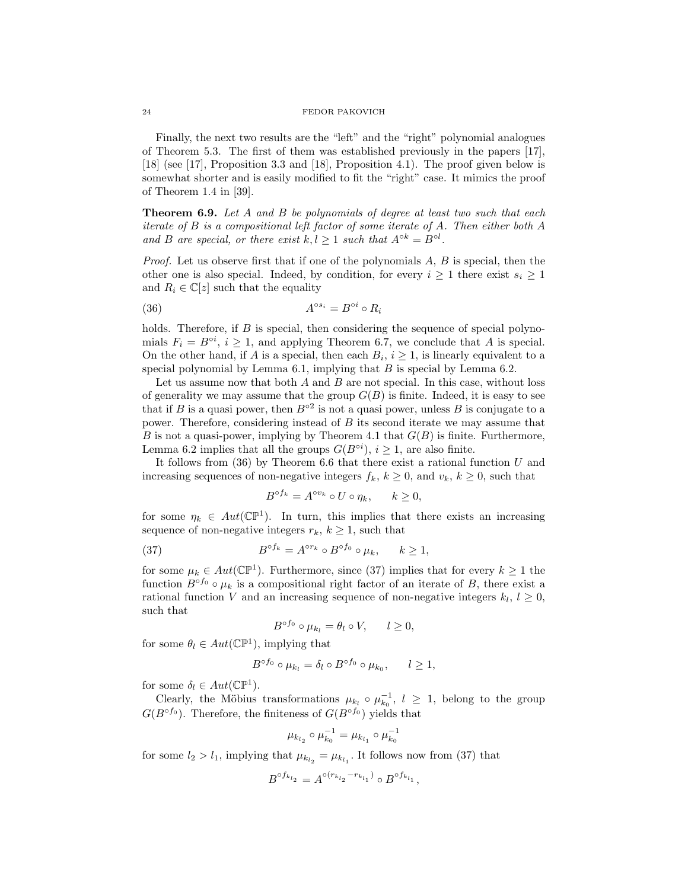Finally, the next two results are the "left" and the "right" polynomial analogues of Theorem 5.3. The first of them was established previously in the papers [17], [18] (see [17], Proposition 3.3 and [18], Proposition 4.1). The proof given below is somewhat shorter and is easily modified to fit the "right" case. It mimics the proof of Theorem 1.4 in [39].

**Theorem 6.9.** *Let $A$ and $B$ be polynomials of degree at least two such that each iterate of $B$ is a compositional left factor of some iterate of $A$. Then either both $A$ and $B$ are special, or there exist $k, l \geq 1$ such that $A^{\circ k} = B^{\circ l}$.*

*Proof.* Let us observe first that if one of the polynomials $A$, $B$ is special, then the other one is also special. Indeed, by condition, for every $i \geq 1$ there exist $s_i \geq 1$ and $R_i \in \mathbb{C}[z]$ such that the equality

$$A^{\circ s_i} = B^{\circ i} \circ R_i \tag{36}$$

holds. Therefore, if $B$ is special, then considering the sequence of special polynomials $F_i = B^{\circ i}$, $i \geq 1$, and applying Theorem 6.7, we conclude that $A$ is special. On the other hand, if $A$ is a special, then each $B_i$, $i \geq 1$, is linearly equivalent to a special polynomial by Lemma 6.1, implying that $B$ is special by Lemma 6.2.

Let us assume now that both $A$ and $B$ are not special. In this case, without loss of generality we may assume that the group $G(B)$ is finite. Indeed, it is easy to see that if $B$ is a quasi power, then $B^{\circ 2}$ is not a quasi power, unless $B$ is conjugate to a power. Therefore, considering instead of $B$ its second iterate we may assume that $B$ is not a quasi-power, implying by Theorem 4.1 that $G(B)$ is finite. Furthermore, Lemma 6.2 implies that all the groups $G(B^{\circ i})$, $i \geq 1$, are also finite.

It follows from (36) by Theorem 6.6 that there exist a rational function $U$ and increasing sequences of non-negative integers $f_k$, $k \geq 0$, and $v_k$, $k \geq 0$, such that

$$B^{\circ f_k} = A^{\circ v_k} \circ U \circ \eta_k, \qquad k \geq 0,$$

for some $\eta_k \in Aut(\mathbb{CP}^1)$. In turn, this implies that there exists an increasing sequence of non-negative integers $r_k$, $k \geq 1$, such that

$$B^{\circ f_k} = A^{\circ r_k} \circ B^{\circ f_0} \circ \mu_k, \qquad k \geq 1, \tag{37}$$

for some $\mu_k \in Aut(\mathbb{CP}^1)$. Furthermore, since (37) implies that for every $k \geq 1$ the function $B^{\circ f_0} \circ \mu_k$ is a compositional right factor of an iterate of $B$, there exist a rational function $V$ and an increasing sequence of non-negative integers $k_l$, $l \geq 0$, such that

$$B^{\circ f_0} \circ \mu_{k_l} = \theta_l \circ V, \qquad l \geq 0,$$

for some $\theta_l \in Aut(\mathbb{CP}^1)$, implying that

$$B^{\circ f_0} \circ \mu_{k_l} = \delta_l \circ B^{\circ f_0} \circ \mu_{k_0}, \qquad l \geq 1,$$

for some $\delta_l \in Aut(\mathbb{CP}^1)$.

Clearly, the Möbius transformations $\mu_{k_l} \circ \mu_{k_0}^{-1}$, $l \geq 1$, belong to the group $G(B^{\circ f_0})$. Therefore, the finiteness of $G(B^{\circ f_0})$ yields that

$$\mu_{k_{l_2}} \circ \mu_{k_0}^{-1} = \mu_{k_{l_1}} \circ \mu_{k_0}^{-1}$$

for some $l_2 > l_1$, implying that $\mu_{k_{l_2}} = \mu_{k_{l_1}}$. It follows now from (37) that

$$B^{\circ f_{k_{l_2}}} = A^{\circ (r_{k_{l_2}} - r_{k_{l_1}})} \circ B^{\circ f_{k_{l_1}}},$$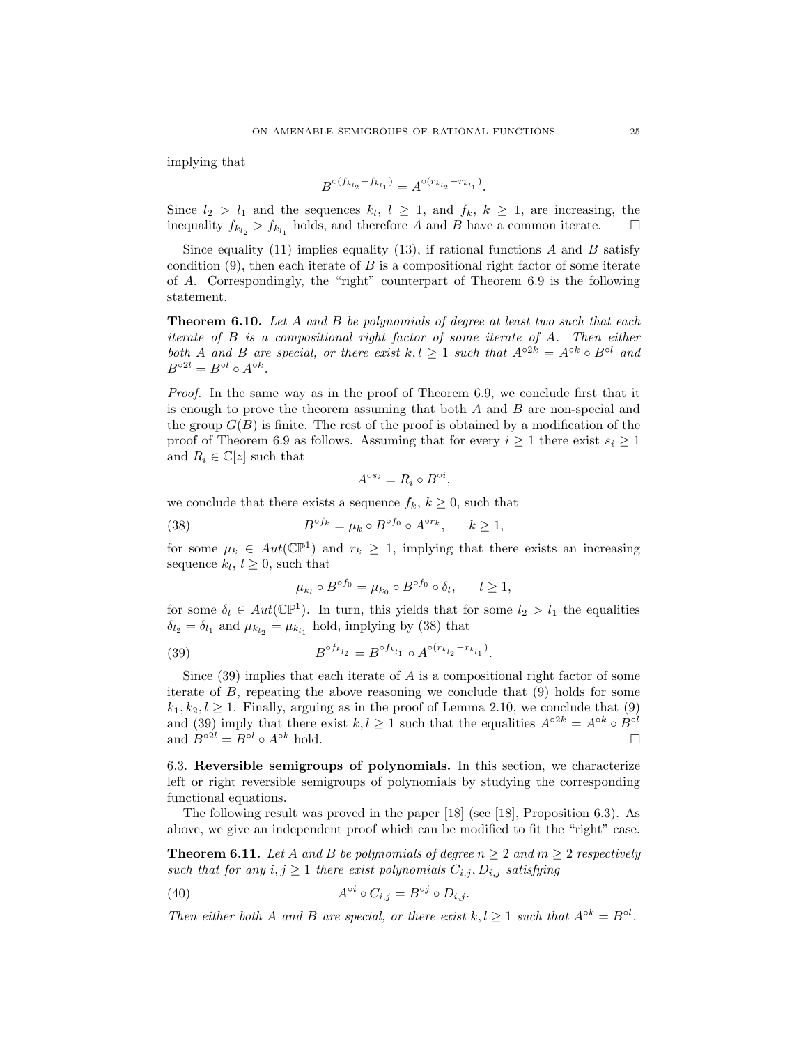implying that

$$B^{\circ(f_{k_{l_2}}-f_{k_{l_1}})} = A^{\circ(r_{k_{l_2}}-r_{k_{l_1}})}.$$

Since $l_2 > l_1$ and the sequences $k_l$, $l \geq 1$, and $f_k$, $k \geq 1$, are increasing, the inequality $f_{k_{l_2}} > f_{k_{l_1}}$ holds, and therefore $A$ and $B$ have a common iterate. □

Since equality (11) implies equality (13), if rational functions $A$ and $B$ satisfy condition (9), then each iterate of $B$ is a compositional right factor of some iterate of $A$. Correspondingly, the "right" counterpart of Theorem 6.9 is the following statement.

**Theorem 6.10.** *Let $A$ and $B$ be polynomials of degree at least two such that each iterate of $B$ is a compositional right factor of some iterate of $A$. Then either both $A$ and $B$ are special, or there exist $k, l \geq 1$ such that $A^{\circ 2k} = A^{\circ k} \circ B^{\circ l}$ and $B^{\circ 2l} = B^{\circ l} \circ A^{\circ k}$.*

*Proof.* In the same way as in the proof of Theorem 6.9, we conclude first that it is enough to prove the theorem assuming that both $A$ and $B$ are non-special and the group $G(B)$ is finite. The rest of the proof is obtained by a modification of the proof of Theorem 6.9 as follows. Assuming that for every $i \geq 1$ there exist $s_i \geq 1$ and $R_i \in \mathbb{C}[z]$ such that

$$A^{\circ s_i} = R_i \circ B^{\circ i},$$

we conclude that there exists a sequence $f_k$, $k \geq 0$, such that

$$B^{\circ f_k} = \mu_k \circ B^{\circ f_0} \circ A^{\circ r_k}, \qquad k \geq 1, \tag{38}$$

for some $\mu_k \in Aut(\mathbb{CP}^1)$ and $r_k \geq 1$, implying that there exists an increasing sequence $k_l$, $l \geq 0$, such that

$$\mu_{k_l} \circ B^{\circ f_0} = \mu_{k_0} \circ B^{\circ f_0} \circ \delta_l, \qquad l \geq 1,$$

for some $\delta_l \in Aut(\mathbb{CP}^1)$. In turn, this yields that for some $l_2 > l_1$ the equalities $\delta_{l_2} = \delta_{l_1}$ and $\mu_{k_{l_2}} = \mu_{k_{l_1}}$ hold, implying by (38) that

$$B^{\circ f_{k_{l_2}}} = B^{\circ f_{k_{l_1}}} \circ A^{\circ(r_{k_{l_2}}-r_{k_{l_1}})}. \tag{39}$$

Since (39) implies that each iterate of $A$ is a compositional right factor of some iterate of $B$, repeating the above reasoning we conclude that (9) holds for some $k_1, k_2, l \geq 1$. Finally, arguing as in the proof of Lemma 2.10, we conclude that (9) and (39) imply that there exist $k, l \geq 1$ such that the equalities $A^{\circ 2k} = A^{\circ k} \circ B^{\circ l}$ and $B^{\circ 2l} = B^{\circ l} \circ A^{\circ k}$ hold. □

### 6.3. Reversible semigroups of polynomials.

In this section, we characterize left or right reversible semigroups of polynomials by studying the corresponding functional equations.

The following result was proved in the paper [18] (see [18], Proposition 6.3). As above, we give an independent proof which can be modified to fit the "right" case.

**Theorem 6.11.** *Let $A$ and $B$ be polynomials of degree $n \geq 2$ and $m \geq 2$ respectively such that for any $i, j \geq 1$ there exist polynomials $C_{i,j}, D_{i,j}$ satisfying*

$$A^{\circ i} \circ C_{i,j} = B^{\circ j} \circ D_{i,j}. \tag{40}$$

*Then either both $A$ and $B$ are special, or there exist $k, l \geq 1$ such that $A^{\circ k} = B^{\circ l}$.*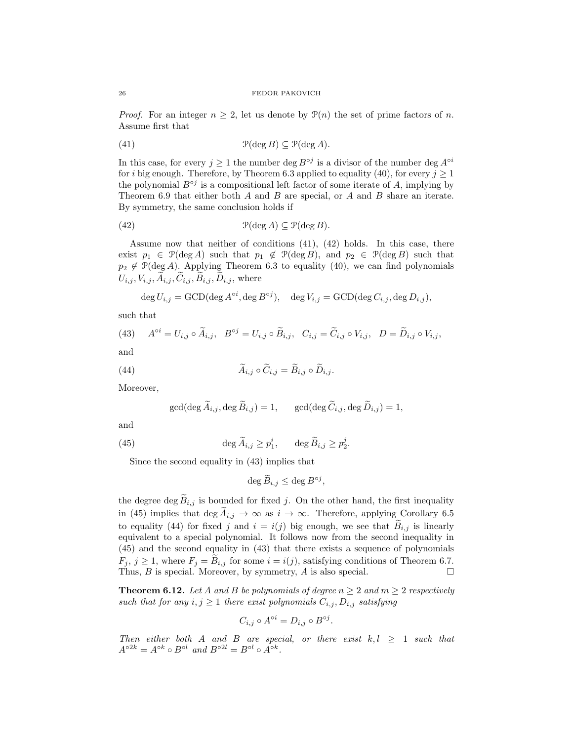*Proof.* For an integer $n \geq 2$, let us denote by $\mathcal{P}(n)$ the set of prime factors of $n$. Assume first that

$$\mathcal{P}(\deg B) \subseteq \mathcal{P}(\deg A). \tag{41}$$

In this case, for every $j \geq 1$ the number $\deg B^{\circ j}$ is a divisor of the number $\deg A^{\circ i}$ for $i$ big enough. Therefore, by Theorem 6.3 applied to equality (40), for every $j \geq 1$ the polynomial $B^{\circ j}$ is a compositional left factor of some iterate of $A$, implying by Theorem 6.9 that either both $A$ and $B$ are special, or $A$ and $B$ share an iterate. By symmetry, the same conclusion holds if

$$\mathcal{P}(\deg A) \subseteq \mathcal{P}(\deg B). \tag{42}$$

Assume now that neither of conditions (41), (42) holds. In this case, there exist $p_1 \in \mathcal{P}(\deg A)$ such that $p_1 \notin \mathcal{P}(\deg B)$, and $p_2 \in \mathcal{P}(\deg B)$ such that $p_2 \notin \mathcal{P}(\deg A)$. Applying Theorem 6.3 to equality (40), we can find polynomials $U_{i,j}, V_{i,j}, \widetilde{A}_{i,j}, \widetilde{C}_{i,j}, \widetilde{B}_{i,j}, \widetilde{D}_{i,j}$, where

$$\deg U_{i,j} = \mathrm{GCD}(\deg A^{\circ i}, \deg B^{\circ j}), \quad \deg V_{i,j} = \mathrm{GCD}(\deg C_{i,j}, \deg D_{i,j}),$$

such that

$$A^{\circ i} = U_{i,j} \circ \widetilde{A}_{i,j}, \quad B^{\circ j} = U_{i,j} \circ \widetilde{B}_{i,j}, \quad C_{i,j} = \widetilde{C}_{i,j} \circ V_{i,j}, \quad D = \widetilde{D}_{i,j} \circ V_{i,j}, \tag{43}$$

and

$$\widetilde{A}_{i,j} \circ \widetilde{C}_{i,j} = \widetilde{B}_{i,j} \circ \widetilde{D}_{i,j}. \tag{44}$$

Moreover,

$$\gcd(\deg \widetilde{A}_{i,j}, \deg \widetilde{B}_{i,j}) = 1, \qquad \gcd(\deg \widetilde{C}_{i,j}, \deg \widetilde{D}_{i,j}) = 1,$$

and

$$\deg \widetilde{A}_{i,j} \geq p_1^i, \qquad \deg \widetilde{B}_{i,j} \geq p_2^j. \tag{45}$$

Since the second equality in (43) implies that

$$\deg \widetilde{B}_{i,j} \leq \deg B^{\circ j},$$

the degree $\deg \widetilde{B}_{i,j}$ is bounded for fixed $j$. On the other hand, the first inequality in (45) implies that $\deg \widetilde{A}_{i,j} \to \infty$ as $i \to \infty$. Therefore, applying Corollary 6.5 to equality (44) for fixed $j$ and $i = i(j)$ big enough, we see that $\widetilde{B}_{i,j}$ is linearly equivalent to a special polynomial. It follows now from the second inequality in (45) and the second equality in (43) that there exists a sequence of polynomials $F_j$, $j \geq 1$, where $F_j = \widetilde{B}_{i,j}$ for some $i = i(j)$, satisfying conditions of Theorem 6.7. Thus, $B$ is special. Moreover, by symmetry, $A$ is also special. $\square$

**Theorem 6.12.** *Let $A$ and $B$ be polynomials of degree $n \geq 2$ and $m \geq 2$ respectively such that for any $i, j \geq 1$ there exist polynomials $C_{i,j}, D_{i,j}$ satisfying*

$$C_{i,j} \circ A^{\circ i} = D_{i,j} \circ B^{\circ j}.$$

*Then either both $A$ and $B$ are special, or there exist $k, l \geq 1$ such that $A^{\circ 2k} = A^{\circ k} \circ B^{\circ l}$ and $B^{\circ 2l} = B^{\circ l} \circ A^{\circ k}$.*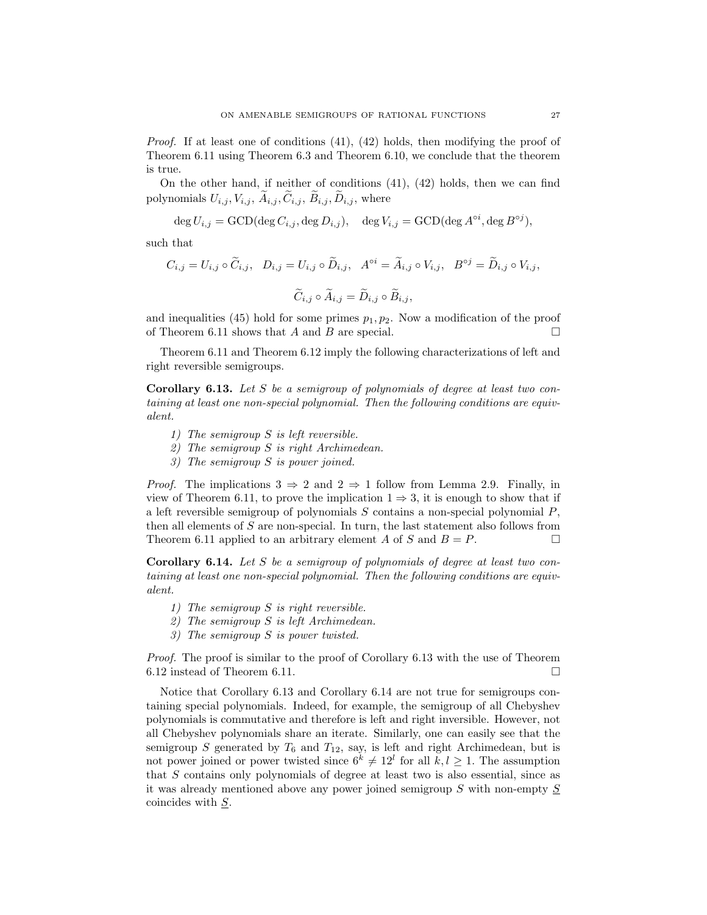*Proof.* If at least one of conditions (41), (42) holds, then modifying the proof of Theorem 6.11 using Theorem 6.3 and Theorem 6.10, we conclude that the theorem is true.

On the other hand, if neither of conditions (41), (42) holds, then we can find polynomials $U_{i,j}, V_{i,j}, \widetilde{A}_{i,j}, \widetilde{C}_{i,j}, \widetilde{B}_{i,j}, \widetilde{D}_{i,j}$, where

$$\deg U_{i,j} = \text{GCD}(\deg C_{i,j}, \deg D_{i,j}), \quad \deg V_{i,j} = \text{GCD}(\deg A^{\circ i}, \deg B^{\circ j}),$$

such that

$$C_{i,j} = U_{i,j} \circ \widetilde{C}_{i,j}, \quad D_{i,j} = U_{i,j} \circ \widetilde{D}_{i,j}, \quad A^{\circ i} = \widetilde{A}_{i,j} \circ V_{i,j}, \quad B^{\circ j} = \widetilde{D}_{i,j} \circ V_{i,j},$$

$$\widetilde{C}_{i,j} \circ \widetilde{A}_{i,j} = \widetilde{D}_{i,j} \circ \widetilde{B}_{i,j},$$

and inequalities (45) hold for some primes $p_1, p_2$. Now a modification of the proof of Theorem 6.11 shows that $A$ and $B$ are special. □

Theorem 6.11 and Theorem 6.12 imply the following characterizations of left and right reversible semigroups.

**Corollary 6.13.** *Let $S$ be a semigroup of polynomials of degree at least two containing at least one non-special polynomial. Then the following conditions are equivalent.*

1) *The semigroup $S$ is left reversible.*
2) *The semigroup $S$ is right Archimedean.*
3) *The semigroup $S$ is power joined.*

*Proof.* The implications $3 \Rightarrow 2$ and $2 \Rightarrow 1$ follow from Lemma 2.9. Finally, in view of Theorem 6.11, to prove the implication $1 \Rightarrow 3$, it is enough to show that if a left reversible semigroup of polynomials $S$ contains a non-special polynomial $P$, then all elements of $S$ are non-special. In turn, the last statement also follows from Theorem 6.11 applied to an arbitrary element $A$ of $S$ and $B = P$. □

**Corollary 6.14.** *Let $S$ be a semigroup of polynomials of degree at least two containing at least one non-special polynomial. Then the following conditions are equivalent.*

1) *The semigroup $S$ is right reversible.*
2) *The semigroup $S$ is left Archimedean.*
3) *The semigroup $S$ is power twisted.*

*Proof.* The proof is similar to the proof of Corollary 6.13 with the use of Theorem 6.12 instead of Theorem 6.11. □

Notice that Corollary 6.13 and Corollary 6.14 are not true for semigroups containing special polynomials. Indeed, for example, the semigroup of all Chebyshev polynomials is commutative and therefore is left and right inversible. However, not all Chebyshev polynomials share an iterate. Similarly, one can easily see that the semigroup $S$ generated by $T_6$ and $T_{12}$, say, is left and right Archimedean, but is not power joined or power twisted since $6^k \neq 12^l$ for all $k, l \geq 1$. The assumption that $S$ contains only polynomials of degree at least two is also essential, since as it was already mentioned above any power joined semigroup $S$ with non-empty $\underline{S}$ coincides with $\underline{S}$.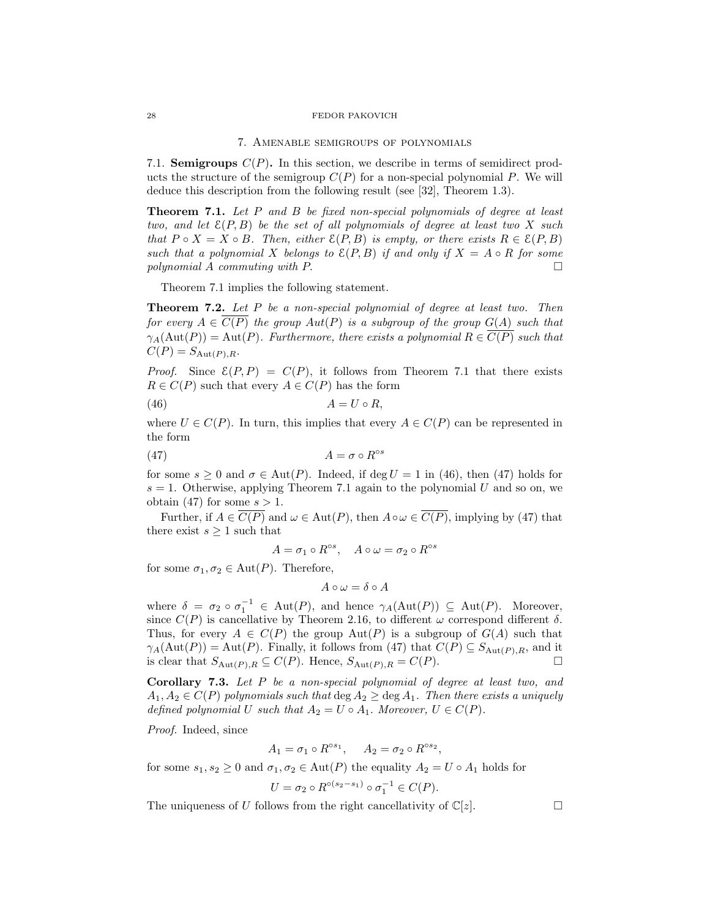## 7. Amenable semigroups of polynomials

7.1. **Semigroups $C(P)$.** In this section, we describe in terms of semidirect products the structure of the semigroup $C(P)$ for a non-special polynomial $P$. We will deduce this description from the following result (see [32], Theorem 1.3).

**Theorem 7.1.** *Let $P$ and $B$ be fixed non-special polynomials of degree at least two, and let $\mathcal{E}(P,B)$ be the set of all polynomials of degree at least two $X$ such that $P \circ X = X \circ B$. Then, either $\mathcal{E}(P,B)$ is empty, or there exists $R \in \mathcal{E}(P,B)$ such that a polynomial $X$ belongs to $\mathcal{E}(P,B)$ if and only if $X = A \circ R$ for some polynomial $A$ commuting with $P$.* □

Theorem 7.1 implies the following statement.

**Theorem 7.2.** *Let $P$ be a non-special polynomial of degree at least two. Then for every $A \in \overline{C(P)}$ the group $Aut(P)$ is a subgroup of the group $G(A)$ such that $\gamma_A(\mathrm{Aut}(P)) = \mathrm{Aut}(P)$. Furthermore, there exists a polynomial $R \in \overline{C(P)}$ such that $C(P) = S_{\mathrm{Aut}(P),R}$.*

*Proof.* Since $\mathcal{E}(P,P) = C(P)$, it follows from Theorem 7.1 that there exists $R \in C(P)$ such that every $A \in C(P)$ has the form

$$A = U \circ R, \tag{46}$$

where $U \in C(P)$. In turn, this implies that every $A \in C(P)$ can be represented in the form

$$A = \sigma \circ R^{\circ s} \tag{47}$$

for some $s \geq 0$ and $\sigma \in \mathrm{Aut}(P)$. Indeed, if $\deg U = 1$ in (46), then (47) holds for $s = 1$. Otherwise, applying Theorem 7.1 again to the polynomial $U$ and so on, we obtain (47) for some $s > 1$.

Further, if $A \in \overline{C(P)}$ and $\omega \in \mathrm{Aut}(P)$, then $A \circ \omega \in \overline{C(P)}$, implying by (47) that there exist $s \geq 1$ such that

$$A = \sigma_1 \circ R^{\circ s}, \quad A \circ \omega = \sigma_2 \circ R^{\circ s}$$

for some $\sigma_1, \sigma_2 \in \mathrm{Aut}(P)$. Therefore,

$$A \circ \omega = \delta \circ A$$

where $\delta = \sigma_2 \circ \sigma_1^{-1} \in \mathrm{Aut}(P)$, and hence $\gamma_A(\mathrm{Aut}(P)) \subseteq \mathrm{Aut}(P)$. Moreover, since $C(P)$ is cancellative by Theorem 2.16, to different $\omega$ correspond different $\delta$. Thus, for every $A \in C(P)$ the group $\mathrm{Aut}(P)$ is a subgroup of $G(A)$ such that $\gamma_A(\mathrm{Aut}(P)) = \mathrm{Aut}(P)$. Finally, it follows from (47) that $C(P) \subseteq S_{\mathrm{Aut}(P),R}$, and it is clear that $S_{\mathrm{Aut}(P),R} \subseteq C(P)$. Hence, $S_{\mathrm{Aut}(P),R} = C(P)$. □

**Corollary 7.3.** *Let $P$ be a non-special polynomial of degree at least two, and $A_1, A_2 \in C(P)$ polynomials such that $\deg A_2 \geq \deg A_1$. Then there exists a uniquely defined polynomial $U$ such that $A_2 = U \circ A_1$. Moreover, $U \in C(P)$.*

*Proof.* Indeed, since

$$A_1 = \sigma_1 \circ R^{\circ s_1}, \quad A_2 = \sigma_2 \circ R^{\circ s_2},$$

for some $s_1, s_2 \geq 0$ and $\sigma_1, \sigma_2 \in \mathrm{Aut}(P)$ the equality $A_2 = U \circ A_1$ holds for

$$U = \sigma_2 \circ R^{\circ(s_2 - s_1)} \circ \sigma_1^{-1} \in C(P).$$

The uniqueness of $U$ follows from the right cancellativity of $\mathbb{C}[z]$. □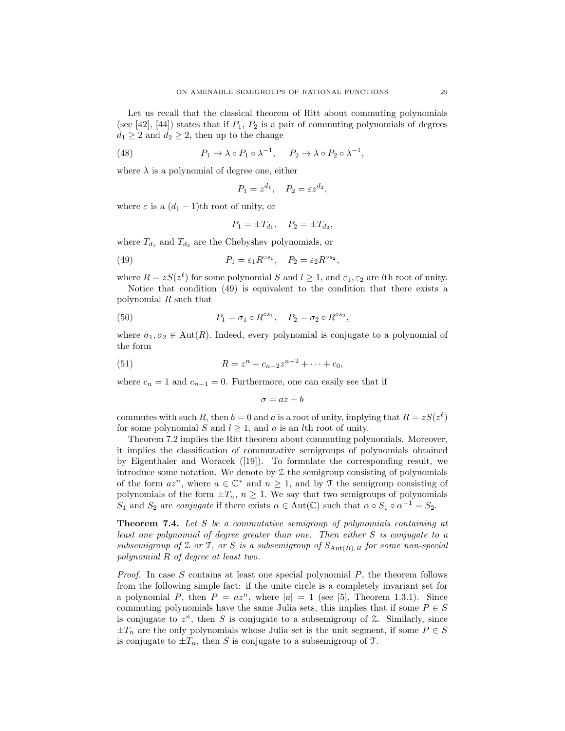Let us recall that the classical theorem of Ritt about commuting polynomials (see [42], [44]) states that if $P_1$, $P_2$ is a pair of commuting polynomials of degrees $d_1 \geq 2$ and $d_2 \geq 2$, then up to the change

$$P_1 \to \lambda \circ P_1 \circ \lambda^{-1}, \quad P_2 \to \lambda \circ P_2 \circ \lambda^{-1}, \tag{48}$$

where $\lambda$ is a polynomial of degree one, either

$$P_1 = z^{d_1}, \quad P_2 = \varepsilon z^{d_2},$$

where $\varepsilon$ is a $(d_1 - 1)$th root of unity, or

$$P_1 = \pm T_{d_1}, \quad P_2 = \pm T_{d_2},$$

where $T_{d_1}$ and $T_{d_2}$ are the Chebyshev polynomials, or

$$P_1 = \varepsilon_1 R^{\circ s_1}, \quad P_2 = \varepsilon_2 R^{\circ s_2}, \tag{49}$$

where $R = zS(z^\ell)$ for some polynomial $S$ and $l \geq 1$, and $\varepsilon_1, \varepsilon_2$ are $l$th root of unity.

Notice that condition (49) is equivalent to the condition that there exists a polynomial $R$ such that

$$P_1 = \sigma_1 \circ R^{\circ s_1}, \quad P_2 = \sigma_2 \circ R^{\circ s_2}, \tag{50}$$

where $\sigma_1, \sigma_2 \in \mathrm{Aut}(R)$. Indeed, every polynomial is conjugate to a polynomial of the form

$$R = z^n + c_{n-2}z^{n-2} + \cdots + c_0, \tag{51}$$

where $c_n = 1$ and $c_{n-1} = 0$. Furthermore, one can easily see that if

$$\sigma = az + b$$

commutes with such $R$, then $b = 0$ and $a$ is a root of unity, implying that $R = zS(z^\ell)$ for some polynomial $S$ and $l \geq 1$, and $a$ is an $l$th root of unity.

Theorem 7.2 implies the Ritt theorem about commuting polynomials. Moreover, it implies the classification of commutative semigroups of polynomials obtained by Eigenthaler and Woracek ([19]). To formulate the corresponding result, we introduce some notation. We denote by $\mathcal{Z}$ the semigroup consisting of polynomials of the form $az^n$, where $a \in \mathbb{C}^*$ and $n \geq 1$, and by $\mathcal{T}$ the semigroup consisting of polynomials of the form $\pm T_n$, $n \geq 1$. We say that two semigroups of polynomials $S_1$ and $S_2$ are *conjugate* if there exists $\alpha \in \mathrm{Aut}(\mathbb{C})$ such that $\alpha \circ S_1 \circ \alpha^{-1} = S_2$.

**Theorem 7.4.** *Let $S$ be a commutative semigroup of polynomials containing at least one polynomial of degree greater than one. Then either $S$ is conjugate to a subsemigroup of $\mathcal{Z}$ or $\mathcal{T}$, or $S$ is a subsemigroup of $S_{\mathrm{Aut}(R),R}$ for some non-special polynomial $R$ of degree at least two.*

*Proof.* In case $S$ contains at least one special polynomial $P$, the theorem follows from the following simple fact: if the unite circle is a completely invariant set for a polynomial $P$, then $P = az^n$, where $|a| = 1$ (see [5], Theorem 1.3.1). Since commuting polynomials have the same Julia sets, this implies that if some $P \in S$ is conjugate to $z^n$, then $S$ is conjugate to a subsemigroup of $\mathcal{Z}$. Similarly, since $\pm T_n$ are the only polynomials whose Julia set is the unit segment, if some $P \in S$ is conjugate to $\pm T_n$, then $S$ is conjugate to a subsemigroup of $\mathcal{T}$.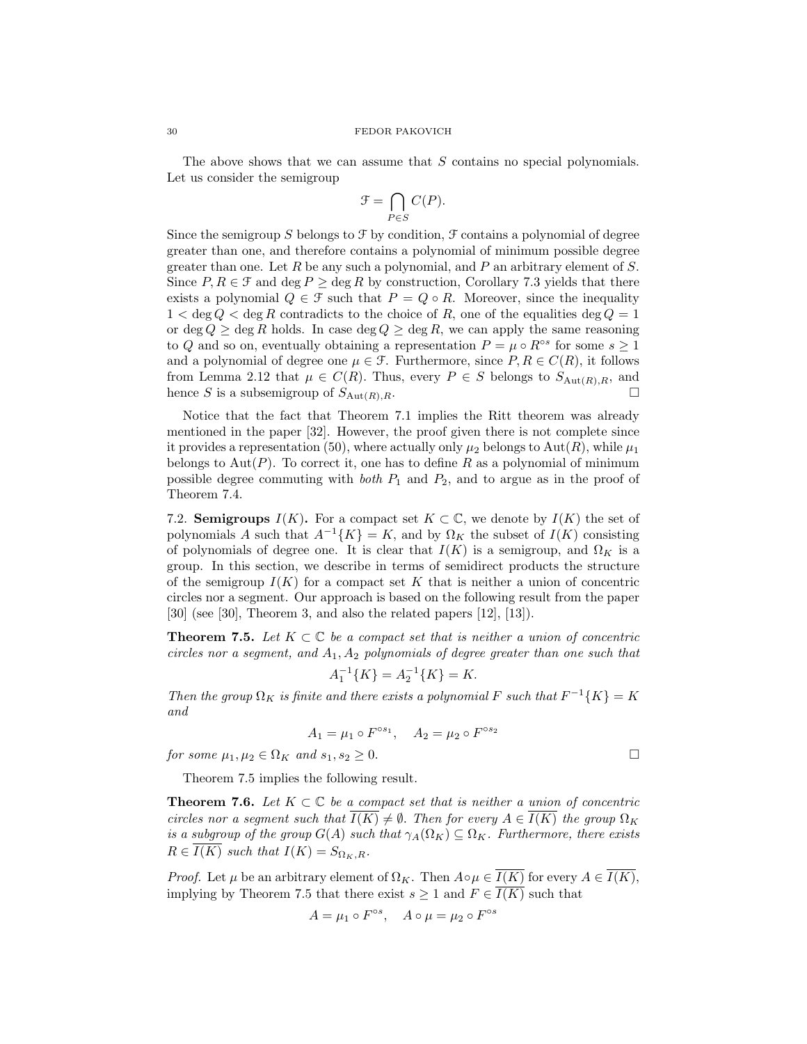The above shows that we can assume that $S$ contains no special polynomials. Let us consider the semigroup

$$\mathcal{F} = \bigcap_{P \in S} C(P).$$

Since the semigroup $S$ belongs to $\mathcal{F}$ by condition, $\mathcal{F}$ contains a polynomial of degree greater than one, and therefore contains a polynomial of minimum possible degree greater than one. Let $R$ be any such a polynomial, and $P$ an arbitrary element of $S$. Since $P, R \in \mathcal{F}$ and $\deg P \geq \deg R$ by construction, Corollary 7.3 yields that there exists a polynomial $Q \in \mathcal{F}$ such that $P = Q \circ R$. Moreover, since the inequality $1 < \deg Q < \deg R$ contradicts to the choice of $R$, one of the equalities $\deg Q = 1$ or $\deg Q \geq \deg R$ holds. In case $\deg Q \geq \deg R$, we can apply the same reasoning to $Q$ and so on, eventually obtaining a representation $P = \mu \circ R^{\circ s}$ for some $s \geq 1$ and a polynomial of degree one $\mu \in \mathcal{F}$. Furthermore, since $P, R \in C(R)$, it follows from Lemma 2.12 that $\mu \in C(R)$. Thus, every $P \in S$ belongs to $S_{\mathrm{Aut}(R),R}$, and hence $S$ is a subsemigroup of $S_{\mathrm{Aut}(R),R}$. □

Notice that the fact that Theorem 7.1 implies the Ritt theorem was already mentioned in the paper [32]. However, the proof given there is not complete since it provides a representation (50), where actually only $\mu_2$ belongs to $\mathrm{Aut}(R)$, while $\mu_1$ belongs to $\mathrm{Aut}(P)$. To correct it, one has to define $R$ as a polynomial of minimum possible degree commuting with *both* $P_1$ and $P_2$, and to argue as in the proof of Theorem 7.4.

## 7.2. Semigroups $I(K)$.

For a compact set $K \subset \mathbb{C}$, we denote by $I(K)$ the set of polynomials $A$ such that $A^{-1}\{K\} = K$, and by $\Omega_K$ the subset of $I(K)$ consisting of polynomials of degree one. It is clear that $I(K)$ is a semigroup, and $\Omega_K$ is a group. In this section, we describe in terms of semidirect products the structure of the semigroup $I(K)$ for a compact set $K$ that is neither a union of concentric circles nor a segment. Our approach is based on the following result from the paper [30] (see [30], Theorem 3, and also the related papers [12], [13]).

**Theorem 7.5.** *Let $K \subset \mathbb{C}$ be a compact set that is neither a union of concentric circles nor a segment, and $A_1, A_2$ polynomials of degree greater than one such that*

$$A_1^{-1}\{K\} = A_2^{-1}\{K\} = K.$$

*Then the group $\Omega_K$ is finite and there exists a polynomial $F$ such that $F^{-1}\{K\} = K$ and*

$$A_1 = \mu_1 \circ F^{\circ s_1}, \quad A_2 = \mu_2 \circ F^{\circ s_2}$$

*for some $\mu_1, \mu_2 \in \Omega_K$ and $s_1, s_2 \geq 0$.* □

Theorem 7.5 implies the following result.

**Theorem 7.6.** *Let $K \subset \mathbb{C}$ be a compact set that is neither a union of concentric circles nor a segment such that $\overline{I(K)} \neq \emptyset$. Then for every $A \in \overline{I(K)}$ the group $\Omega_K$ is a subgroup of the group $G(A)$ such that $\gamma_A(\Omega_K) \subseteq \Omega_K$. Furthermore, there exists $R \in \overline{I(K)}$ such that $I(K) = S_{\Omega_K,R}$.*

*Proof.* Let $\mu$ be an arbitrary element of $\Omega_K$. Then $A \circ \mu \in \overline{I(K)}$ for every $A \in \overline{I(K)}$, implying by Theorem 7.5 that there exist $s \geq 1$ and $F \in \overline{I(K)}$ such that

$$A = \mu_1 \circ F^{\circ s}, \quad A \circ \mu = \mu_2 \circ F^{\circ s}$$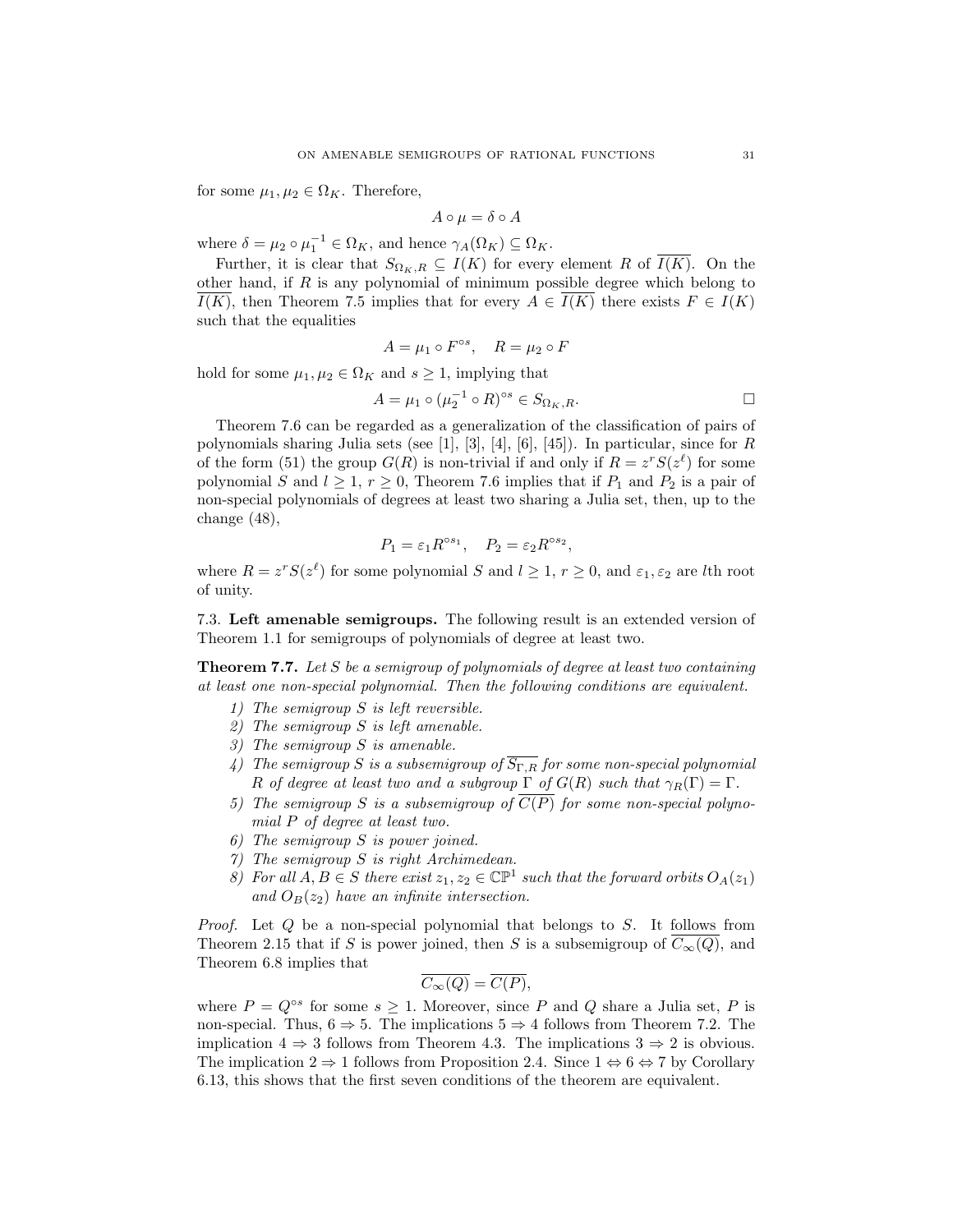for some $\mu_1, \mu_2 \in \Omega_K$. Therefore,

$$A \circ \mu = \delta \circ A$$

where $\delta = \mu_2 \circ \mu_1^{-1} \in \Omega_K$, and hence $\gamma_A(\Omega_K) \subseteq \Omega_K$.

Further, it is clear that $S_{\Omega_K, R} \subseteq I(K)$ for every element $R$ of $\overline{I(K)}$. On the other hand, if $R$ is any polynomial of minimum possible degree which belong to $\overline{I(K)}$, then Theorem 7.5 implies that for every $A \in \overline{I(K)}$ there exists $F \in I(K)$ such that the equalities

$$A = \mu_1 \circ F^{\circ s}, \quad R = \mu_2 \circ F$$

hold for some $\mu_1, \mu_2 \in \Omega_K$ and $s \geq 1$, implying that

$$A = \mu_1 \circ (\mu_2^{-1} \circ R)^{\circ s} \in S_{\Omega_K, R}. \qquad \square$$

Theorem 7.6 can be regarded as a generalization of the classification of pairs of polynomials sharing Julia sets (see [1], [3], [4], [6], [45]). In particular, since for $R$ of the form (51) the group $G(R)$ is non-trivial if and only if $R = z^r S(z^\ell)$ for some polynomial $S$ and $l \geq 1$, $r \geq 0$, Theorem 7.6 implies that if $P_1$ and $P_2$ is a pair of non-special polynomials of degrees at least two sharing a Julia set, then, up to the change (48),

$$P_1 = \varepsilon_1 R^{\circ s_1}, \quad P_2 = \varepsilon_2 R^{\circ s_2},$$

where $R = z^r S(z^\ell)$ for some polynomial $S$ and $l \geq 1$, $r \geq 0$, and $\varepsilon_1, \varepsilon_2$ are $l$th root of unity.

### 7.3. Left amenable semigroups.

The following result is an extended version of Theorem 1.1 for semigroups of polynomials of degree at least two.

**Theorem 7.7.** *Let $S$ be a semigroup of polynomials of degree at least two containing at least one non-special polynomial. Then the following conditions are equivalent.*

1) *The semigroup $S$ is left reversible.*
2) *The semigroup $S$ is left amenable.*
3) *The semigroup $S$ is amenable.*
4) *The semigroup $S$ is a subsemigroup of $\overline{S_{\Gamma, R}}$ for some non-special polynomial $R$ of degree at least two and a subgroup $\Gamma$ of $G(R)$ such that $\gamma_R(\Gamma) = \Gamma$.*
5) *The semigroup $S$ is a subsemigroup of $\overline{C(P)}$ for some non-special polynomial $P$ of degree at least two.*
6) *The semigroup $S$ is power joined.*
7) *The semigroup $S$ is right Archimedean.*
8) *For all $A, B \in S$ there exist $z_1, z_2 \in \mathbb{CP}^1$ such that the forward orbits $O_A(z_1)$ and $O_B(z_2)$ have an infinite intersection.*

*Proof.* Let $Q$ be a non-special polynomial that belongs to $S$. It follows from Theorem 2.15 that if $S$ is power joined, then $S$ is a subsemigroup of $\overline{C_\infty(Q)}$, and Theorem 6.8 implies that

$$\overline{C_\infty(Q)} = \overline{C(P)},$$

where $P = Q^{\circ s}$ for some $s \geq 1$. Moreover, since $P$ and $Q$ share a Julia set, $P$ is non-special. Thus, $6 \Rightarrow 5$. The implications $5 \Rightarrow 4$ follows from Theorem 7.2. The implication $4 \Rightarrow 3$ follows from Theorem 4.3. The implications $3 \Rightarrow 2$ is obvious. The implication $2 \Rightarrow 1$ follows from Proposition 2.4. Since $1 \Leftrightarrow 6 \Leftrightarrow 7$ by Corollary 6.13, this shows that the first seven conditions of the theorem are equivalent.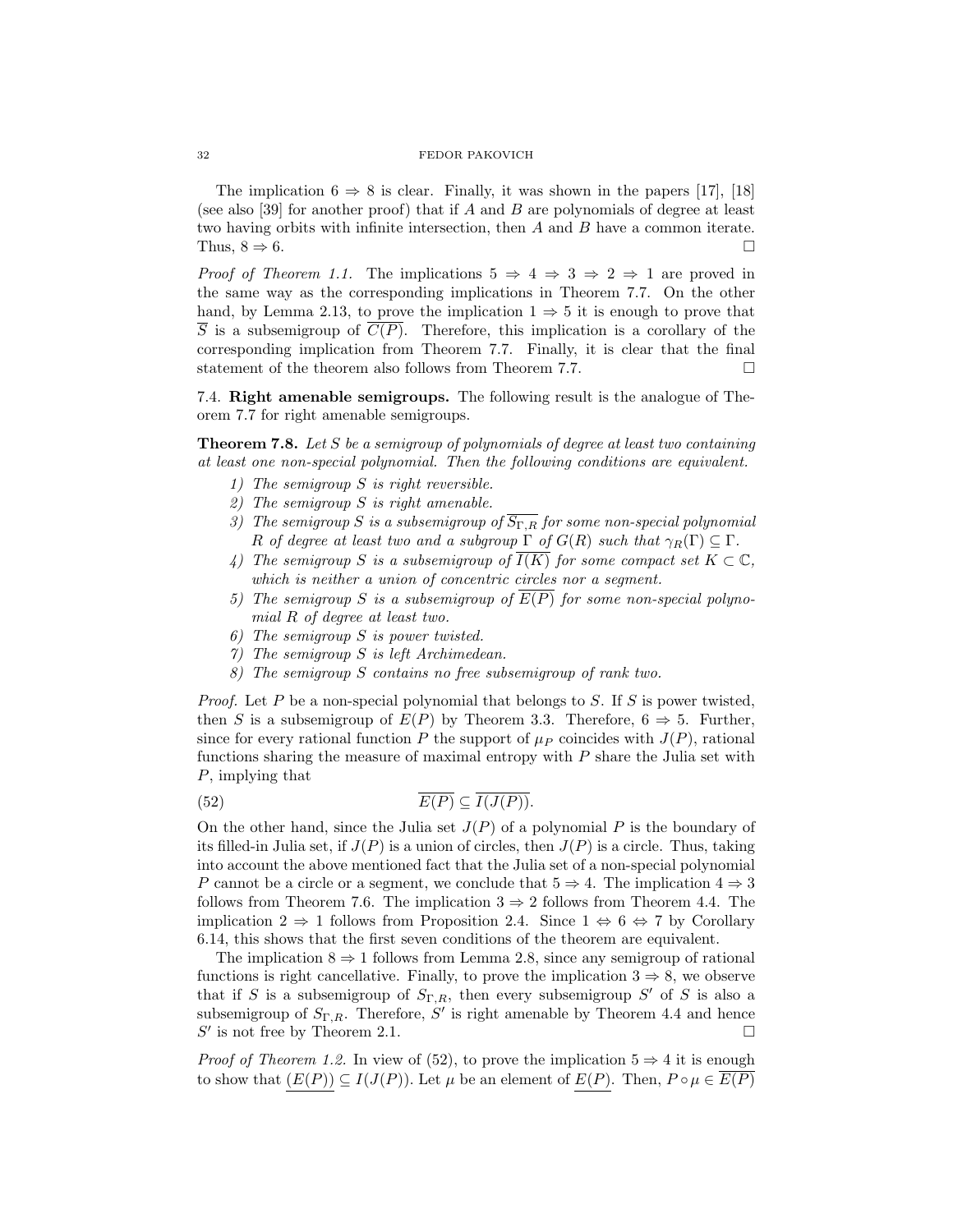The implication $6 \Rightarrow 8$ is clear. Finally, it was shown in the papers [17], [18] (see also [39] for another proof) that if $A$ and $B$ are polynomials of degree at least two having orbits with infinite intersection, then $A$ and $B$ have a common iterate. Thus, $8 \Rightarrow 6$. $\square$

*Proof of Theorem 1.1.* The implications $5 \Rightarrow 4 \Rightarrow 3 \Rightarrow 2 \Rightarrow 1$ are proved in the same way as the corresponding implications in Theorem 7.7. On the other hand, by Lemma 2.13, to prove the implication $1 \Rightarrow 5$ it is enough to prove that $\overline{S}$ is a subsemigroup of $\overline{C(P)}$. Therefore, this implication is a corollary of the corresponding implication from Theorem 7.7. Finally, it is clear that the final statement of the theorem also follows from Theorem 7.7. $\square$

7.4. **Right amenable semigroups.** The following result is the analogue of Theorem 7.7 for right amenable semigroups.

**Theorem 7.8.** *Let $S$ be a semigroup of polynomials of degree at least two containing at least one non-special polynomial. Then the following conditions are equivalent.*

1) *The semigroup $S$ is right reversible.*
2) *The semigroup $S$ is right amenable.*
3) *The semigroup $S$ is a subsemigroup of $\overline{S_{\Gamma,R}}$ for some non-special polynomial $R$ of degree at least two and a subgroup $\Gamma$ of $G(R)$ such that $\gamma_R(\Gamma) \subseteq \Gamma$.*
4) *The semigroup $S$ is a subsemigroup of $\overline{I(K)}$ for some compact set $K \subset \mathbb{C}$, which is neither a union of concentric circles nor a segment.*
5) *The semigroup $S$ is a subsemigroup of $\overline{E(P)}$ for some non-special polynomial $R$ of degree at least two.*
6) *The semigroup $S$ is power twisted.*
7) *The semigroup $S$ is left Archimedean.*
8) *The semigroup $S$ contains no free subsemigroup of rank two.*

*Proof.* Let $P$ be a non-special polynomial that belongs to $S$. If $S$ is power twisted, then $S$ is a subsemigroup of $E(P)$ by Theorem 3.3. Therefore, $6 \Rightarrow 5$. Further, since for every rational function $P$ the support of $\mu_P$ coincides with $J(P)$, rational functions sharing the measure of maximal entropy with $P$ share the Julia set with $P$, implying that

$$\overline{E(P)} \subseteq \overline{I(J(P))}. \tag{52}$$

On the other hand, since the Julia set $J(P)$ of a polynomial $P$ is the boundary of its filled-in Julia set, if $J(P)$ is a union of circles, then $J(P)$ is a circle. Thus, taking into account the above mentioned fact that the Julia set of a non-special polynomial $P$ cannot be a circle or a segment, we conclude that $5 \Rightarrow 4$. The implication $4 \Rightarrow 3$ follows from Theorem 7.6. The implication $3 \Rightarrow 2$ follows from Theorem 4.4. The implication $2 \Rightarrow 1$ follows from Proposition 2.4. Since $1 \Leftrightarrow 6 \Leftrightarrow 7$ by Corollary 6.14, this shows that the first seven conditions of the theorem are equivalent.

The implication $8 \Rightarrow 1$ follows from Lemma 2.8, since any semigroup of rational functions is right cancellative. Finally, to prove the implication $3 \Rightarrow 8$, we observe that if $S$ is a subsemigroup of $S_{\Gamma,R}$, then every subsemigroup $S'$ of $S$ is also a subsemigroup of $S_{\Gamma,R}$. Therefore, $S'$ is right amenable by Theorem 4.4 and hence $S'$ is not free by Theorem 2.1. $\square$

*Proof of Theorem 1.2.* In view of (52), to prove the implication $5 \Rightarrow 4$ it is enough to show that $\underline{(E(P))} \subseteq I(J(P))$. Let $\mu$ be an element of $\underline{E(P)}$. Then, $P \circ \mu \in \overline{E(P)}$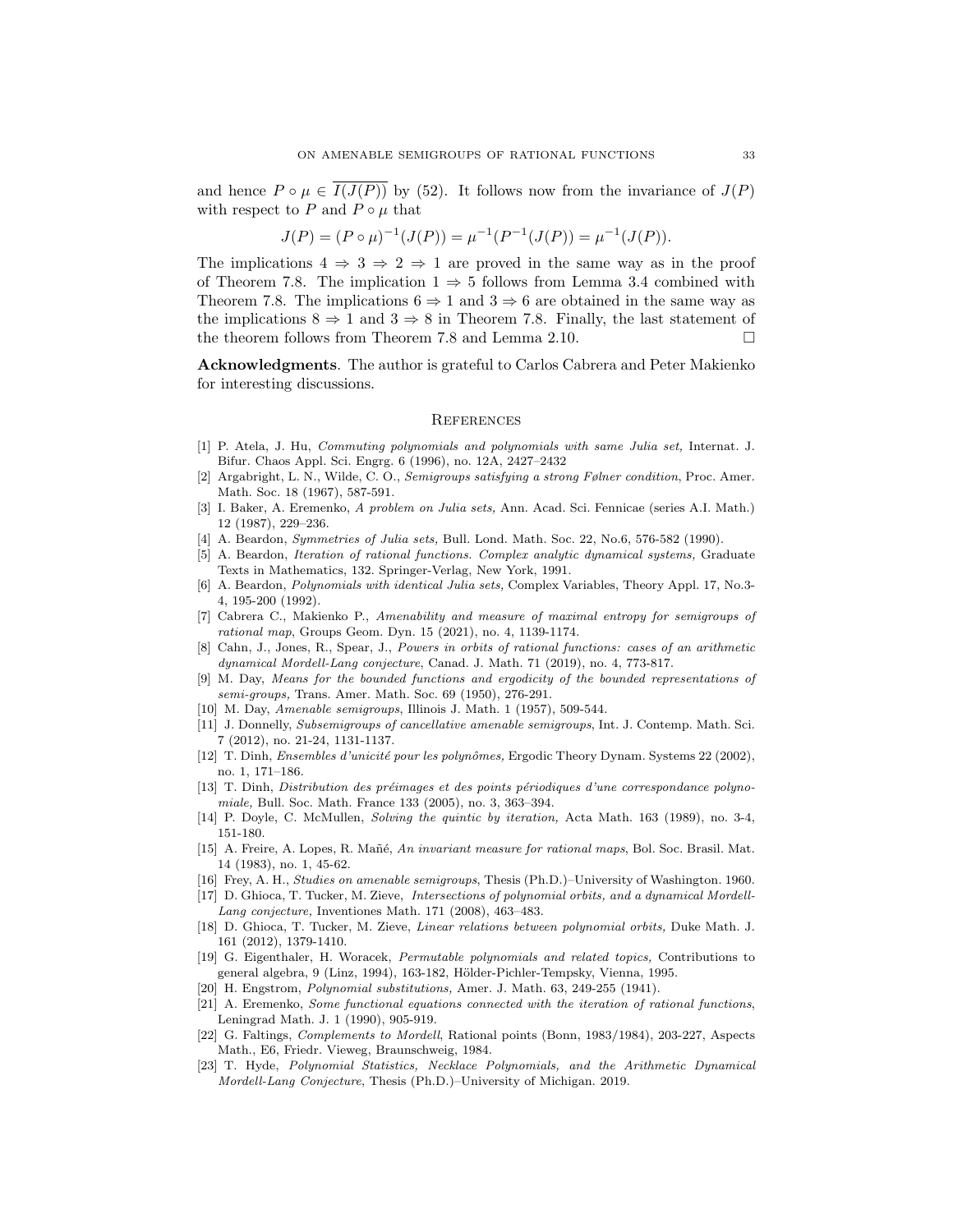and hence $P \circ \mu \in \overline{I(J(P))}$ by (52). It follows now from the invariance of $J(P)$ with respect to $P$ and $P \circ \mu$ that

$$J(P) = (P \circ \mu)^{-1}(J(P)) = \mu^{-1}(P^{-1}(J(P)) = \mu^{-1}(J(P)).$$

The implications $4 \Rightarrow 3 \Rightarrow 2 \Rightarrow 1$ are proved in the same way as in the proof of Theorem 7.8. The implication $1 \Rightarrow 5$ follows from Lemma 3.4 combined with Theorem 7.8. The implications $6 \Rightarrow 1$ and $3 \Rightarrow 6$ are obtained in the same way as the implications $8 \Rightarrow 1$ and $3 \Rightarrow 8$ in Theorem 7.8. Finally, the last statement of the theorem follows from Theorem 7.8 and Lemma 2.10. □

**Acknowledgments**. The author is grateful to Carlos Cabrera and Peter Makienko for interesting discussions.

## References

[1] P. Atela, J. Hu, *Commuting polynomials and polynomials with same Julia set,* Internat. J. Bifur. Chaos Appl. Sci. Engrg. 6 (1996), no. 12A, 2427–2432

[2] Argabright, L. N., Wilde, C. O., *Semigroups satisfying a strong Følner condition*, Proc. Amer. Math. Soc. 18 (1967), 587-591.

[3] I. Baker, A. Eremenko, *A problem on Julia sets,* Ann. Acad. Sci. Fennicae (series A.I. Math.) 12 (1987), 229–236.

[4] A. Beardon, *Symmetries of Julia sets,* Bull. Lond. Math. Soc. 22, No.6, 576-582 (1990).

[5] A. Beardon, *Iteration of rational functions. Complex analytic dynamical systems,* Graduate Texts in Mathematics, 132. Springer-Verlag, New York, 1991.

[6] A. Beardon, *Polynomials with identical Julia sets,* Complex Variables, Theory Appl. 17, No.3-4, 195-200 (1992).

[7] Cabrera C., Makienko P., *Amenability and measure of maximal entropy for semigroups of rational map*, Groups Geom. Dyn. 15 (2021), no. 4, 1139-1174.

[8] Cahn, J., Jones, R., Spear, J., *Powers in orbits of rational functions: cases of an arithmetic dynamical Mordell-Lang conjecture*, Canad. J. Math. 71 (2019), no. 4, 773-817.

[9] M. Day, *Means for the bounded functions and ergodicity of the bounded representations of semi-groups,* Trans. Amer. Math. Soc. 69 (1950), 276-291.

[10] M. Day, *Amenable semigroups*, Illinois J. Math. 1 (1957), 509-544.

[11] J. Donnelly, *Subsemigroups of cancellative amenable semigroups*, Int. J. Contemp. Math. Sci. 7 (2012), no. 21-24, 1131-1137.

[12] T. Dinh, *Ensembles d'unicité pour les polynômes,* Ergodic Theory Dynam. Systems 22 (2002), no. 1, 171–186.

[13] T. Dinh, *Distribution des préimages et des points périodiques d'une correspondance polynomiale,* Bull. Soc. Math. France 133 (2005), no. 3, 363–394.

[14] P. Doyle, C. McMullen, *Solving the quintic by iteration,* Acta Math. 163 (1989), no. 3-4, 151-180.

[15] A. Freire, A. Lopes, R. Mañé, *An invariant measure for rational maps*, Bol. Soc. Brasil. Mat. 14 (1983), no. 1, 45-62.

[16] Frey, A. H., *Studies on amenable semigroups*, Thesis (Ph.D.)–University of Washington. 1960.

[17] D. Ghioca, T. Tucker, M. Zieve, *Intersections of polynomial orbits, and a dynamical Mordell-Lang conjecture,* Inventiones Math. 171 (2008), 463–483.

[18] D. Ghioca, T. Tucker, M. Zieve, *Linear relations between polynomial orbits,* Duke Math. J. 161 (2012), 1379-1410.

[19] G. Eigenthaler, H. Woracek, *Permutable polynomials and related topics,* Contributions to general algebra, 9 (Linz, 1994), 163-182, Hölder-Pichler-Tempsky, Vienna, 1995.

[20] H. Engstrom, *Polynomial substitutions,* Amer. J. Math. 63, 249-255 (1941).

[21] A. Eremenko, *Some functional equations connected with the iteration of rational functions*, Leningrad Math. J. 1 (1990), 905-919.

[22] G. Faltings, *Complements to Mordell*, Rational points (Bonn, 1983/1984), 203-227, Aspects Math., E6, Friedr. Vieweg, Braunschweig, 1984.

[23] T. Hyde, *Polynomial Statistics, Necklace Polynomials, and the Arithmetic Dynamical Mordell-Lang Conjecture*, Thesis (Ph.D.)–University of Michigan. 2019.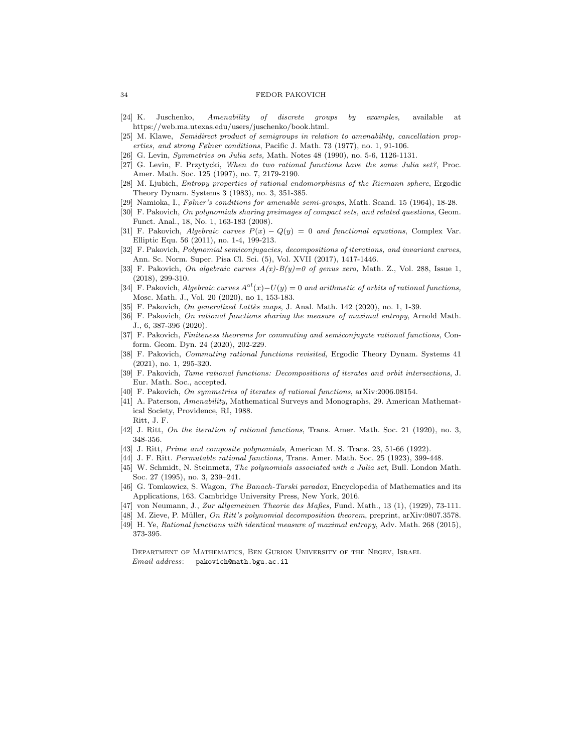[24] K. Juschenko, *Amenability of discrete groups by examples*, available at https://web.ma.utexas.edu/users/juschenko/book.html.

[25] M. Klawe, *Semidirect product of semigroups in relation to amenability, cancellation properties, and strong Følner conditions*, Pacific J. Math. 73 (1977), no. 1, 91-106.

[26] G. Levin, *Symmetries on Julia sets,* Math. Notes 48 (1990), no. 5-6, 1126-1131.

[27] G. Levin, F. Przytycki, *When do two rational functions have the same Julia set?*, Proc. Amer. Math. Soc. 125 (1997), no. 7, 2179-2190.

[28] M. Ljubich, *Entropy properties of rational endomorphisms of the Riemann sphere*, Ergodic Theory Dynam. Systems 3 (1983), no. 3, 351-385.

[29] Namioka, I., *Følner's conditions for amenable semi-groups*, Math. Scand. 15 (1964), 18-28.

[30] F. Pakovich, *On polynomials sharing preimages of compact sets, and related questions*, Geom. Funct. Anal., 18, No. 1, 163-183 (2008).

[31] F. Pakovich, *Algebraic curves $P(x) - Q(y) = 0$ and functional equations*, Complex Var. Elliptic Equ. 56 (2011), no. 1-4, 199-213.

[32] F. Pakovich, *Polynomial semiconjugacies, decompositions of iterations, and invariant curves*, Ann. Sc. Norm. Super. Pisa Cl. Sci. (5), Vol. XVII (2017), 1417-1446.

[33] F. Pakovich, *On algebraic curves A(x)-B(y)=0 of genus zero,* Math. Z., Vol. 288, Issue 1, (2018), 299-310.

[34] F. Pakovich, *Algebraic curves $A^{\circ l}(x) - U(y) = 0$ and arithmetic of orbits of rational functions,* Mosc. Math. J., Vol. 20 (2020), no 1, 153-183.

[35] F. Pakovich, *On generalized Lattès maps*, J. Anal. Math. 142 (2020), no. 1, 1-39.

[36] F. Pakovich, *On rational functions sharing the measure of maximal entropy*, Arnold Math. J., 6, 387-396 (2020).

[37] F. Pakovich, *Finiteness theorems for commuting and semiconjugate rational functions,* Conform. Geom. Dyn. 24 (2020), 202-229.

[38] F. Pakovich, *Commuting rational functions revisited,* Ergodic Theory Dynam. Systems 41 (2021), no. 1, 295-320.

[39] F. Pakovich, *Tame rational functions: Decompositions of iterates and orbit intersections*, J. Eur. Math. Soc., accepted.

[40] F. Pakovich, *On symmetries of iterates of rational functions*, arXiv:2006.08154.

[41] A. Paterson, *Amenability*, Mathematical Surveys and Monographs, 29. American Mathematical Society, Providence, RI, 1988.
Ritt, J. F.

[42] J. Ritt, *On the iteration of rational functions*, Trans. Amer. Math. Soc. 21 (1920), no. 3, 348-356.

[43] J. Ritt, *Prime and composite polynomials*, American M. S. Trans. 23, 51-66 (1922).

[44] J. F. Ritt. *Permutable rational functions,* Trans. Amer. Math. Soc. 25 (1923), 399-448.

[45] W. Schmidt, N. Steinmetz, *The polynomials associated with a Julia set,* Bull. London Math. Soc. 27 (1995), no. 3, 239–241.

[46] G. Tomkowicz, S. Wagon, *The Banach-Tarski paradox*, Encyclopedia of Mathematics and its Applications, 163. Cambridge University Press, New York, 2016.

[47] von Neumann, J., *Zur allgemeinen Theorie des Maßes,* Fund. Math., 13 (1), (1929), 73-111.

[48] M. Zieve, P. Müller, *On Ritt's polynomial decomposition theorem*, preprint, arXiv:0807.3578.

[49] H. Ye, *Rational functions with identical measure of maximal entropy*, Adv. Math. 268 (2015), 373-395.

Department of Mathematics, Ben Gurion University of the Negev, Israel
*Email address*: pakovich@math.bgu.ac.il